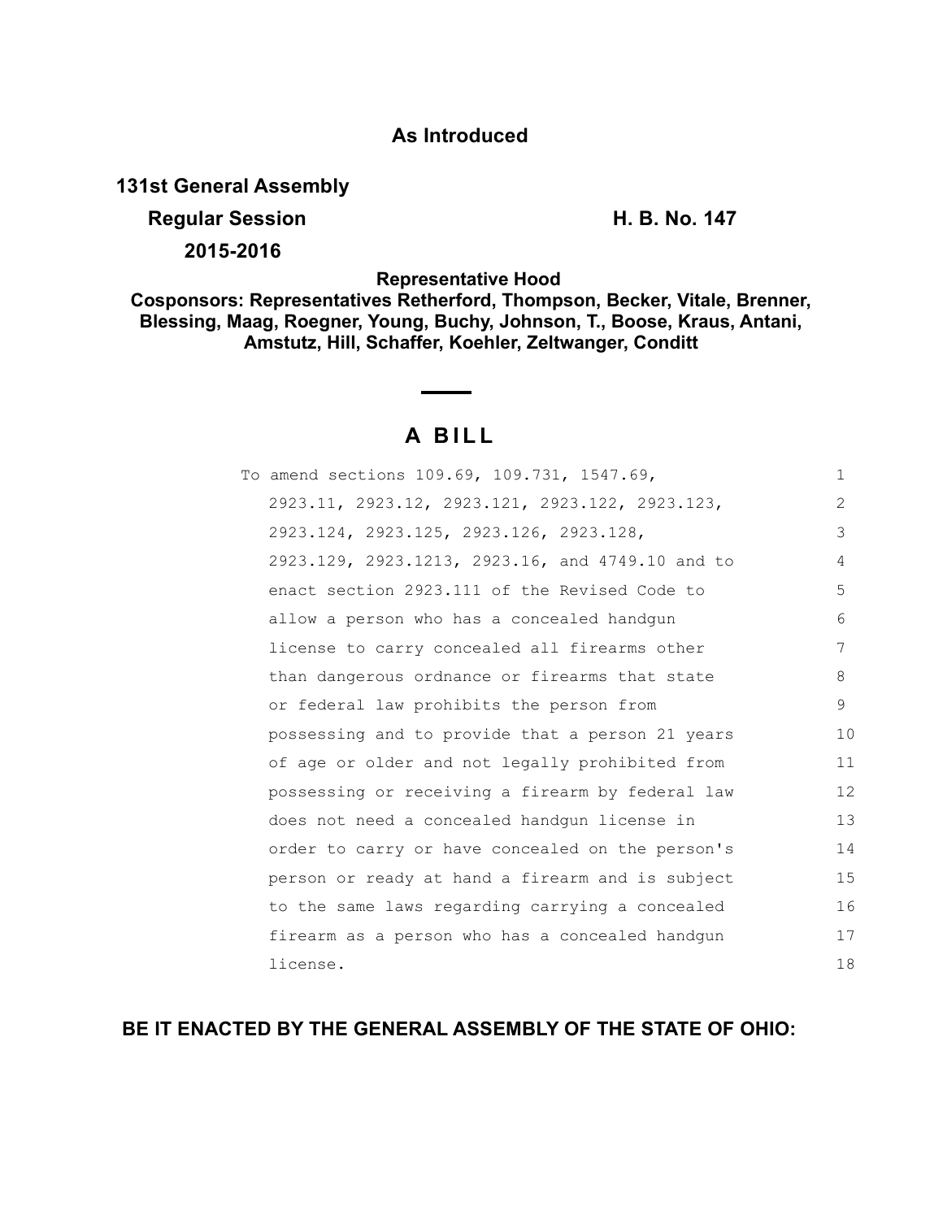**As Introduced**

**131st General Assembly**

**Regular Session** **H. B. No. 147**

**2015-2016**

**Representative Hood**

**Cosponsors: Representatives Retherford, Thompson, Becker, Vitale, Brenner, Blessing, Maag, Roegner, Young, Buchy, Johnson, T., Boose, Kraus, Antani, Amstutz, Hill, Schaffer, Koehler, Zeltwanger, Conditt**

# A BILL

To amend sections 109.69, 109.731, 1547.69, 2923.11, 2923.12, 2923.121, 2923.122, 2923.123, 2923.124, 2923.125, 2923.126, 2923.128, 2923.129, 2923.1213, 2923.16, and 4749.10 and to enact section 2923.111 of the Revised Code to allow a person who has a concealed handgun license to carry concealed all firearms other than dangerous ordnance or firearms that state or federal law prohibits the person from possessing and to provide that a person 21 years of age or older and not legally prohibited from possessing or receiving a firearm by federal law does not need a concealed handgun license in order to carry or have concealed on the person's person or ready at hand a firearm and is subject to the same laws regarding carrying a concealed firearm as a person who has a concealed handgun license.

**BE IT ENACTED BY THE GENERAL ASSEMBLY OF THE STATE OF OHIO:**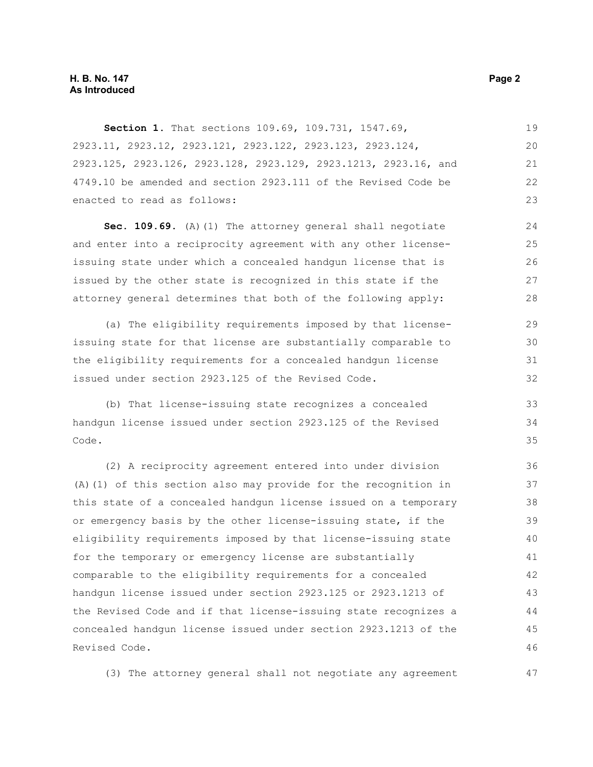**Section 1.** That sections 109.69, 109.731, 1547.69, 2923.11, 2923.12, 2923.121, 2923.122, 2923.123, 2923.124, 2923.125, 2923.126, 2923.128, 2923.129, 2923.1213, 2923.16, and 4749.10 be amended and section 2923.111 of the Revised Code be enacted to read as follows:

**Sec. 109.69.** (A)(1) The attorney general shall negotiate and enter into a reciprocity agreement with any other license-issuing state under which a concealed handgun license that is issued by the other state is recognized in this state if the attorney general determines that both of the following apply:

(a) The eligibility requirements imposed by that license-issuing state for that license are substantially comparable to the eligibility requirements for a concealed handgun license issued under section 2923.125 of the Revised Code.

(b) That license-issuing state recognizes a concealed handgun license issued under section 2923.125 of the Revised Code.

(2) A reciprocity agreement entered into under division (A)(1) of this section also may provide for the recognition in this state of a concealed handgun license issued on a temporary or emergency basis by the other license-issuing state, if the eligibility requirements imposed by that license-issuing state for the temporary or emergency license are substantially comparable to the eligibility requirements for a concealed handgun license issued under section 2923.125 or 2923.1213 of the Revised Code and if that license-issuing state recognizes a concealed handgun license issued under section 2923.1213 of the Revised Code.

(3) The attorney general shall not negotiate any agreement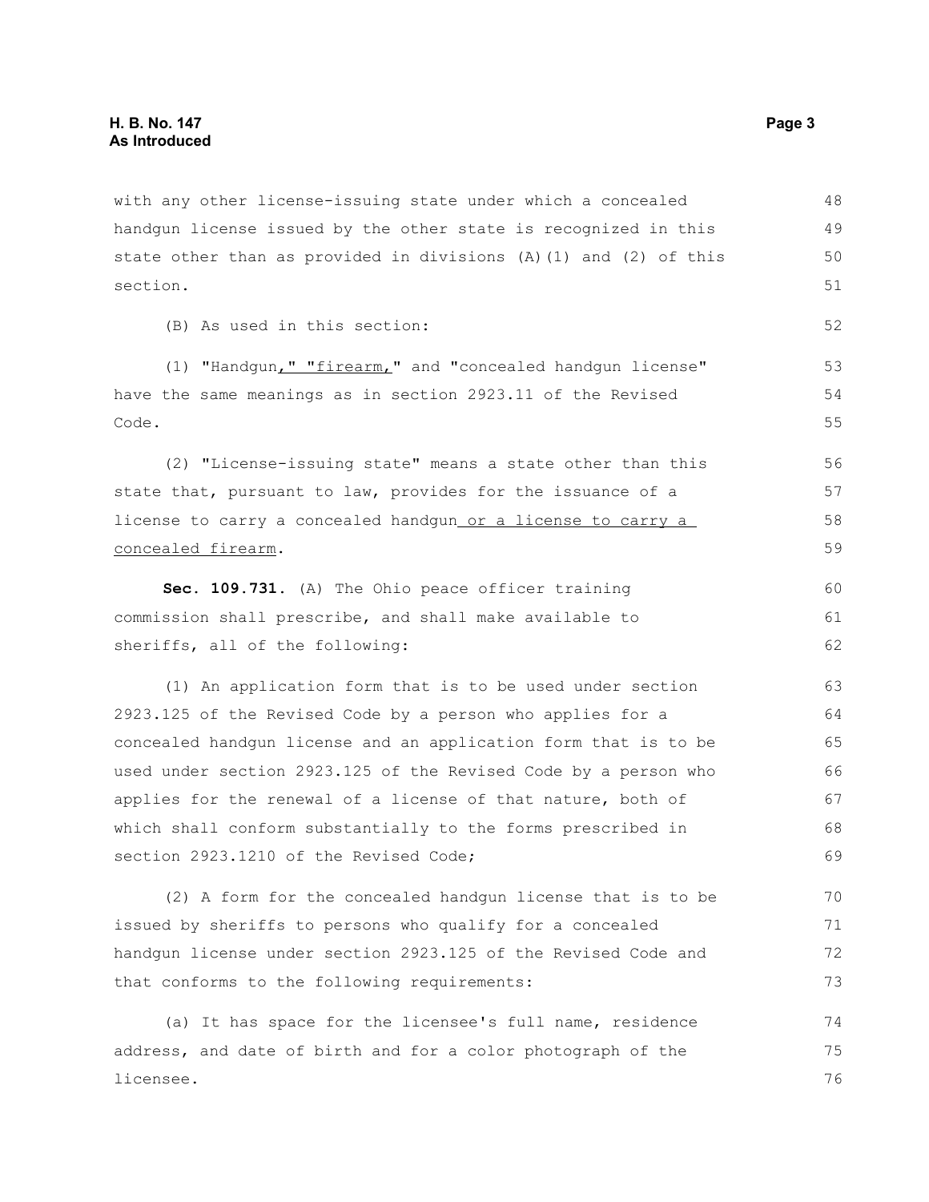with any other license-issuing state under which a concealed handgun license issued by the other state is recognized in this state other than as provided in divisions (A)(1) and (2) of this section.

(B) As used in this section:

(1) "Handgun," "firearm," and "concealed handgun license" have the same meanings as in section 2923.11 of the Revised Code.

(2) "License-issuing state" means a state other than this state that, pursuant to law, provides for the issuance of a license to carry a concealed handgun or a license to carry a concealed firearm.

**Sec. 109.731.** (A) The Ohio peace officer training commission shall prescribe, and shall make available to sheriffs, all of the following:

(1) An application form that is to be used under section 2923.125 of the Revised Code by a person who applies for a concealed handgun license and an application form that is to be used under section 2923.125 of the Revised Code by a person who applies for the renewal of a license of that nature, both of which shall conform substantially to the forms prescribed in section 2923.1210 of the Revised Code;

(2) A form for the concealed handgun license that is to be issued by sheriffs to persons who qualify for a concealed handgun license under section 2923.125 of the Revised Code and that conforms to the following requirements:

(a) It has space for the licensee's full name, residence address, and date of birth and for a color photograph of the licensee.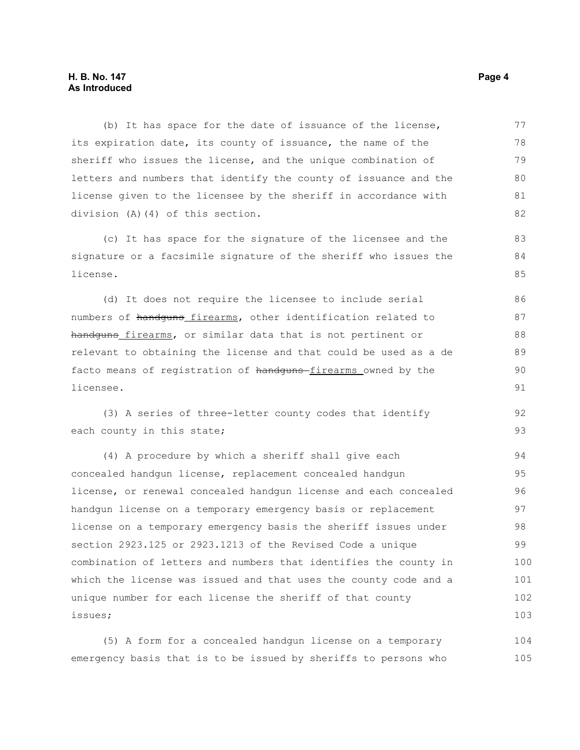(b) It has space for the date of issuance of the license, its expiration date, its county of issuance, the name of the sheriff who issues the license, and the unique combination of letters and numbers that identify the county of issuance and the license given to the licensee by the sheriff in accordance with division (A)(4) of this section.

(c) It has space for the signature of the licensee and the signature or a facsimile signature of the sheriff who issues the license.

(d) It does not require the licensee to include serial numbers of ~~handguns~~ firearms, other identification related to ~~handguns~~ firearms, or similar data that is not pertinent or relevant to obtaining the license and that could be used as a de facto means of registration of ~~handguns~~ firearms owned by the licensee.

(3) A series of three-letter county codes that identify each county in this state;

(4) A procedure by which a sheriff shall give each concealed handgun license, replacement concealed handgun license, or renewal concealed handgun license and each concealed handgun license on a temporary emergency basis or replacement license on a temporary emergency basis the sheriff issues under section 2923.125 or 2923.1213 of the Revised Code a unique combination of letters and numbers that identifies the county in which the license was issued and that uses the county code and a unique number for each license the sheriff of that county issues;

(5) A form for a concealed handgun license on a temporary emergency basis that is to be issued by sheriffs to persons who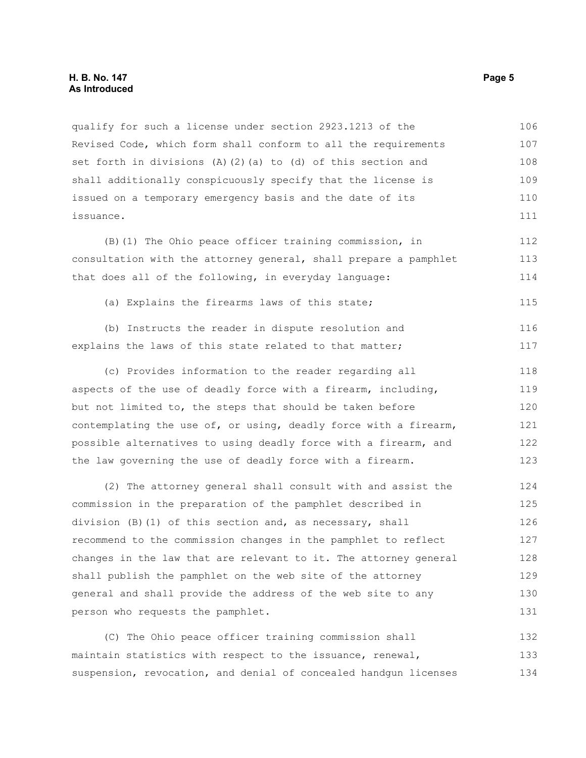qualify for such a license under section 2923.1213 of the Revised Code, which form shall conform to all the requirements set forth in divisions (A)(2)(a) to (d) of this section and shall additionally conspicuously specify that the license is issued on a temporary emergency basis and the date of its issuance.

(B)(1) The Ohio peace officer training commission, in consultation with the attorney general, shall prepare a pamphlet that does all of the following, in everyday language:

(a) Explains the firearms laws of this state;

(b) Instructs the reader in dispute resolution and explains the laws of this state related to that matter;

(c) Provides information to the reader regarding all aspects of the use of deadly force with a firearm, including, but not limited to, the steps that should be taken before contemplating the use of, or using, deadly force with a firearm, possible alternatives to using deadly force with a firearm, and the law governing the use of deadly force with a firearm.

(2) The attorney general shall consult with and assist the commission in the preparation of the pamphlet described in division (B)(1) of this section and, as necessary, shall recommend to the commission changes in the pamphlet to reflect changes in the law that are relevant to it. The attorney general shall publish the pamphlet on the web site of the attorney general and shall provide the address of the web site to any person who requests the pamphlet.

(C) The Ohio peace officer training commission shall maintain statistics with respect to the issuance, renewal, suspension, revocation, and denial of concealed handgun licenses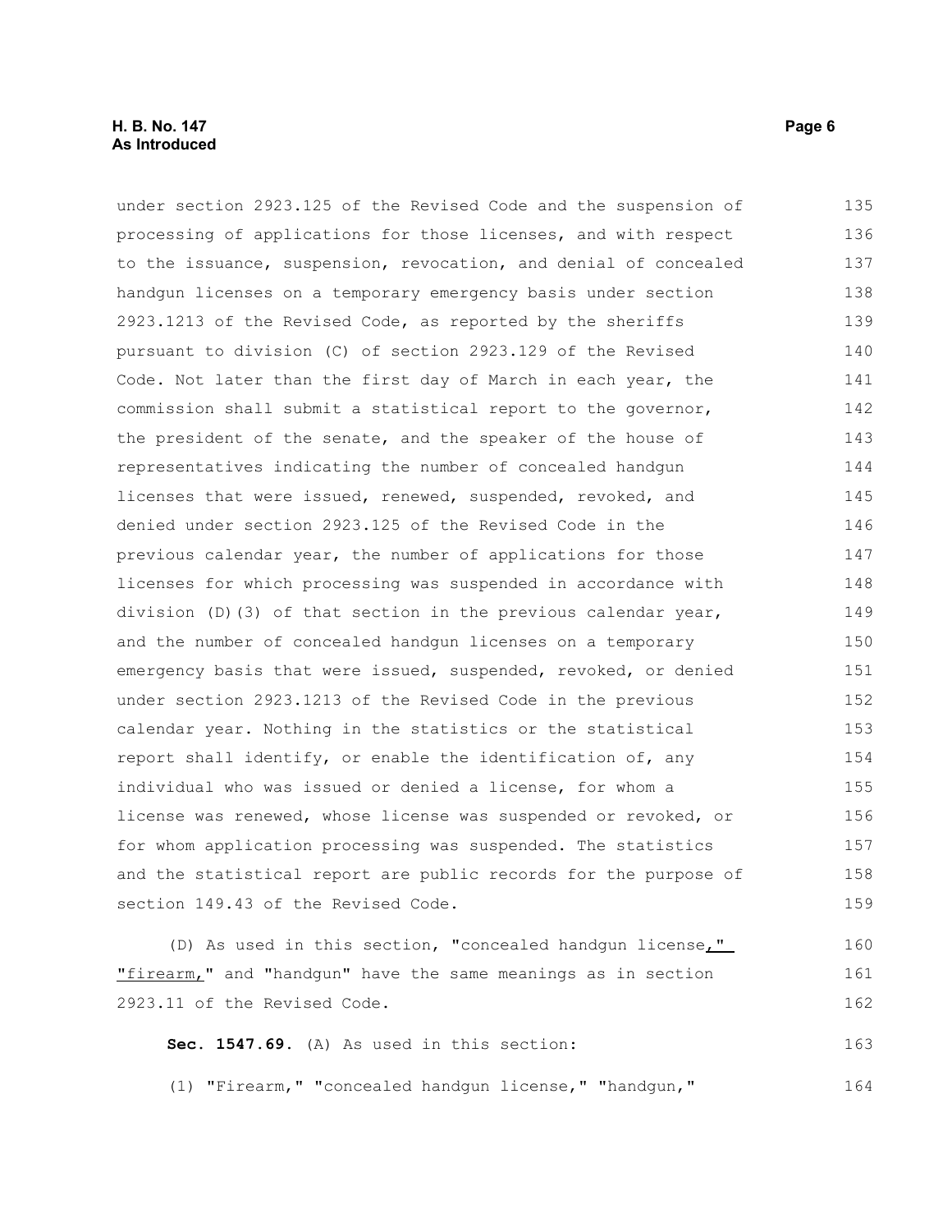under section 2923.125 of the Revised Code and the suspension of processing of applications for those licenses, and with respect to the issuance, suspension, revocation, and denial of concealed handgun licenses on a temporary emergency basis under section 2923.1213 of the Revised Code, as reported by the sheriffs pursuant to division (C) of section 2923.129 of the Revised Code. Not later than the first day of March in each year, the commission shall submit a statistical report to the governor, the president of the senate, and the speaker of the house of representatives indicating the number of concealed handgun licenses that were issued, renewed, suspended, revoked, and denied under section 2923.125 of the Revised Code in the previous calendar year, the number of applications for those licenses for which processing was suspended in accordance with division (D)(3) of that section in the previous calendar year, and the number of concealed handgun licenses on a temporary emergency basis that were issued, suspended, revoked, or denied under section 2923.1213 of the Revised Code in the previous calendar year. Nothing in the statistics or the statistical report shall identify, or enable the identification of, any individual who was issued or denied a license, for whom a license was renewed, whose license was suspended or revoked, or for whom application processing was suspended. The statistics and the statistical report are public records for the purpose of section 149.43 of the Revised Code.

(D) As used in this section, "concealed handgun license," "firearm," and "handgun" have the same meanings as in section 2923.11 of the Revised Code.

**Sec. 1547.69.** (A) As used in this section:

(1) "Firearm," "concealed handgun license," "handgun,"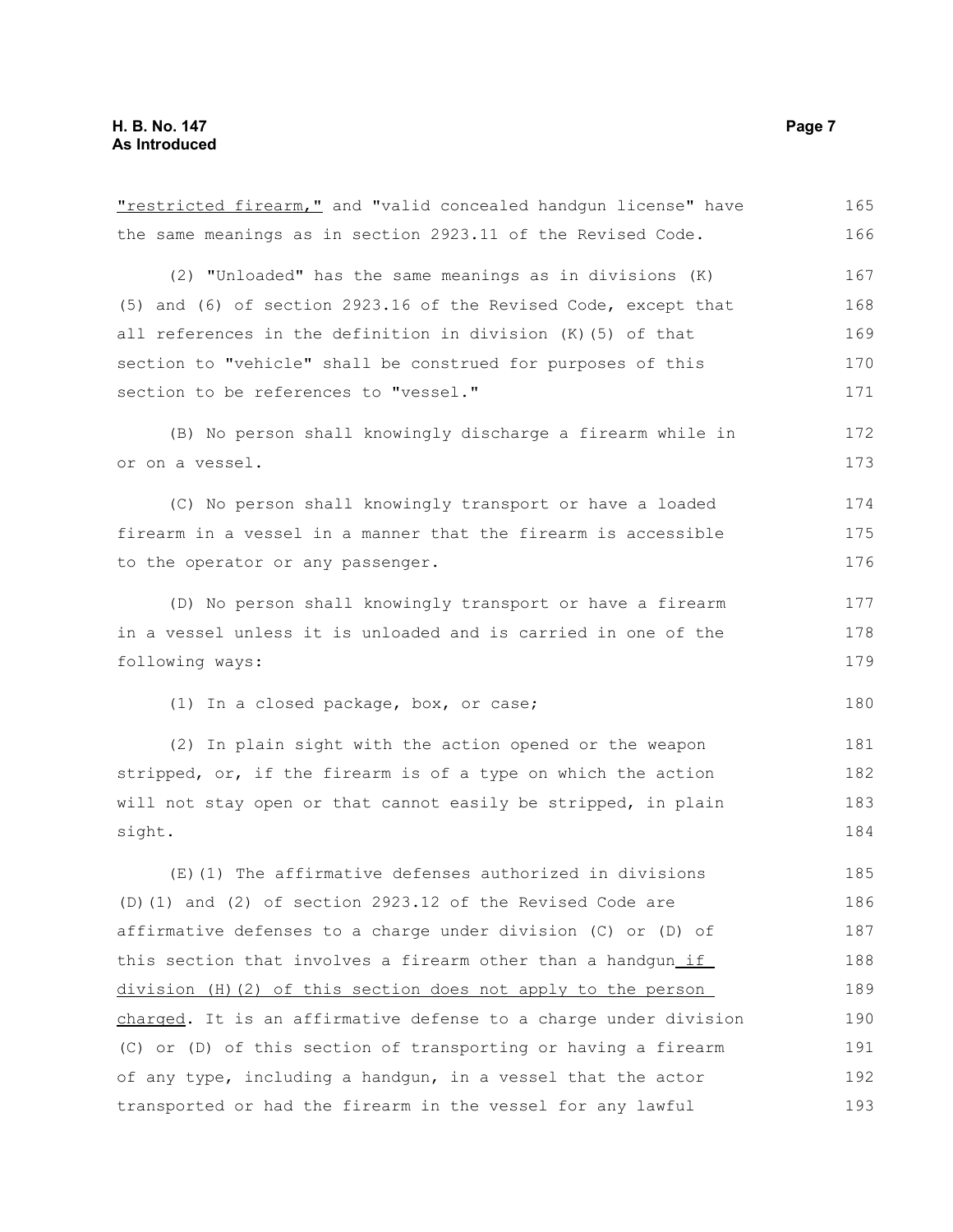"restricted firearm," and "valid concealed handgun license" have the same meanings as in section 2923.11 of the Revised Code.

(2) "Unloaded" has the same meanings as in divisions (K)(5) and (6) of section 2923.16 of the Revised Code, except that all references in the definition in division (K)(5) of that section to "vehicle" shall be construed for purposes of this section to be references to "vessel."

(B) No person shall knowingly discharge a firearm while in or on a vessel.

(C) No person shall knowingly transport or have a loaded firearm in a vessel in a manner that the firearm is accessible to the operator or any passenger.

(D) No person shall knowingly transport or have a firearm in a vessel unless it is unloaded and is carried in one of the following ways:

(1) In a closed package, box, or case;

(2) In plain sight with the action opened or the weapon stripped, or, if the firearm is of a type on which the action will not stay open or that cannot easily be stripped, in plain sight.

(E)(1) The affirmative defenses authorized in divisions (D)(1) and (2) of section 2923.12 of the Revised Code are affirmative defenses to a charge under division (C) or (D) of this section that involves a firearm other than a handgun if division (H)(2) of this section does not apply to the person charged. It is an affirmative defense to a charge under division (C) or (D) of this section of transporting or having a firearm of any type, including a handgun, in a vessel that the actor transported or had the firearm in the vessel for any lawful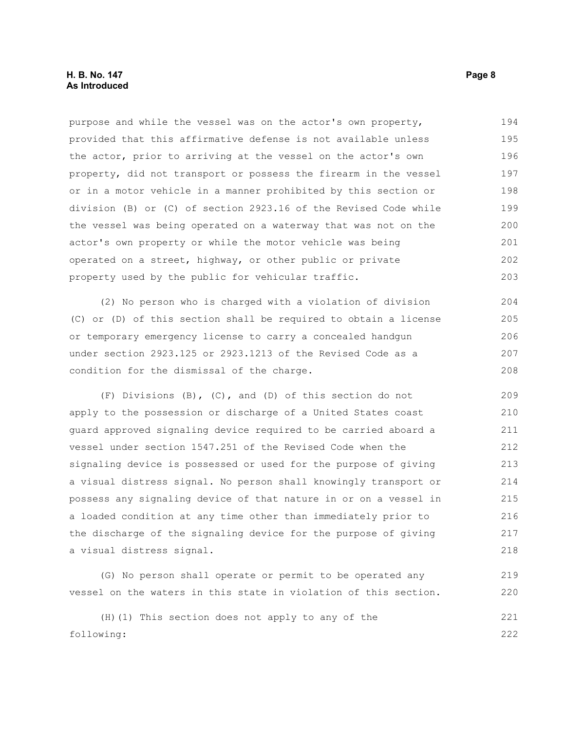purpose and while the vessel was on the actor's own property, provided that this affirmative defense is not available unless the actor, prior to arriving at the vessel on the actor's own property, did not transport or possess the firearm in the vessel or in a motor vehicle in a manner prohibited by this section or division (B) or (C) of section 2923.16 of the Revised Code while the vessel was being operated on a waterway that was not on the actor's own property or while the motor vehicle was being operated on a street, highway, or other public or private property used by the public for vehicular traffic.

(2) No person who is charged with a violation of division (C) or (D) of this section shall be required to obtain a license or temporary emergency license to carry a concealed handgun under section 2923.125 or 2923.1213 of the Revised Code as a condition for the dismissal of the charge.

(F) Divisions (B), (C), and (D) of this section do not apply to the possession or discharge of a United States coast guard approved signaling device required to be carried aboard a vessel under section 1547.251 of the Revised Code when the signaling device is possessed or used for the purpose of giving a visual distress signal. No person shall knowingly transport or possess any signaling device of that nature in or on a vessel in a loaded condition at any time other than immediately prior to the discharge of the signaling device for the purpose of giving a visual distress signal.

(G) No person shall operate or permit to be operated any vessel on the waters in this state in violation of this section.

(H)(1) This section does not apply to any of the following: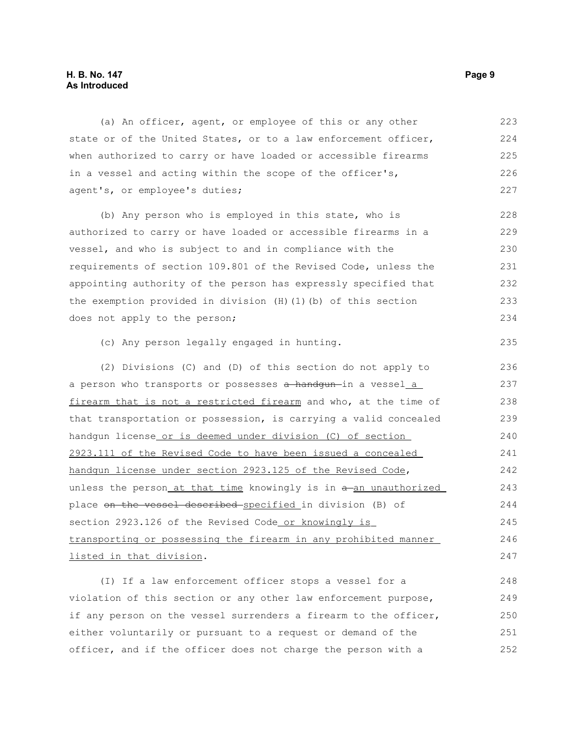(a) An officer, agent, or employee of this or any other state or of the United States, or to a law enforcement officer, when authorized to carry or have loaded or accessible firearms in a vessel and acting within the scope of the officer's, agent's, or employee's duties;

(b) Any person who is employed in this state, who is authorized to carry or have loaded or accessible firearms in a vessel, and who is subject to and in compliance with the requirements of section 109.801 of the Revised Code, unless the appointing authority of the person has expressly specified that the exemption provided in division (H)(1)(b) of this section does not apply to the person;

(c) Any person legally engaged in hunting.

(2) Divisions (C) and (D) of this section do not apply to a person who transports or possesses ~~a handgun~~ in a vessel a firearm that is not a restricted firearm and who, at the time of that transportation or possession, is carrying a valid concealed handgun license or is deemed under division (C) of section 2923.111 of the Revised Code to have been issued a concealed handgun license under section 2923.125 of the Revised Code, unless the person at that time knowingly is in ~~a~~ an unauthorized place ~~on the vessel described~~ specified in division (B) of section 2923.126 of the Revised Code or knowingly is transporting or possessing the firearm in any prohibited manner listed in that division.

(I) If a law enforcement officer stops a vessel for a violation of this section or any other law enforcement purpose, if any person on the vessel surrenders a firearm to the officer, either voluntarily or pursuant to a request or demand of the officer, and if the officer does not charge the person with a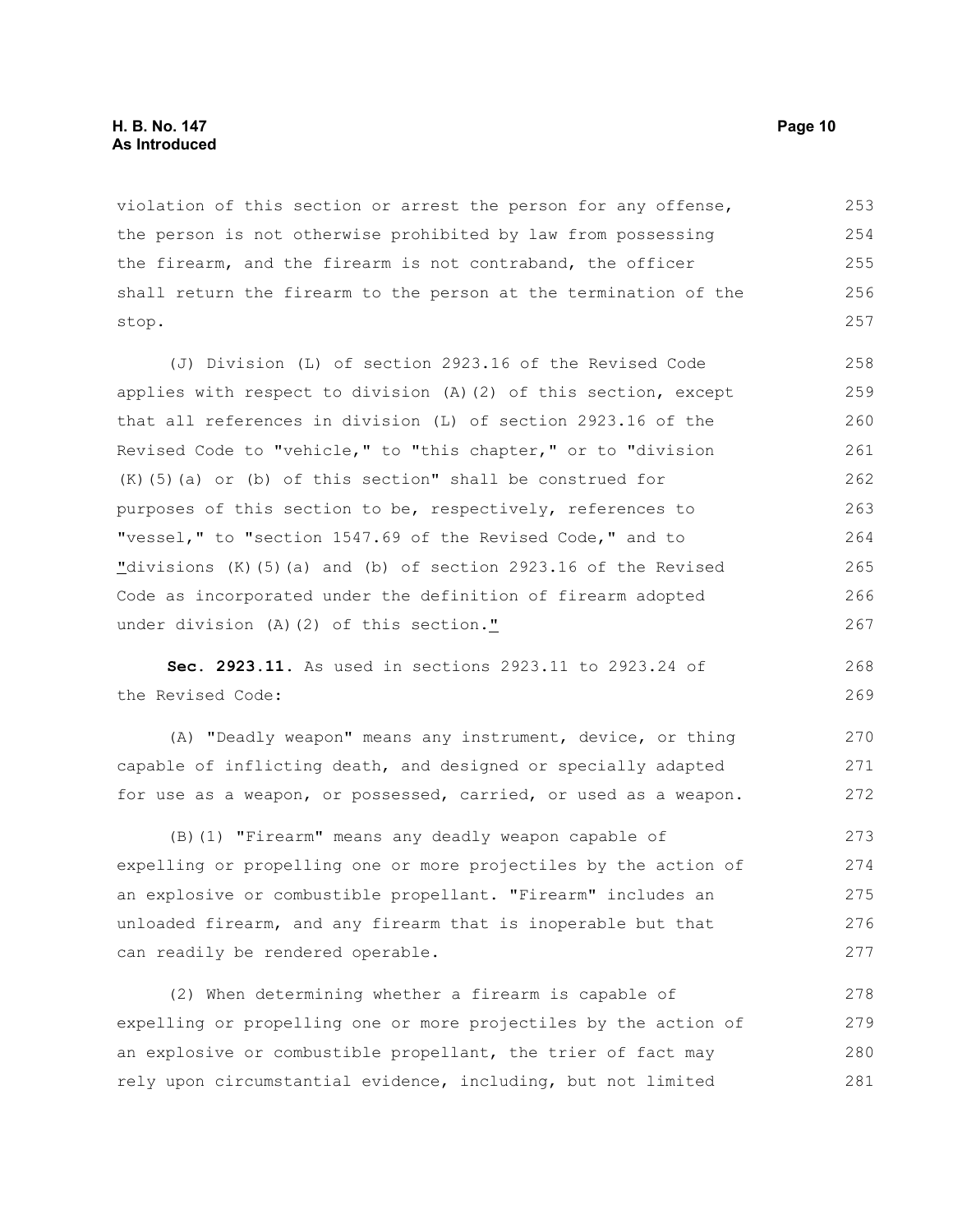violation of this section or arrest the person for any offense, the person is not otherwise prohibited by law from possessing the firearm, and the firearm is not contraband, the officer shall return the firearm to the person at the termination of the stop.

(J) Division (L) of section 2923.16 of the Revised Code applies with respect to division (A)(2) of this section, except that all references in division (L) of section 2923.16 of the Revised Code to "vehicle," to "this chapter," or to "division (K)(5)(a) or (b) of this section" shall be construed for purposes of this section to be, respectively, references to "vessel," to "section 1547.69 of the Revised Code," and to "divisions (K)(5)(a) and (b) of section 2923.16 of the Revised Code as incorporated under the definition of firearm adopted under division (A)(2) of this section."

**Sec. 2923.11.** As used in sections 2923.11 to 2923.24 of the Revised Code:

(A) "Deadly weapon" means any instrument, device, or thing capable of inflicting death, and designed or specially adapted for use as a weapon, or possessed, carried, or used as a weapon.

(B)(1) "Firearm" means any deadly weapon capable of expelling or propelling one or more projectiles by the action of an explosive or combustible propellant. "Firearm" includes an unloaded firearm, and any firearm that is inoperable but that can readily be rendered operable.

(2) When determining whether a firearm is capable of expelling or propelling one or more projectiles by the action of an explosive or combustible propellant, the trier of fact may rely upon circumstantial evidence, including, but not limited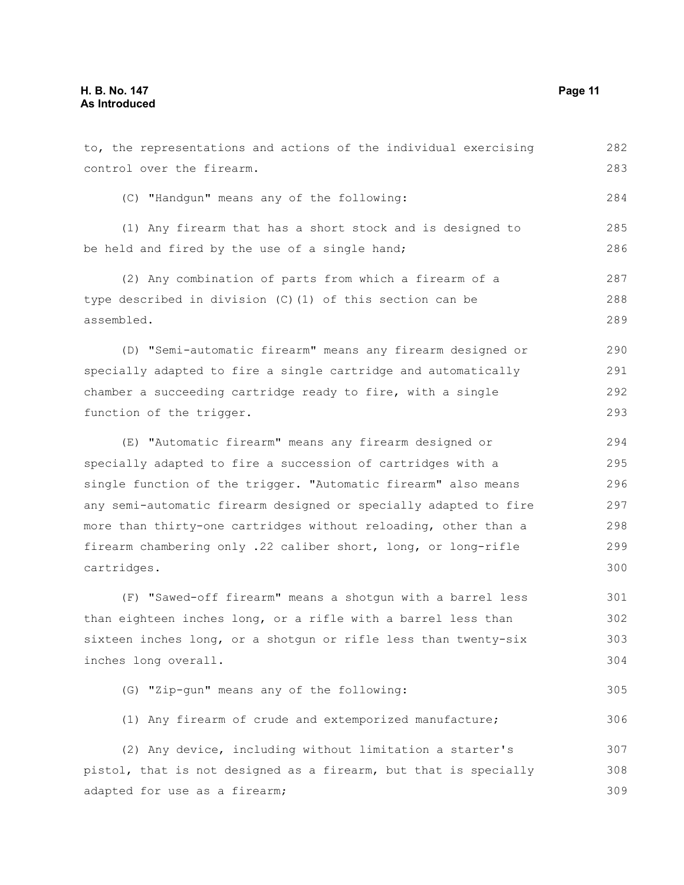to, the representations and actions of the individual exercising control over the firearm.

(C) "Handgun" means any of the following:

(1) Any firearm that has a short stock and is designed to be held and fired by the use of a single hand;

(2) Any combination of parts from which a firearm of a type described in division (C)(1) of this section can be assembled.

(D) "Semi-automatic firearm" means any firearm designed or specially adapted to fire a single cartridge and automatically chamber a succeeding cartridge ready to fire, with a single function of the trigger.

(E) "Automatic firearm" means any firearm designed or specially adapted to fire a succession of cartridges with a single function of the trigger. "Automatic firearm" also means any semi-automatic firearm designed or specially adapted to fire more than thirty-one cartridges without reloading, other than a firearm chambering only .22 caliber short, long, or long-rifle cartridges.

(F) "Sawed-off firearm" means a shotgun with a barrel less than eighteen inches long, or a rifle with a barrel less than sixteen inches long, or a shotgun or rifle less than twenty-six inches long overall.

(G) "Zip-gun" means any of the following:

(1) Any firearm of crude and extemporized manufacture;

(2) Any device, including without limitation a starter's pistol, that is not designed as a firearm, but that is specially adapted for use as a firearm;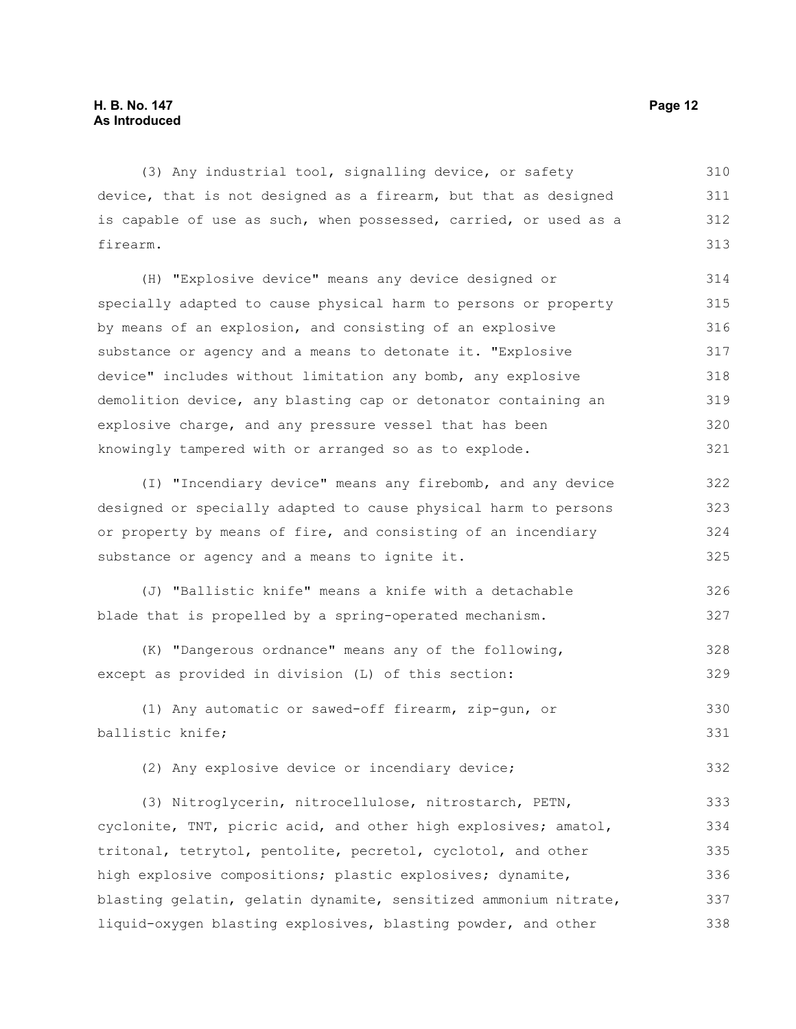(3) Any industrial tool, signalling device, or safety device, that is not designed as a firearm, but that as designed is capable of use as such, when possessed, carried, or used as a firearm.

(H) "Explosive device" means any device designed or specially adapted to cause physical harm to persons or property by means of an explosion, and consisting of an explosive substance or agency and a means to detonate it. "Explosive device" includes without limitation any bomb, any explosive demolition device, any blasting cap or detonator containing an explosive charge, and any pressure vessel that has been knowingly tampered with or arranged so as to explode.

(I) "Incendiary device" means any firebomb, and any device designed or specially adapted to cause physical harm to persons or property by means of fire, and consisting of an incendiary substance or agency and a means to ignite it.

(J) "Ballistic knife" means a knife with a detachable blade that is propelled by a spring-operated mechanism.

(K) "Dangerous ordnance" means any of the following, except as provided in division (L) of this section:

(1) Any automatic or sawed-off firearm, zip-gun, or ballistic knife;

(2) Any explosive device or incendiary device;

(3) Nitroglycerin, nitrocellulose, nitrostarch, PETN, cyclonite, TNT, picric acid, and other high explosives; amatol, tritonal, tetrytol, pentolite, pecretol, cyclotol, and other high explosive compositions; plastic explosives; dynamite, blasting gelatin, gelatin dynamite, sensitized ammonium nitrate, liquid-oxygen blasting explosives, blasting powder, and other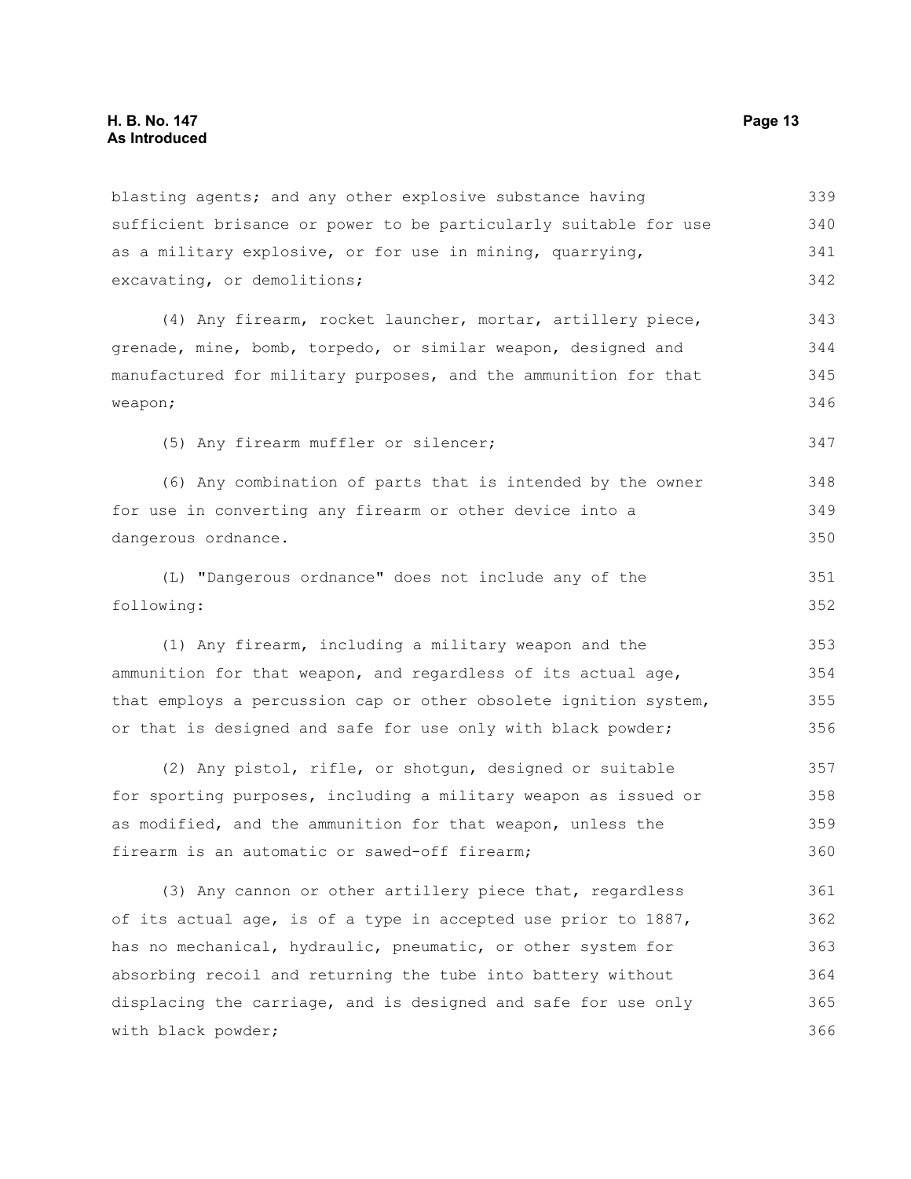blasting agents; and any other explosive substance having sufficient brisance or power to be particularly suitable for use as a military explosive, or for use in mining, quarrying, excavating, or demolitions;

(4) Any firearm, rocket launcher, mortar, artillery piece, grenade, mine, bomb, torpedo, or similar weapon, designed and manufactured for military purposes, and the ammunition for that weapon;

(5) Any firearm muffler or silencer;

(6) Any combination of parts that is intended by the owner for use in converting any firearm or other device into a dangerous ordnance.

(L) "Dangerous ordnance" does not include any of the following:

(1) Any firearm, including a military weapon and the ammunition for that weapon, and regardless of its actual age, that employs a percussion cap or other obsolete ignition system, or that is designed and safe for use only with black powder;

(2) Any pistol, rifle, or shotgun, designed or suitable for sporting purposes, including a military weapon as issued or as modified, and the ammunition for that weapon, unless the firearm is an automatic or sawed-off firearm;

(3) Any cannon or other artillery piece that, regardless of its actual age, is of a type in accepted use prior to 1887, has no mechanical, hydraulic, pneumatic, or other system for absorbing recoil and returning the tube into battery without displacing the carriage, and is designed and safe for use only with black powder;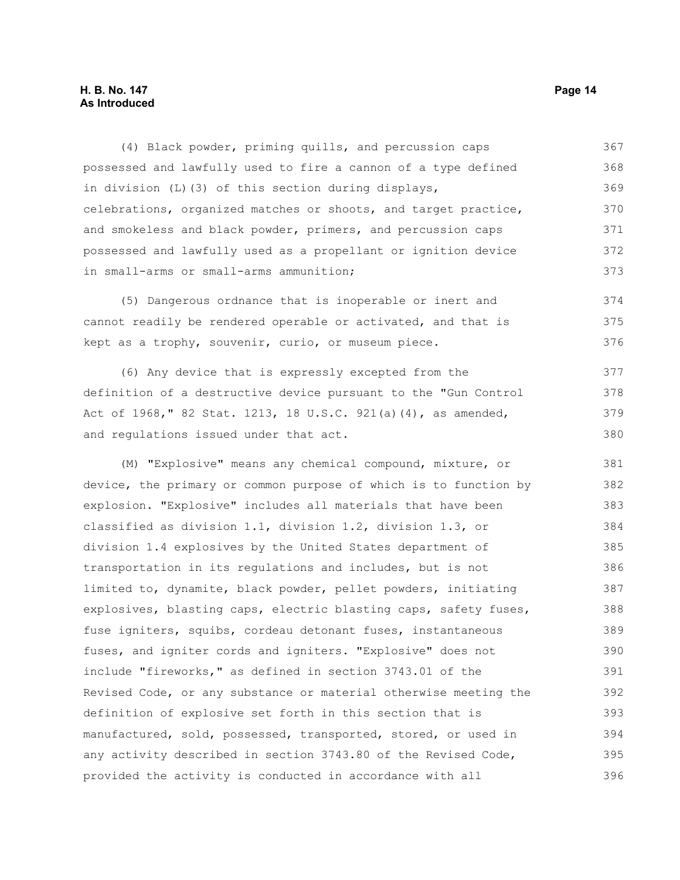(4) Black powder, priming quills, and percussion caps possessed and lawfully used to fire a cannon of a type defined in division (L)(3) of this section during displays, celebrations, organized matches or shoots, and target practice, and smokeless and black powder, primers, and percussion caps possessed and lawfully used as a propellant or ignition device in small-arms or small-arms ammunition;

(5) Dangerous ordnance that is inoperable or inert and cannot readily be rendered operable or activated, and that is kept as a trophy, souvenir, curio, or museum piece.

(6) Any device that is expressly excepted from the definition of a destructive device pursuant to the "Gun Control Act of 1968," 82 Stat. 1213, 18 U.S.C. 921(a)(4), as amended, and regulations issued under that act.

(M) "Explosive" means any chemical compound, mixture, or device, the primary or common purpose of which is to function by explosion. "Explosive" includes all materials that have been classified as division 1.1, division 1.2, division 1.3, or division 1.4 explosives by the United States department of transportation in its regulations and includes, but is not limited to, dynamite, black powder, pellet powders, initiating explosives, blasting caps, electric blasting caps, safety fuses, fuse igniters, squibs, cordeau detonant fuses, instantaneous fuses, and igniter cords and igniters. "Explosive" does not include "fireworks," as defined in section 3743.01 of the Revised Code, or any substance or material otherwise meeting the definition of explosive set forth in this section that is manufactured, sold, possessed, transported, stored, or used in any activity described in section 3743.80 of the Revised Code, provided the activity is conducted in accordance with all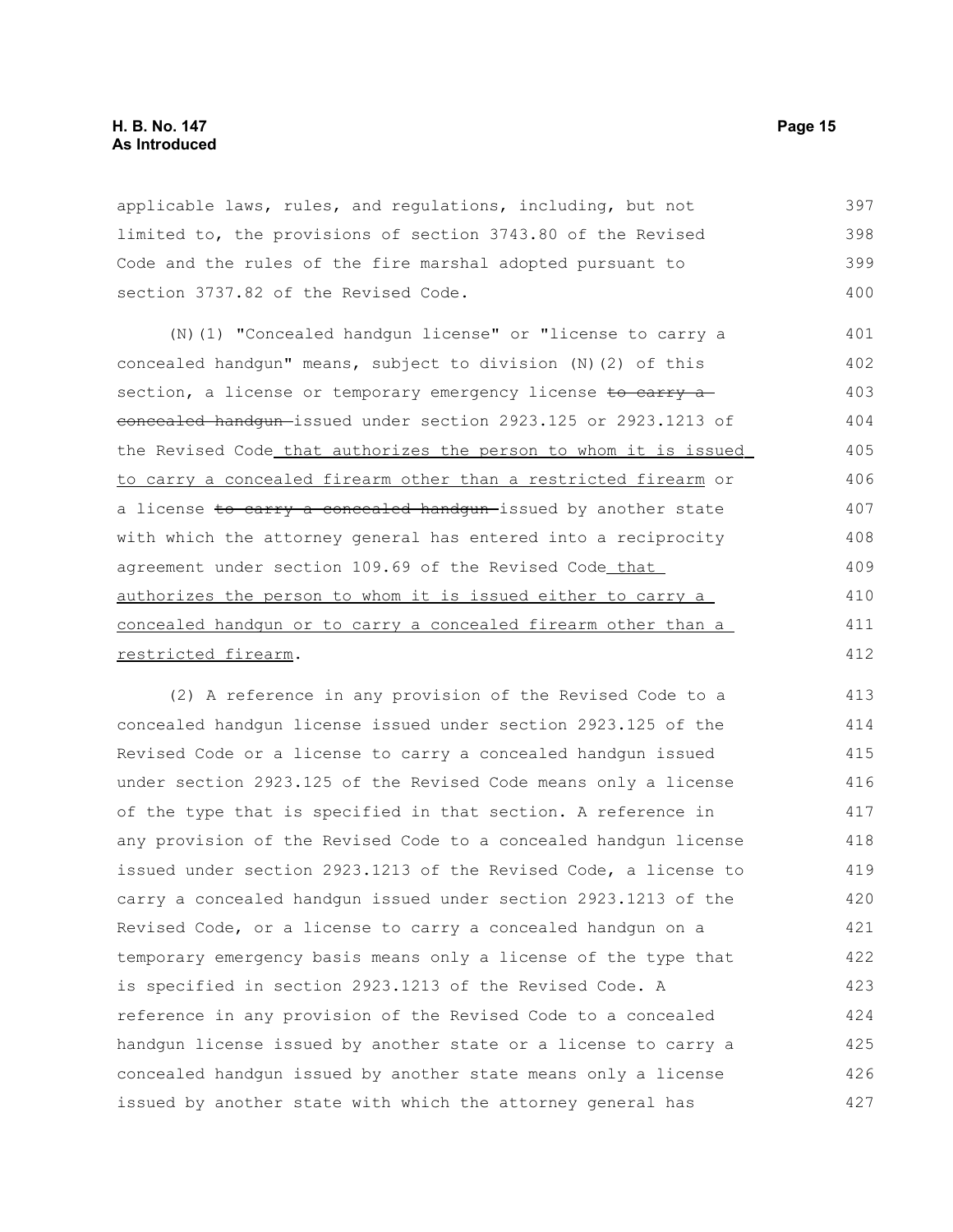applicable laws, rules, and regulations, including, but not limited to, the provisions of section 3743.80 of the Revised Code and the rules of the fire marshal adopted pursuant to section 3737.82 of the Revised Code.

(N)(1) "Concealed handgun license" or "license to carry a concealed handgun" means, subject to division (N)(2) of this section, a license or temporary emergency license ~~to carry a concealed handgun~~ issued under section 2923.125 or 2923.1213 of the Revised Code <u>that authorizes the person to whom it is issued to carry a concealed firearm other than a restricted firearm</u> or a license ~~to carry a concealed handgun~~ issued by another state with which the attorney general has entered into a reciprocity agreement under section 109.69 of the Revised Code <u>that authorizes the person to whom it is issued either to carry a concealed handgun or to carry a concealed firearm other than a restricted firearm</u>.

(2) A reference in any provision of the Revised Code to a concealed handgun license issued under section 2923.125 of the Revised Code or a license to carry a concealed handgun issued under section 2923.125 of the Revised Code means only a license of the type that is specified in that section. A reference in any provision of the Revised Code to a concealed handgun license issued under section 2923.1213 of the Revised Code, a license to carry a concealed handgun issued under section 2923.1213 of the Revised Code, or a license to carry a concealed handgun on a temporary emergency basis means only a license of the type that is specified in section 2923.1213 of the Revised Code. A reference in any provision of the Revised Code to a concealed handgun license issued by another state or a license to carry a concealed handgun issued by another state means only a license issued by another state with which the attorney general has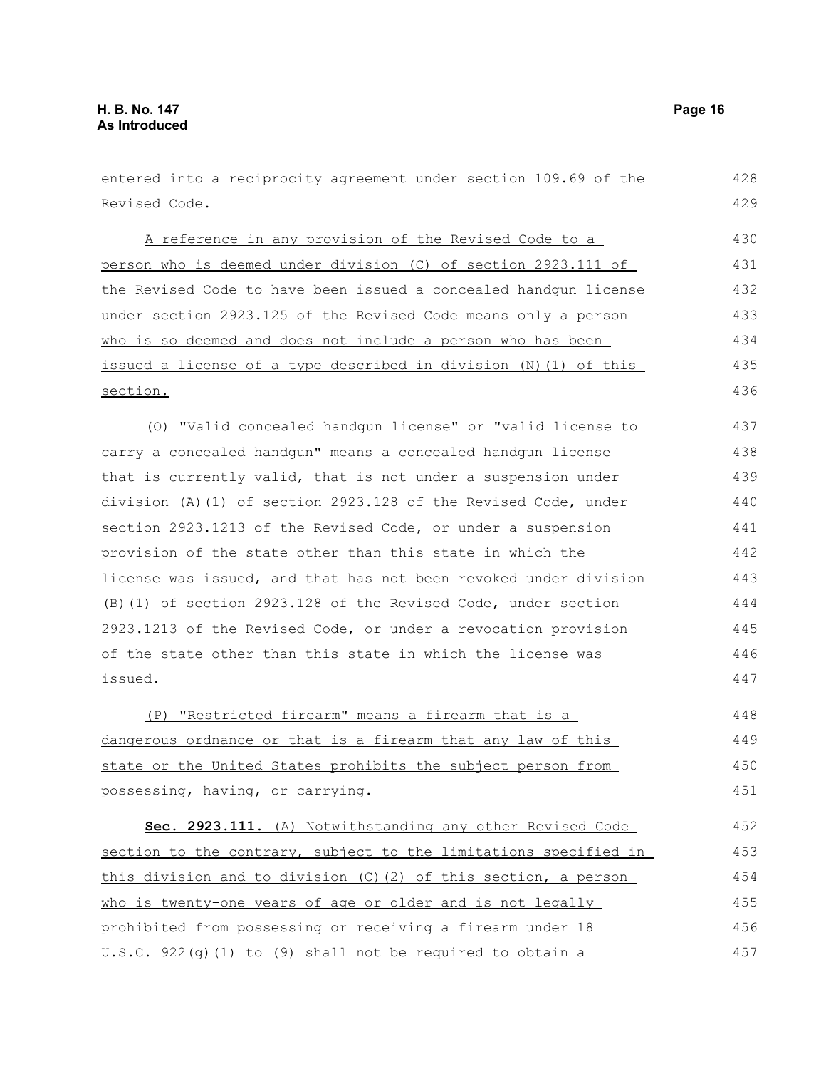entered into a reciprocity agreement under section 109.69 of the Revised Code.

A reference in any provision of the Revised Code to a person who is deemed under division (C) of section 2923.111 of the Revised Code to have been issued a concealed handgun license under section 2923.125 of the Revised Code means only a person who is so deemed and does not include a person who has been issued a license of a type described in division (N)(1) of this section.

(O) "Valid concealed handgun license" or "valid license to carry a concealed handgun" means a concealed handgun license that is currently valid, that is not under a suspension under division (A)(1) of section 2923.128 of the Revised Code, under section 2923.1213 of the Revised Code, or under a suspension provision of the state other than this state in which the license was issued, and that has not been revoked under division (B)(1) of section 2923.128 of the Revised Code, under section 2923.1213 of the Revised Code, or under a revocation provision of the state other than this state in which the license was issued.

(P) "Restricted firearm" means a firearm that is a dangerous ordnance or that is a firearm that any law of this state or the United States prohibits the subject person from possessing, having, or carrying.

**Sec. 2923.111.** (A) Notwithstanding any other Revised Code section to the contrary, subject to the limitations specified in this division and to division (C)(2) of this section, a person who is twenty-one years of age or older and is not legally prohibited from possessing or receiving a firearm under 18 U.S.C. 922(g)(1) to (9) shall not be required to obtain a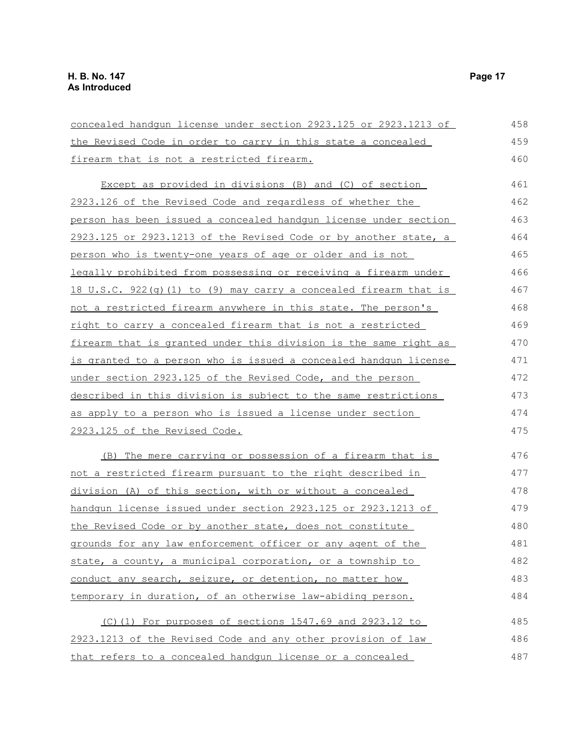concealed handgun license under section 2923.125 or 2923.1213 of the Revised Code in order to carry in this state a concealed firearm that is not a restricted firearm.

Except as provided in divisions (B) and (C) of section 2923.126 of the Revised Code and regardless of whether the person has been issued a concealed handgun license under section 2923.125 or 2923.1213 of the Revised Code or by another state, a person who is twenty-one years of age or older and is not legally prohibited from possessing or receiving a firearm under 18 U.S.C. 922(g)(1) to (9) may carry a concealed firearm that is not a restricted firearm anywhere in this state. The person's right to carry a concealed firearm that is not a restricted firearm that is granted under this division is the same right as is granted to a person who is issued a concealed handgun license under section 2923.125 of the Revised Code, and the person described in this division is subject to the same restrictions as apply to a person who is issued a license under section 2923.125 of the Revised Code.

(B) The mere carrying or possession of a firearm that is not a restricted firearm pursuant to the right described in division (A) of this section, with or without a concealed handgun license issued under section 2923.125 or 2923.1213 of the Revised Code or by another state, does not constitute grounds for any law enforcement officer or any agent of the state, a county, a municipal corporation, or a township to conduct any search, seizure, or detention, no matter how temporary in duration, of an otherwise law-abiding person.

(C)(1) For purposes of sections 1547.69 and 2923.12 to 2923.1213 of the Revised Code and any other provision of law that refers to a concealed handgun license or a concealed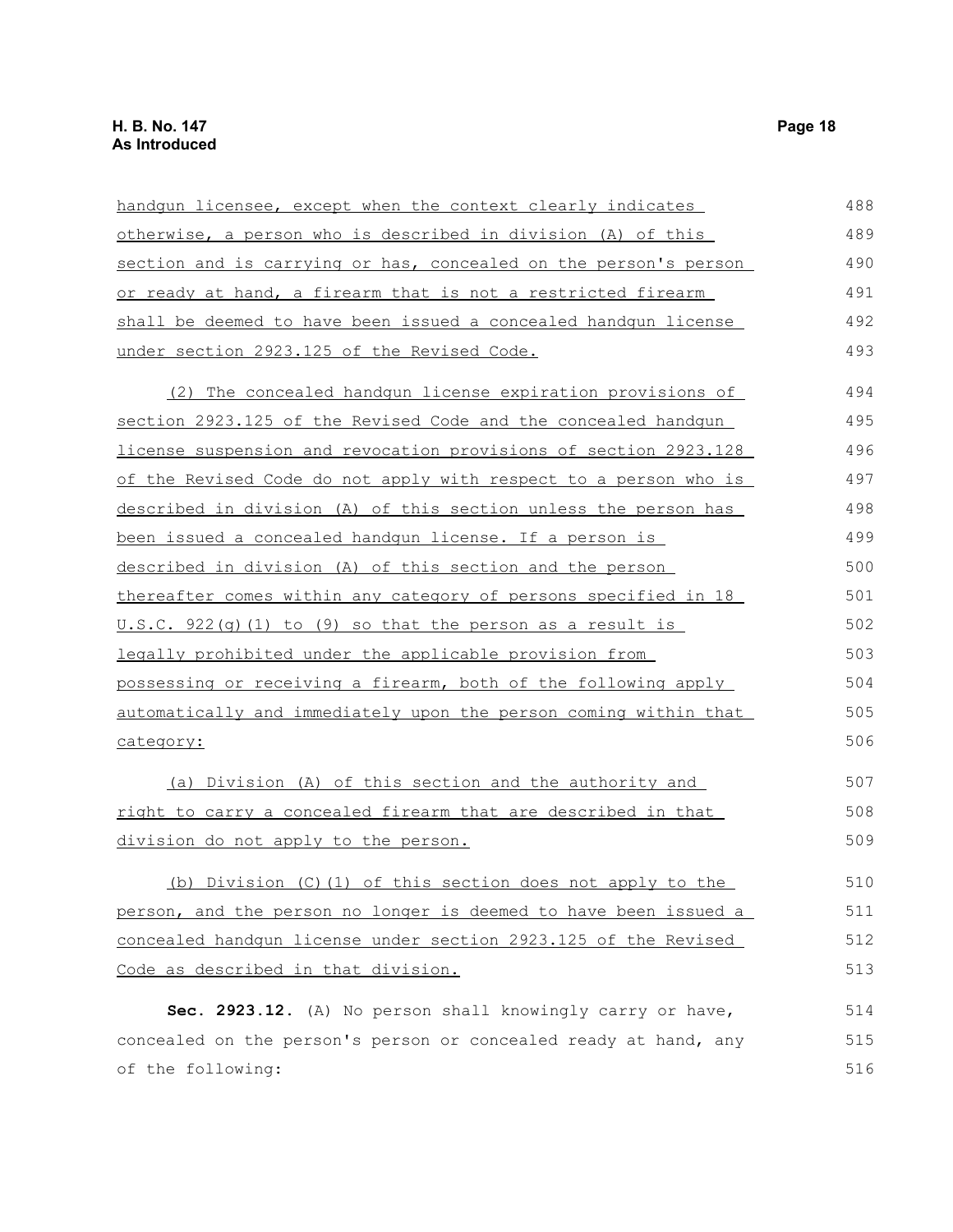handgun licensee, except when the context clearly indicates otherwise, a person who is described in division (A) of this section and is carrying or has, concealed on the person's person or ready at hand, a firearm that is not a restricted firearm shall be deemed to have been issued a concealed handgun license under section 2923.125 of the Revised Code.

(2) The concealed handgun license expiration provisions of section 2923.125 of the Revised Code and the concealed handgun license suspension and revocation provisions of section 2923.128 of the Revised Code do not apply with respect to a person who is described in division (A) of this section unless the person has been issued a concealed handgun license. If a person is described in division (A) of this section and the person thereafter comes within any category of persons specified in 18 U.S.C. 922(g)(1) to (9) so that the person as a result is legally prohibited under the applicable provision from possessing or receiving a firearm, both of the following apply automatically and immediately upon the person coming within that category:

(a) Division (A) of this section and the authority and right to carry a concealed firearm that are described in that division do not apply to the person.

(b) Division (C)(1) of this section does not apply to the person, and the person no longer is deemed to have been issued a concealed handgun license under section 2923.125 of the Revised Code as described in that division.

**Sec. 2923.12.** (A) No person shall knowingly carry or have, concealed on the person's person or concealed ready at hand, any of the following: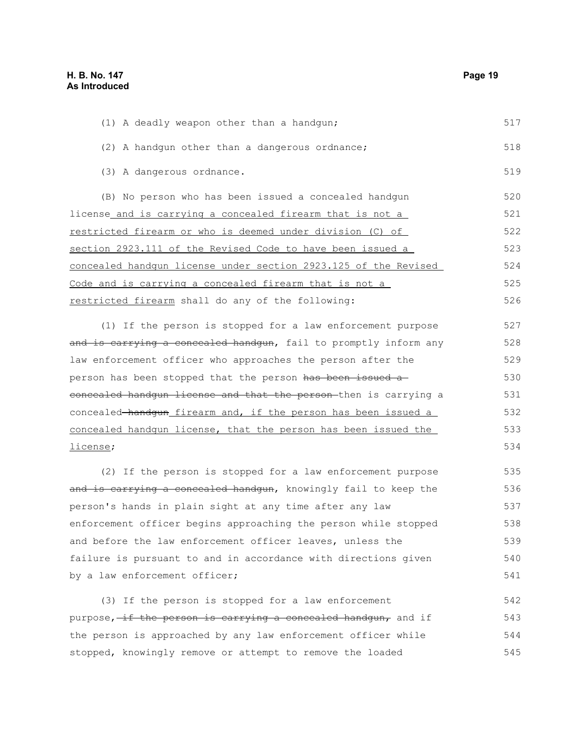(1) A deadly weapon other than a handgun;

(2) A handgun other than a dangerous ordnance;

(3) A dangerous ordnance.

(B) No person who has been issued a concealed handgun license<u> and is carrying a concealed firearm that is not a restricted firearm or who is deemed under division (C) of section 2923.111 of the Revised Code to have been issued a concealed handgun license under section 2923.125 of the Revised Code and is carrying a concealed firearm that is not a restricted firearm</u> shall do any of the following:

(1) If the person is stopped for a law enforcement purpose ~~and is carrying a concealed handgun~~, fail to promptly inform any law enforcement officer who approaches the person after the person has been stopped that the person ~~has been issued a concealed handgun license and that the person~~ then is carrying a concealed~~ handgun~~<u> firearm and, if the person has been issued a concealed handgun license, that the person has been issued the license</u>;

(2) If the person is stopped for a law enforcement purpose ~~and is carrying a concealed handgun~~, knowingly fail to keep the person's hands in plain sight at any time after any law enforcement officer begins approaching the person while stopped and before the law enforcement officer leaves, unless the failure is pursuant to and in accordance with directions given by a law enforcement officer;

(3) If the person is stopped for a law enforcement purpose,~~ if the person is carrying a concealed handgun,~~ and if the person is approached by any law enforcement officer while stopped, knowingly remove or attempt to remove the loaded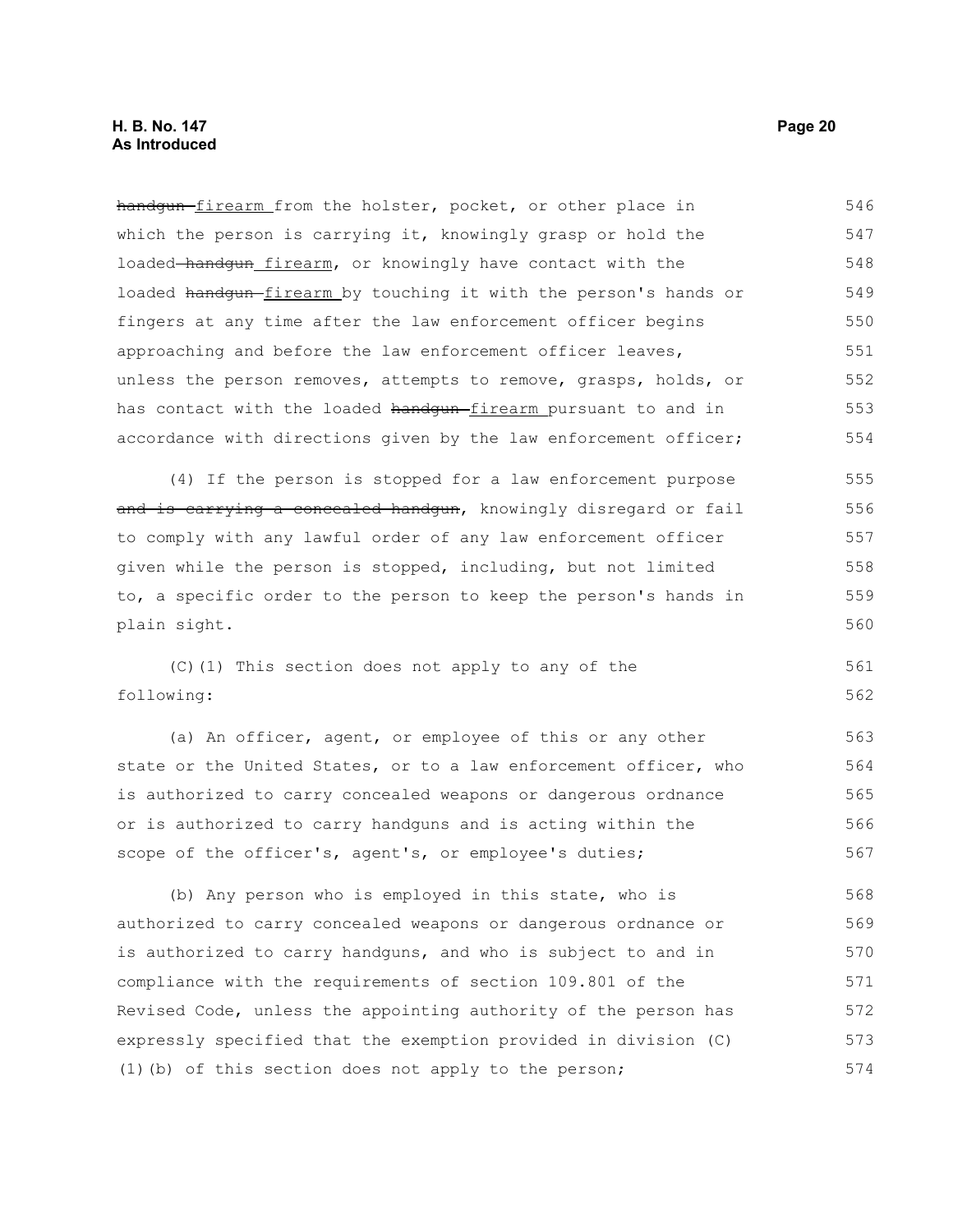~~handgun~~ firearm from the holster, pocket, or other place in which the person is carrying it, knowingly grasp or hold the loaded ~~handgun~~ firearm, or knowingly have contact with the loaded ~~handgun~~ firearm by touching it with the person's hands or fingers at any time after the law enforcement officer begins approaching and before the law enforcement officer leaves, unless the person removes, attempts to remove, grasps, holds, or has contact with the loaded ~~handgun~~ firearm pursuant to and in accordance with directions given by the law enforcement officer;

(4) If the person is stopped for a law enforcement purpose ~~and is carrying a concealed handgun~~, knowingly disregard or fail to comply with any lawful order of any law enforcement officer given while the person is stopped, including, but not limited to, a specific order to the person to keep the person's hands in plain sight.

(C)(1) This section does not apply to any of the following:

(a) An officer, agent, or employee of this or any other state or the United States, or to a law enforcement officer, who is authorized to carry concealed weapons or dangerous ordnance or is authorized to carry handguns and is acting within the scope of the officer's, agent's, or employee's duties;

(b) Any person who is employed in this state, who is authorized to carry concealed weapons or dangerous ordnance or is authorized to carry handguns, and who is subject to and in compliance with the requirements of section 109.801 of the Revised Code, unless the appointing authority of the person has expressly specified that the exemption provided in division (C)(1)(b) of this section does not apply to the person;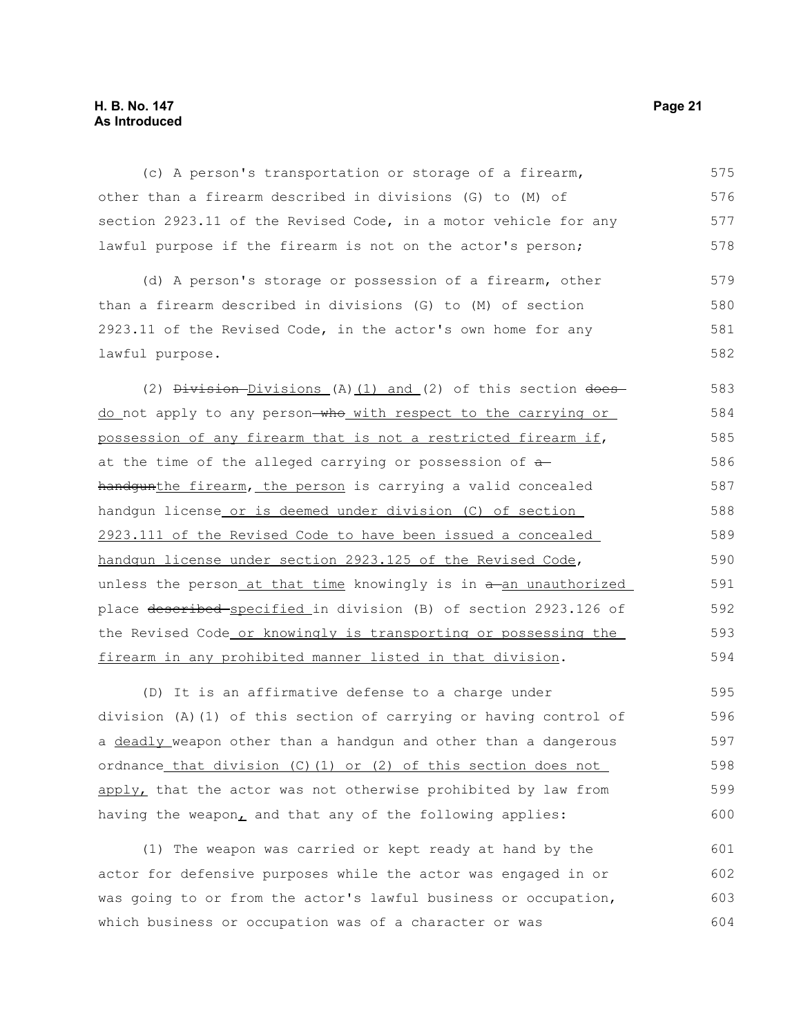(c) A person's transportation or storage of a firearm, other than a firearm described in divisions (G) to (M) of section 2923.11 of the Revised Code, in a motor vehicle for any lawful purpose if the firearm is not on the actor's person;

(d) A person's storage or possession of a firearm, other than a firearm described in divisions (G) to (M) of section 2923.11 of the Revised Code, in the actor's own home for any lawful purpose.

(2) ~~Division~~ Divisions (A)(1) and (2) of this section ~~does~~ do not apply to any person ~~who~~ with respect to the carrying or possession of any firearm that is not a restricted firearm if, at the time of the alleged carrying or possession of ~~a handgun~~the firearm, the person is carrying a valid concealed handgun license or is deemed under division (C) of section 2923.111 of the Revised Code to have been issued a concealed handgun license under section 2923.125 of the Revised Code, unless the person at that time knowingly is in ~~a~~ an unauthorized place ~~described~~ specified in division (B) of section 2923.126 of the Revised Code or knowingly is transporting or possessing the firearm in any prohibited manner listed in that division.

(D) It is an affirmative defense to a charge under division (A)(1) of this section of carrying or having control of a deadly weapon other than a handgun and other than a dangerous ordnance that division (C)(1) or (2) of this section does not apply, that the actor was not otherwise prohibited by law from having the weapon, and that any of the following applies:

(1) The weapon was carried or kept ready at hand by the actor for defensive purposes while the actor was engaged in or was going to or from the actor's lawful business or occupation, which business or occupation was of a character or was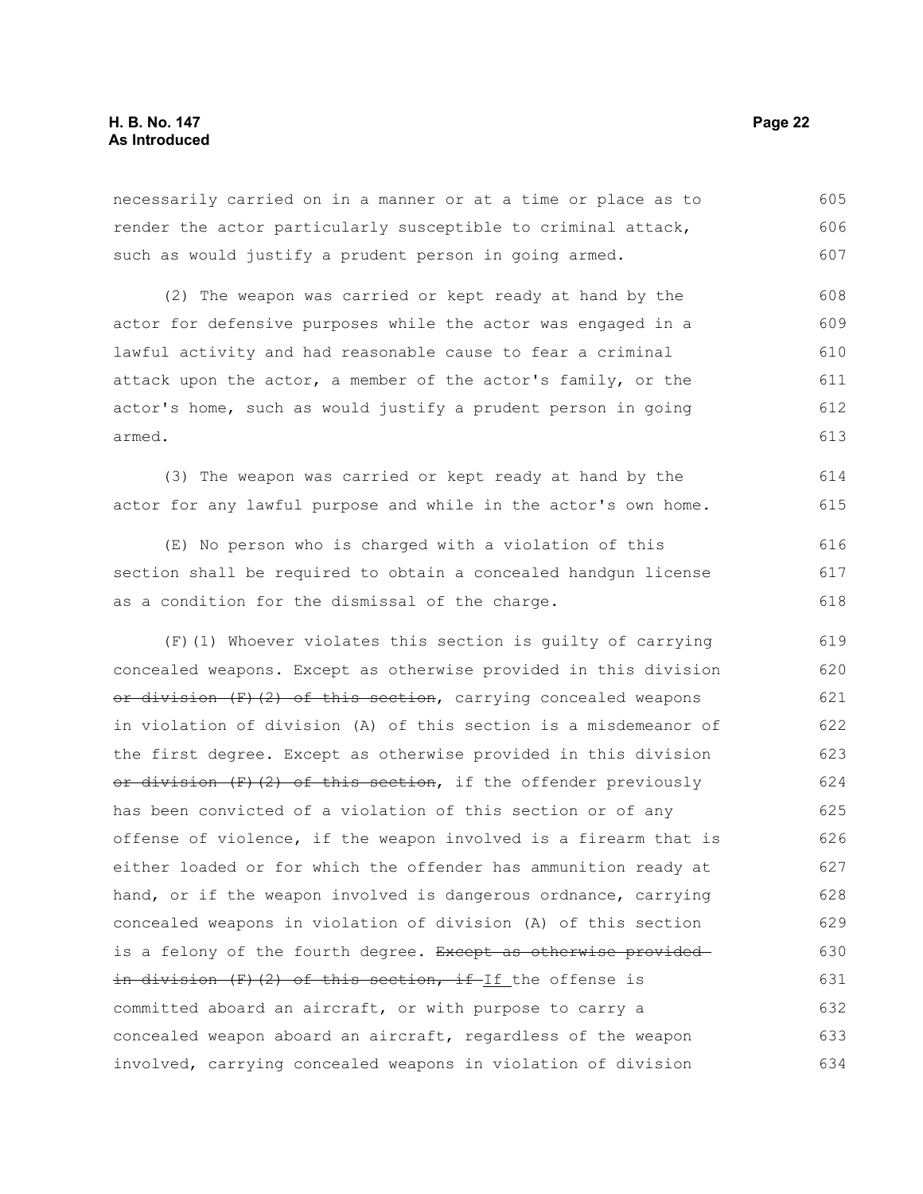necessarily carried on in a manner or at a time or place as to render the actor particularly susceptible to criminal attack, such as would justify a prudent person in going armed.

(2) The weapon was carried or kept ready at hand by the actor for defensive purposes while the actor was engaged in a lawful activity and had reasonable cause to fear a criminal attack upon the actor, a member of the actor's family, or the actor's home, such as would justify a prudent person in going armed.

(3) The weapon was carried or kept ready at hand by the actor for any lawful purpose and while in the actor's own home.

(E) No person who is charged with a violation of this section shall be required to obtain a concealed handgun license as a condition for the dismissal of the charge.

(F)(1) Whoever violates this section is guilty of carrying concealed weapons. Except as otherwise provided in this division ~~or division (F)(2) of this section~~, carrying concealed weapons in violation of division (A) of this section is a misdemeanor of the first degree. Except as otherwise provided in this division ~~or division (F)(2) of this section~~, if the offender previously has been convicted of a violation of this section or of any offense of violence, if the weapon involved is a firearm that is either loaded or for which the offender has ammunition ready at hand, or if the weapon involved is dangerous ordnance, carrying concealed weapons in violation of division (A) of this section is a felony of the fourth degree. ~~Except as otherwise provided in division (F)(2) of this section, if~~ <u>If</u> the offense is committed aboard an aircraft, or with purpose to carry a concealed weapon aboard an aircraft, regardless of the weapon involved, carrying concealed weapons in violation of division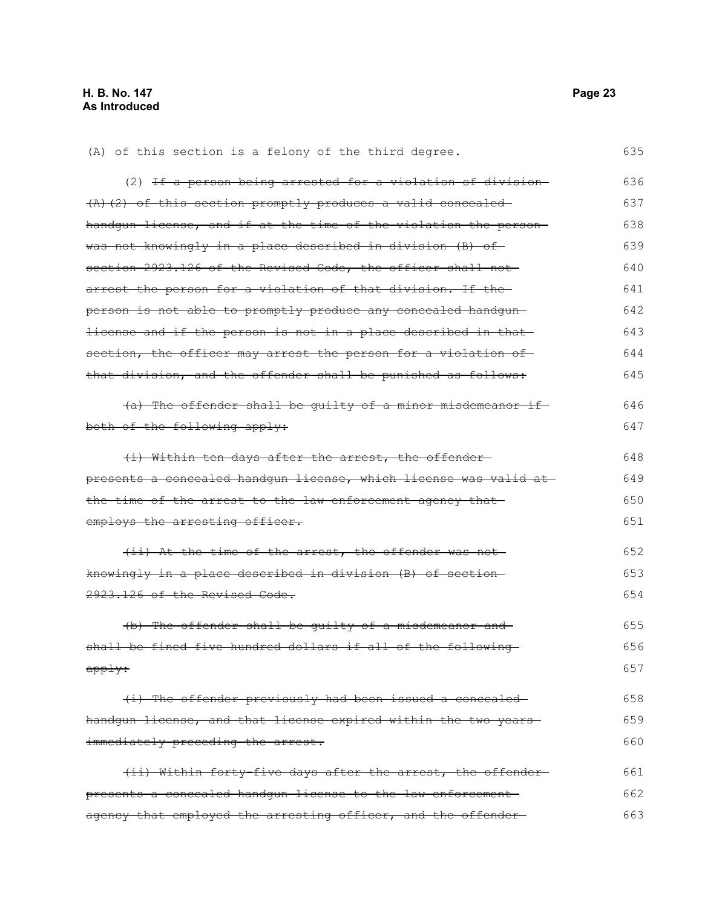(A) of this section is a felony of the third degree.

(2) ~~If a person being arrested for a violation of division (A)(2) of this section promptly produces a valid concealed handgun license, and if at the time of the violation the person was not knowingly in a place described in division (B) of section 2923.126 of the Revised Code, the officer shall not arrest the person for a violation of that division. If the person is not able to promptly produce any concealed handgun license and if the person is not in a place described in that section, the officer may arrest the person for a violation of that division, and the offender shall be punished as follows:~~

~~(a) The offender shall be guilty of a minor misdemeanor if both of the following apply:~~

~~(i) Within ten days after the arrest, the offender presents a concealed handgun license, which license was valid at the time of the arrest to the law enforcement agency that employs the arresting officer.~~

~~(ii) At the time of the arrest, the offender was not knowingly in a place described in division (B) of section 2923.126 of the Revised Code.~~

~~(b) The offender shall be guilty of a misdemeanor and shall be fined five hundred dollars if all of the following apply:~~

~~(i) The offender previously had been issued a concealed handgun license, and that license expired within the two years immediately preceding the arrest.~~

~~(ii) Within forty-five days after the arrest, the offender presents a concealed handgun license to the law enforcement agency that employed the arresting officer, and the offender~~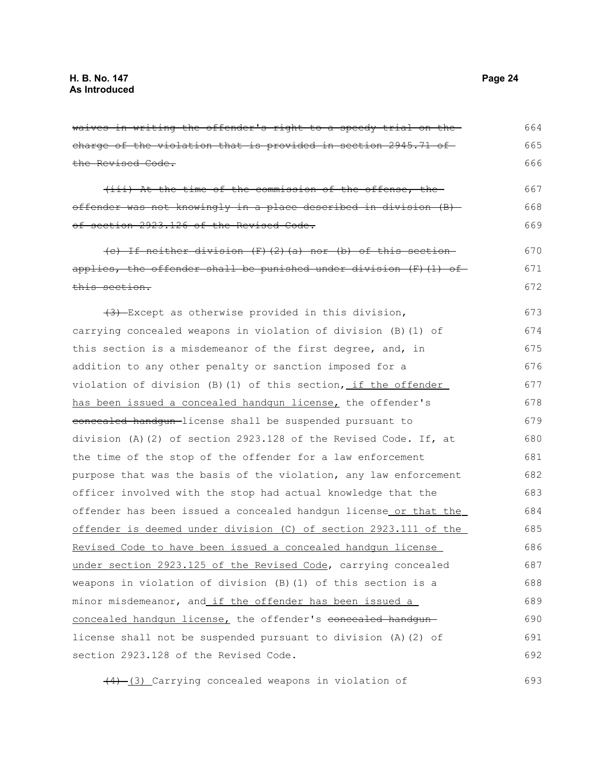~~waives in writing the offender's right to a speedy trial on the charge of the violation that is provided in section 2945.71 of the Revised Code.~~

~~(iii) At the time of the commission of the offense, the offender was not knowingly in a place described in division (B) of section 2923.126 of the Revised Code.~~

~~(c) If neither division (F)(2)(a) nor (b) of this section applies, the offender shall be punished under division (F)(1) of this section.~~

~~(3)~~ Except as otherwise provided in this division, carrying concealed weapons in violation of division (B)(1) of this section is a misdemeanor of the first degree, and, in addition to any other penalty or sanction imposed for a violation of division (B)(1) of this section, <u>if the offender has been issued a concealed handgun license,</u> the offender's ~~concealed handgun~~ license shall be suspended pursuant to division (A)(2) of section 2923.128 of the Revised Code. If, at the time of the stop of the offender for a law enforcement purpose that was the basis of the violation, any law enforcement officer involved with the stop had actual knowledge that the offender has been issued a concealed handgun license <u>or that the offender is deemed under division (C) of section 2923.111 of the Revised Code to have been issued a concealed handgun license under section 2923.125 of the Revised Code</u>, carrying concealed weapons in violation of division (B)(1) of this section is a minor misdemeanor, and <u>if the offender has been issued a concealed handgun license,</u> the offender's ~~concealed handgun~~ license shall not be suspended pursuant to division (A)(2) of section 2923.128 of the Revised Code.

~~(4)~~ <u>(3)</u> Carrying concealed weapons in violation of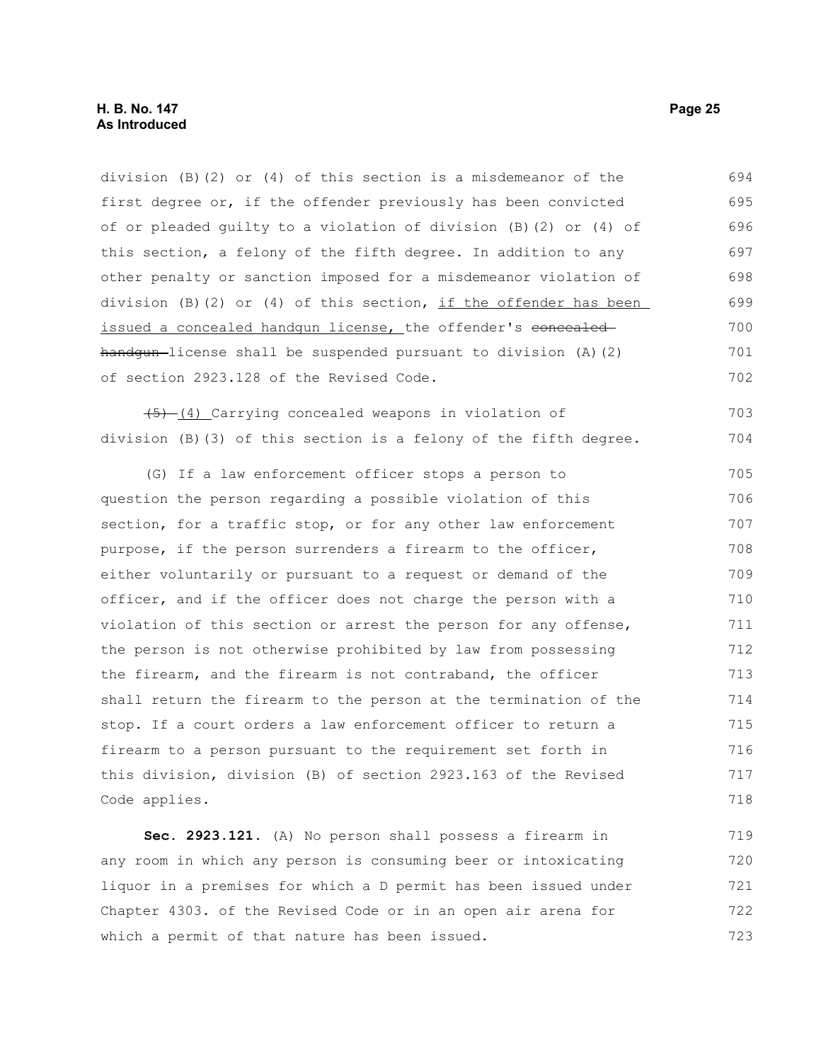division (B)(2) or (4) of this section is a misdemeanor of the first degree or, if the offender previously has been convicted of or pleaded guilty to a violation of division (B)(2) or (4) of this section, a felony of the fifth degree. In addition to any other penalty or sanction imposed for a misdemeanor violation of division (B)(2) or (4) of this section, <u>if the offender has been issued a concealed handgun license,</u> the offender's ~~concealed handgun~~ license shall be suspended pursuant to division (A)(2) of section 2923.128 of the Revised Code.

~~(5)~~ <u>(4)</u> Carrying concealed weapons in violation of division (B)(3) of this section is a felony of the fifth degree.

(G) If a law enforcement officer stops a person to question the person regarding a possible violation of this section, for a traffic stop, or for any other law enforcement purpose, if the person surrenders a firearm to the officer, either voluntarily or pursuant to a request or demand of the officer, and if the officer does not charge the person with a violation of this section or arrest the person for any offense, the person is not otherwise prohibited by law from possessing the firearm, and the firearm is not contraband, the officer shall return the firearm to the person at the termination of the stop. If a court orders a law enforcement officer to return a firearm to a person pursuant to the requirement set forth in this division, division (B) of section 2923.163 of the Revised Code applies.

**Sec. 2923.121.** (A) No person shall possess a firearm in any room in which any person is consuming beer or intoxicating liquor in a premises for which a D permit has been issued under Chapter 4303. of the Revised Code or in an open air arena for which a permit of that nature has been issued.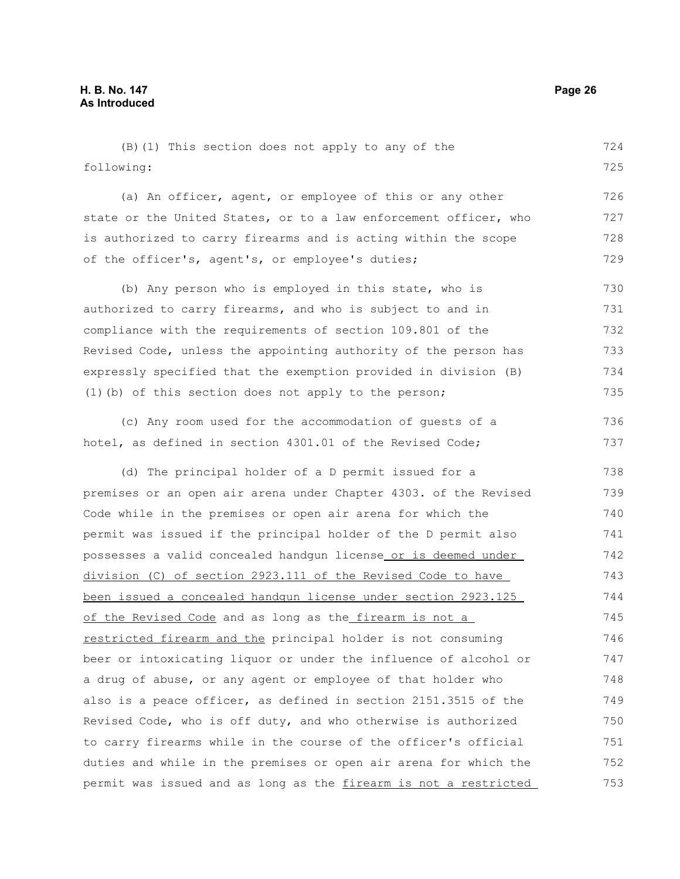(B)(1) This section does not apply to any of the following:

(a) An officer, agent, or employee of this or any other state or the United States, or to a law enforcement officer, who is authorized to carry firearms and is acting within the scope of the officer's, agent's, or employee's duties;

(b) Any person who is employed in this state, who is authorized to carry firearms, and who is subject to and in compliance with the requirements of section 109.801 of the Revised Code, unless the appointing authority of the person has expressly specified that the exemption provided in division (B)(1)(b) of this section does not apply to the person;

(c) Any room used for the accommodation of guests of a hotel, as defined in section 4301.01 of the Revised Code;

(d) The principal holder of a D permit issued for a premises or an open air arena under Chapter 4303. of the Revised Code while in the premises or open air arena for which the permit was issued if the principal holder of the D permit also possesses a valid concealed handgun license or is deemed under division (C) of section 2923.111 of the Revised Code to have been issued a concealed handgun license under section 2923.125 of the Revised Code and as long as the firearm is not a restricted firearm and the principal holder is not consuming beer or intoxicating liquor or under the influence of alcohol or a drug of abuse, or any agent or employee of that holder who also is a peace officer, as defined in section 2151.3515 of the Revised Code, who is off duty, and who otherwise is authorized to carry firearms while in the course of the officer's official duties and while in the premises or open air arena for which the permit was issued and as long as the firearm is not a restricted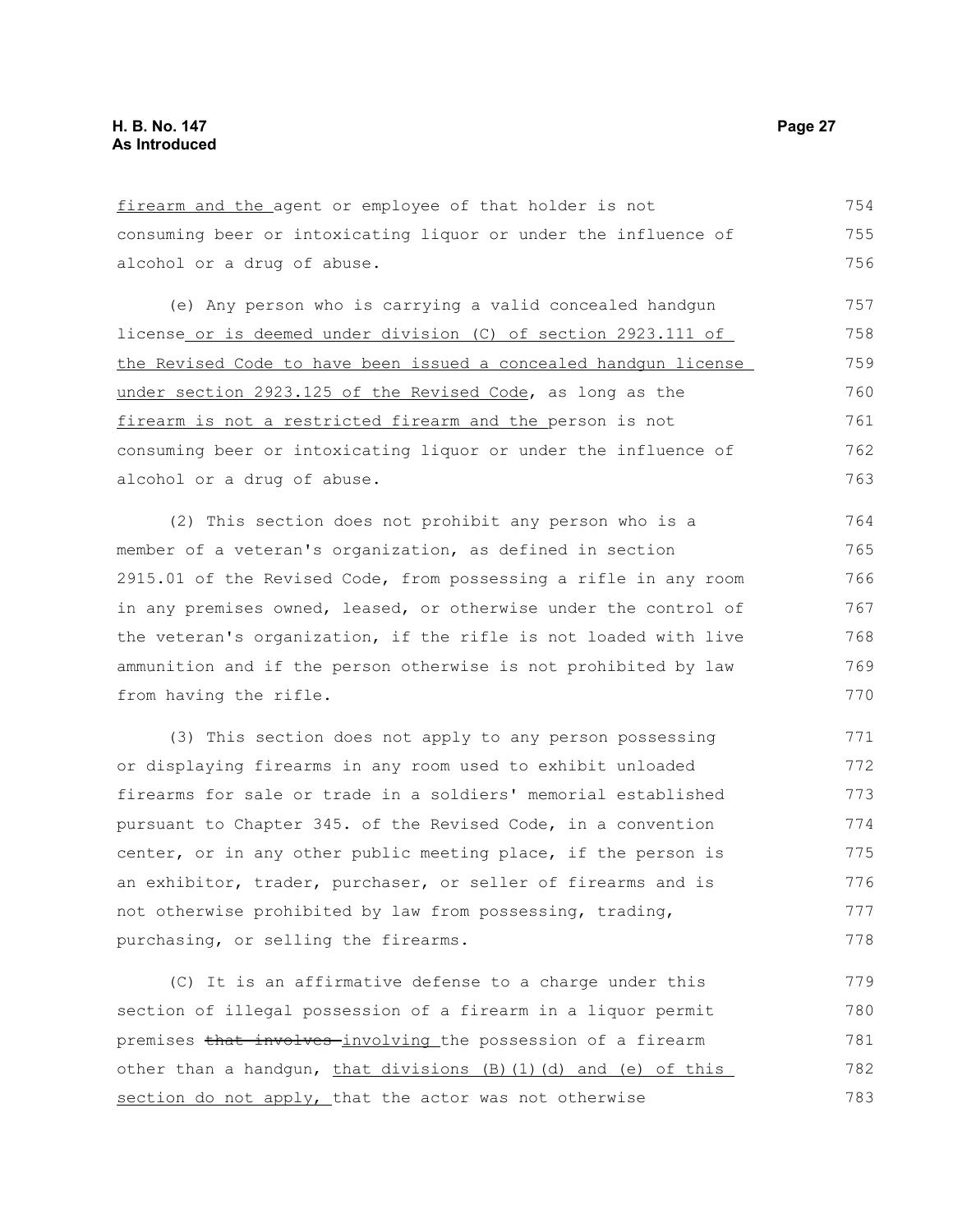firearm and the agent or employee of that holder is not consuming beer or intoxicating liquor or under the influence of alcohol or a drug of abuse.

(e) Any person who is carrying a valid concealed handgun license or is deemed under division (C) of section 2923.111 of the Revised Code to have been issued a concealed handgun license under section 2923.125 of the Revised Code, as long as the firearm is not a restricted firearm and the person is not consuming beer or intoxicating liquor or under the influence of alcohol or a drug of abuse.

(2) This section does not prohibit any person who is a member of a veteran's organization, as defined in section 2915.01 of the Revised Code, from possessing a rifle in any room in any premises owned, leased, or otherwise under the control of the veteran's organization, if the rifle is not loaded with live ammunition and if the person otherwise is not prohibited by law from having the rifle.

(3) This section does not apply to any person possessing or displaying firearms in any room used to exhibit unloaded firearms for sale or trade in a soldiers' memorial established pursuant to Chapter 345. of the Revised Code, in a convention center, or in any other public meeting place, if the person is an exhibitor, trader, purchaser, or seller of firearms and is not otherwise prohibited by law from possessing, trading, purchasing, or selling the firearms.

(C) It is an affirmative defense to a charge under this section of illegal possession of a firearm in a liquor permit premises ~~that involves~~ involving the possession of a firearm other than a handgun, that divisions (B)(1)(d) and (e) of this section do not apply, that the actor was not otherwise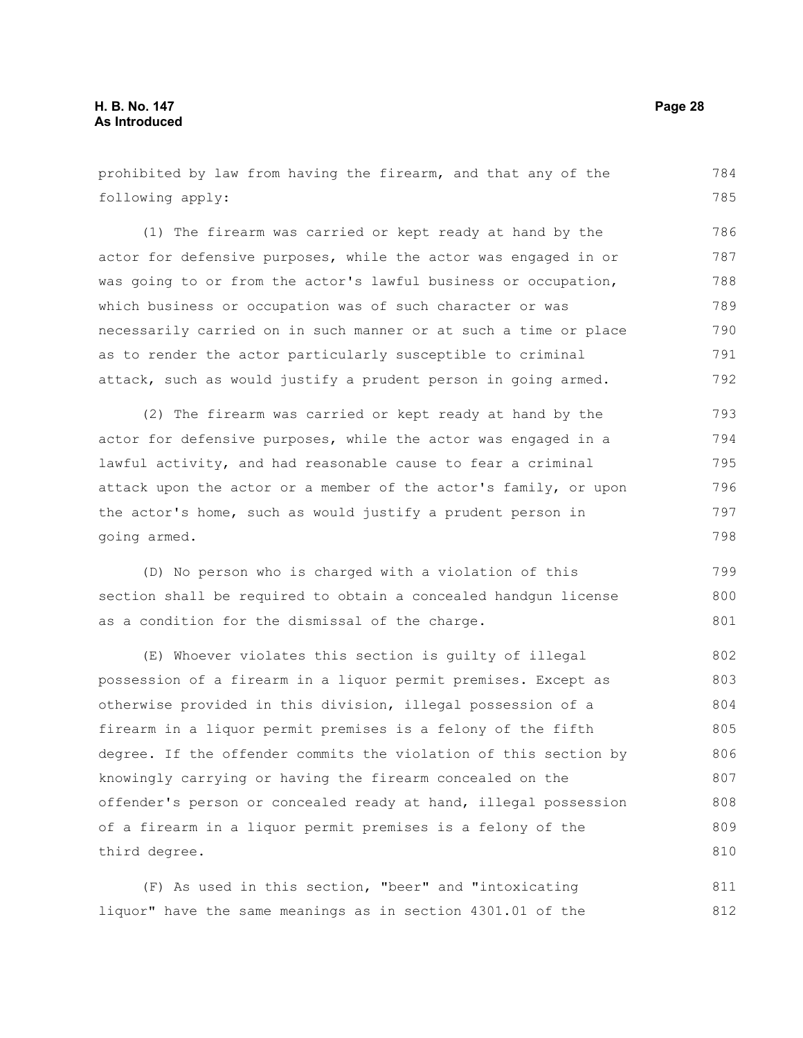prohibited by law from having the firearm, and that any of the following apply:

(1) The firearm was carried or kept ready at hand by the actor for defensive purposes, while the actor was engaged in or was going to or from the actor's lawful business or occupation, which business or occupation was of such character or was necessarily carried on in such manner or at such a time or place as to render the actor particularly susceptible to criminal attack, such as would justify a prudent person in going armed.

(2) The firearm was carried or kept ready at hand by the actor for defensive purposes, while the actor was engaged in a lawful activity, and had reasonable cause to fear a criminal attack upon the actor or a member of the actor's family, or upon the actor's home, such as would justify a prudent person in going armed.

(D) No person who is charged with a violation of this section shall be required to obtain a concealed handgun license as a condition for the dismissal of the charge.

(E) Whoever violates this section is guilty of illegal possession of a firearm in a liquor permit premises. Except as otherwise provided in this division, illegal possession of a firearm in a liquor permit premises is a felony of the fifth degree. If the offender commits the violation of this section by knowingly carrying or having the firearm concealed on the offender's person or concealed ready at hand, illegal possession of a firearm in a liquor permit premises is a felony of the third degree.

(F) As used in this section, "beer" and "intoxicating liquor" have the same meanings as in section 4301.01 of the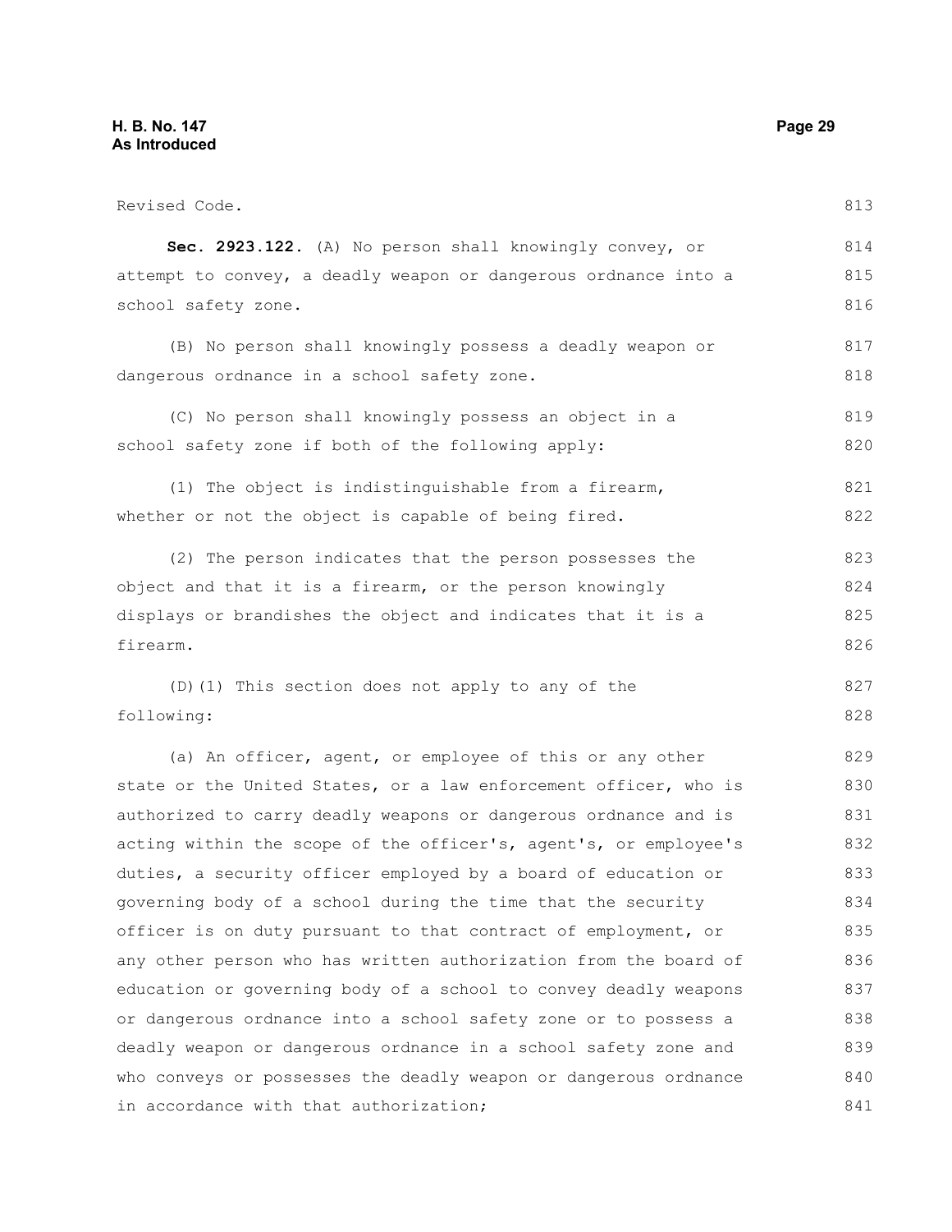Revised Code.

**Sec. 2923.122.** (A) No person shall knowingly convey, or attempt to convey, a deadly weapon or dangerous ordnance into a school safety zone.

(B) No person shall knowingly possess a deadly weapon or dangerous ordnance in a school safety zone.

(C) No person shall knowingly possess an object in a school safety zone if both of the following apply:

(1) The object is indistinguishable from a firearm, whether or not the object is capable of being fired.

(2) The person indicates that the person possesses the object and that it is a firearm, or the person knowingly displays or brandishes the object and indicates that it is a firearm.

(D)(1) This section does not apply to any of the following:

(a) An officer, agent, or employee of this or any other state or the United States, or a law enforcement officer, who is authorized to carry deadly weapons or dangerous ordnance and is acting within the scope of the officer's, agent's, or employee's duties, a security officer employed by a board of education or governing body of a school during the time that the security officer is on duty pursuant to that contract of employment, or any other person who has written authorization from the board of education or governing body of a school to convey deadly weapons or dangerous ordnance into a school safety zone or to possess a deadly weapon or dangerous ordnance in a school safety zone and who conveys or possesses the deadly weapon or dangerous ordnance in accordance with that authorization;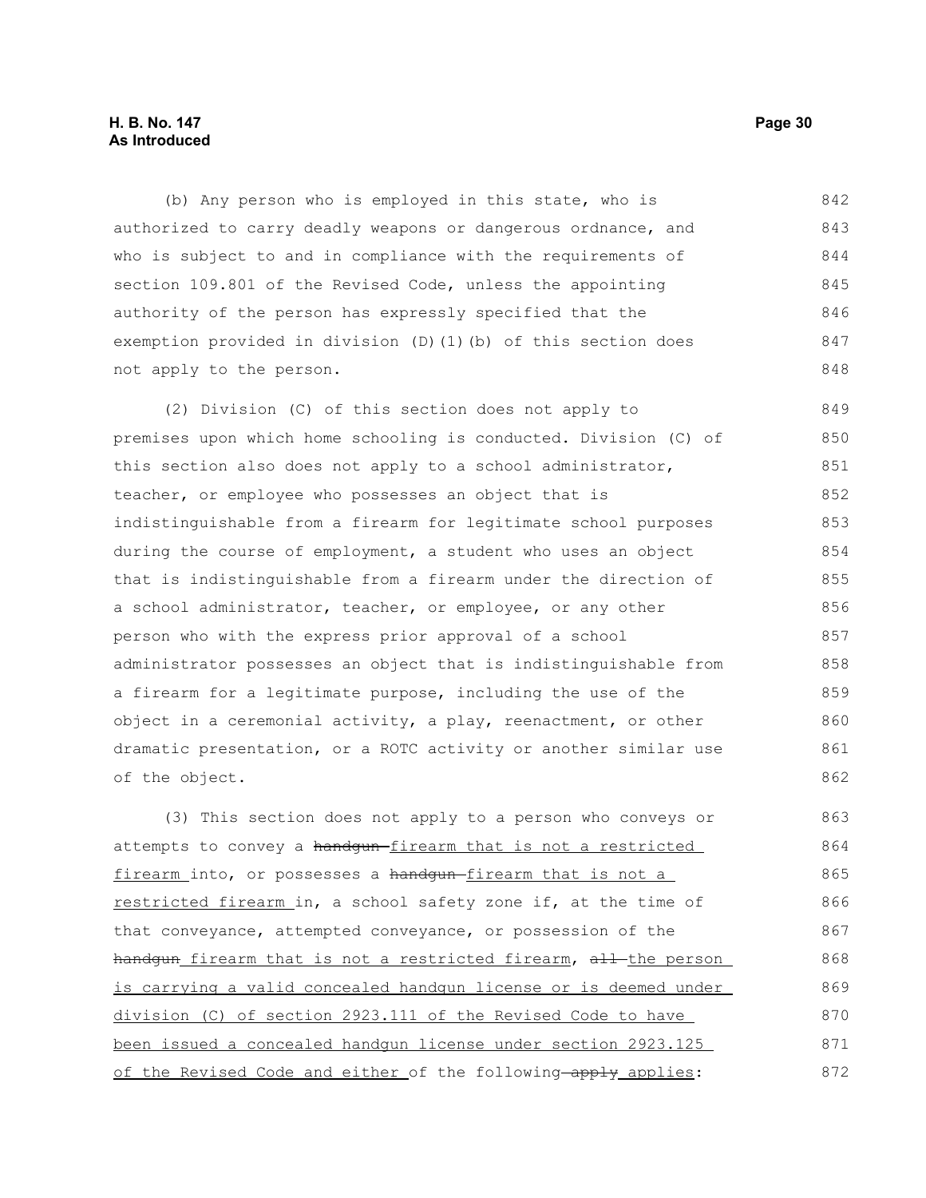(b) Any person who is employed in this state, who is authorized to carry deadly weapons or dangerous ordnance, and who is subject to and in compliance with the requirements of section 109.801 of the Revised Code, unless the appointing authority of the person has expressly specified that the exemption provided in division (D)(1)(b) of this section does not apply to the person.

(2) Division (C) of this section does not apply to premises upon which home schooling is conducted. Division (C) of this section also does not apply to a school administrator, teacher, or employee who possesses an object that is indistinguishable from a firearm for legitimate school purposes during the course of employment, a student who uses an object that is indistinguishable from a firearm under the direction of a school administrator, teacher, or employee, or any other person who with the express prior approval of a school administrator possesses an object that is indistinguishable from a firearm for a legitimate purpose, including the use of the object in a ceremonial activity, a play, reenactment, or other dramatic presentation, or a ROTC activity or another similar use of the object.

(3) This section does not apply to a person who conveys or attempts to convey a ~~handgun~~ firearm that is not a restricted firearm into, or possesses a ~~handgun~~ firearm that is not a restricted firearm in, a school safety zone if, at the time of that conveyance, attempted conveyance, or possession of the ~~handgun~~ firearm that is not a restricted firearm, ~~all~~ the person is carrying a valid concealed handgun license or is deemed under division (C) of section 2923.111 of the Revised Code to have been issued a concealed handgun license under section 2923.125 of the Revised Code and either of the following ~~apply~~ applies: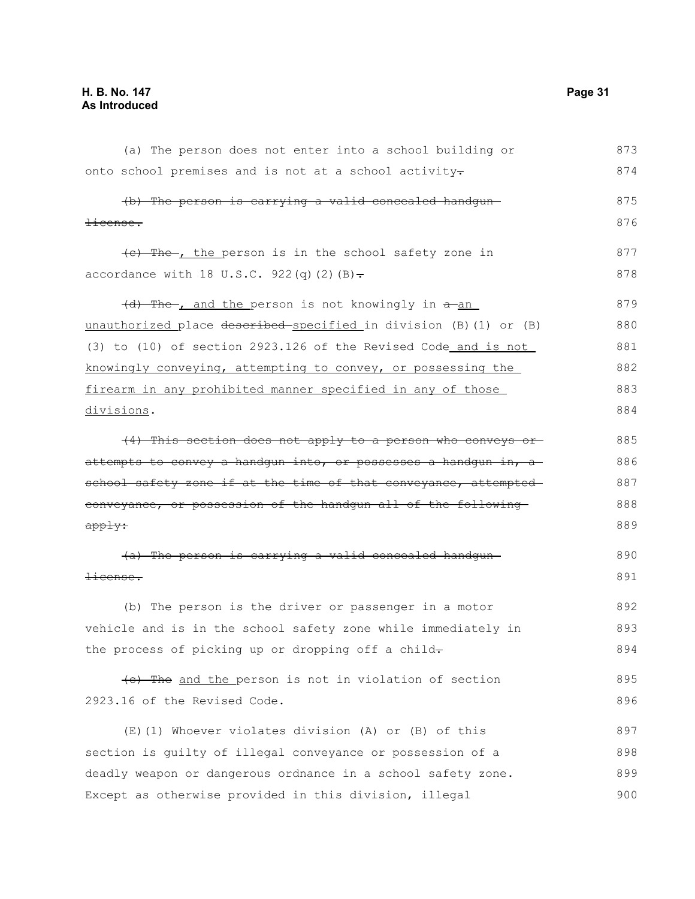(a) The person does not enter into a school building or onto school premises and is not at a school activity~~.~~

~~(b) The person is carrying a valid concealed handgun license.~~

~~(c) The~~ , the person is in the school safety zone in accordance with 18 U.S.C. 922(q)(2)(B)~~.~~

~~(d) The~~ , and the person is not knowingly in ~~a~~ an unauthorized place ~~described~~ specified in division (B)(1) or (B)(3) to (10) of section 2923.126 of the Revised Code and is not knowingly conveying, attempting to convey, or possessing the firearm in any prohibited manner specified in any of those divisions.

~~(4) This section does not apply to a person who conveys or attempts to convey a handgun into, or possesses a handgun in, a school safety zone if at the time of that conveyance, attempted conveyance, or possession of the handgun all of the following apply:~~

~~(a) The person is carrying a valid concealed handgun license.~~

(b) The person is the driver or passenger in a motor vehicle and is in the school safety zone while immediately in the process of picking up or dropping off a child~~.~~

~~(c) The~~ and the person is not in violation of section 2923.16 of the Revised Code.

(E)(1) Whoever violates division (A) or (B) of this section is guilty of illegal conveyance or possession of a deadly weapon or dangerous ordnance in a school safety zone. Except as otherwise provided in this division, illegal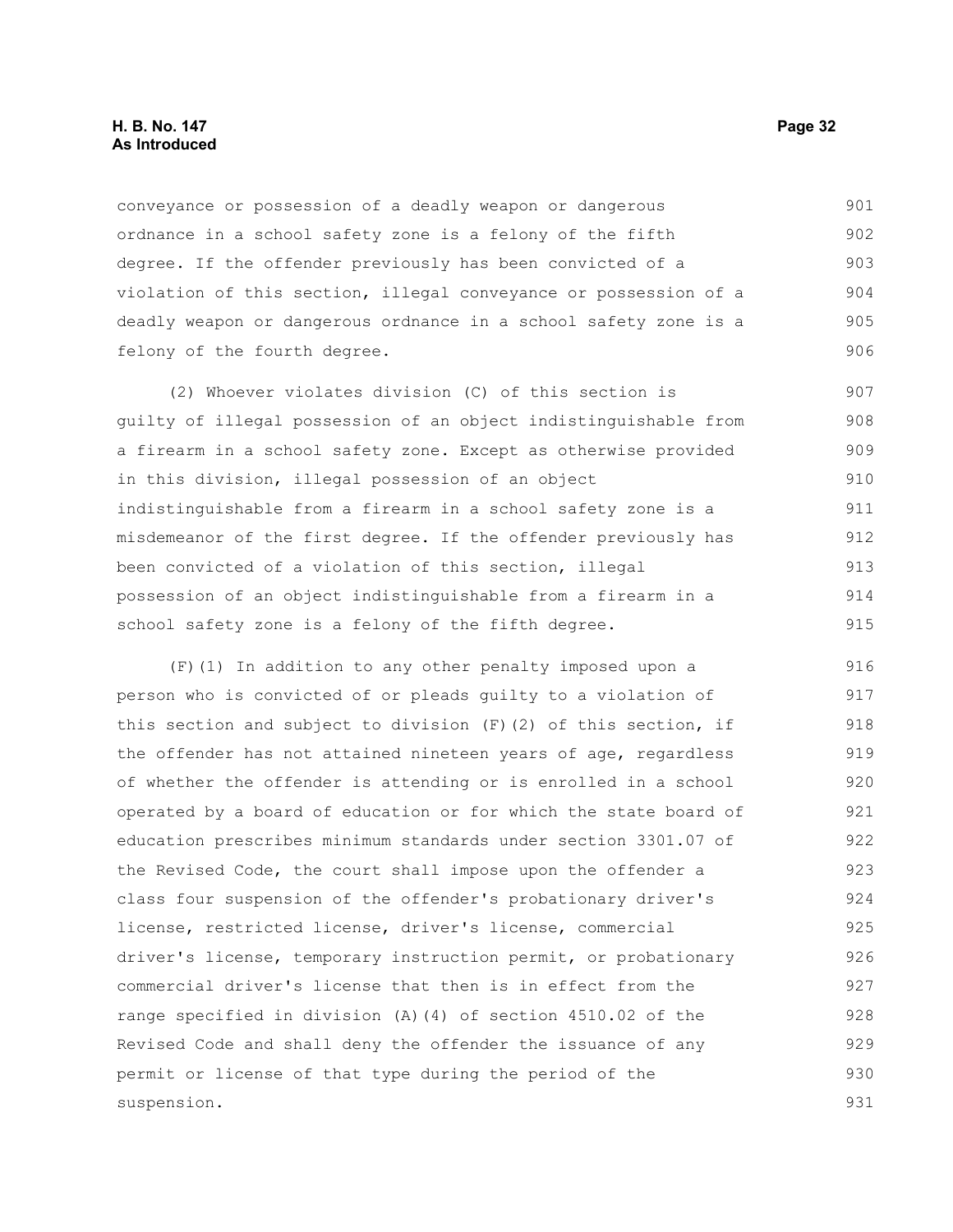conveyance or possession of a deadly weapon or dangerous ordnance in a school safety zone is a felony of the fifth degree. If the offender previously has been convicted of a violation of this section, illegal conveyance or possession of a deadly weapon or dangerous ordnance in a school safety zone is a felony of the fourth degree.

(2) Whoever violates division (C) of this section is guilty of illegal possession of an object indistinguishable from a firearm in a school safety zone. Except as otherwise provided in this division, illegal possession of an object indistinguishable from a firearm in a school safety zone is a misdemeanor of the first degree. If the offender previously has been convicted of a violation of this section, illegal possession of an object indistinguishable from a firearm in a school safety zone is a felony of the fifth degree.

(F)(1) In addition to any other penalty imposed upon a person who is convicted of or pleads guilty to a violation of this section and subject to division (F)(2) of this section, if the offender has not attained nineteen years of age, regardless of whether the offender is attending or is enrolled in a school operated by a board of education or for which the state board of education prescribes minimum standards under section 3301.07 of the Revised Code, the court shall impose upon the offender a class four suspension of the offender's probationary driver's license, restricted license, driver's license, commercial driver's license, temporary instruction permit, or probationary commercial driver's license that then is in effect from the range specified in division (A)(4) of section 4510.02 of the Revised Code and shall deny the offender the issuance of any permit or license of that type during the period of the suspension.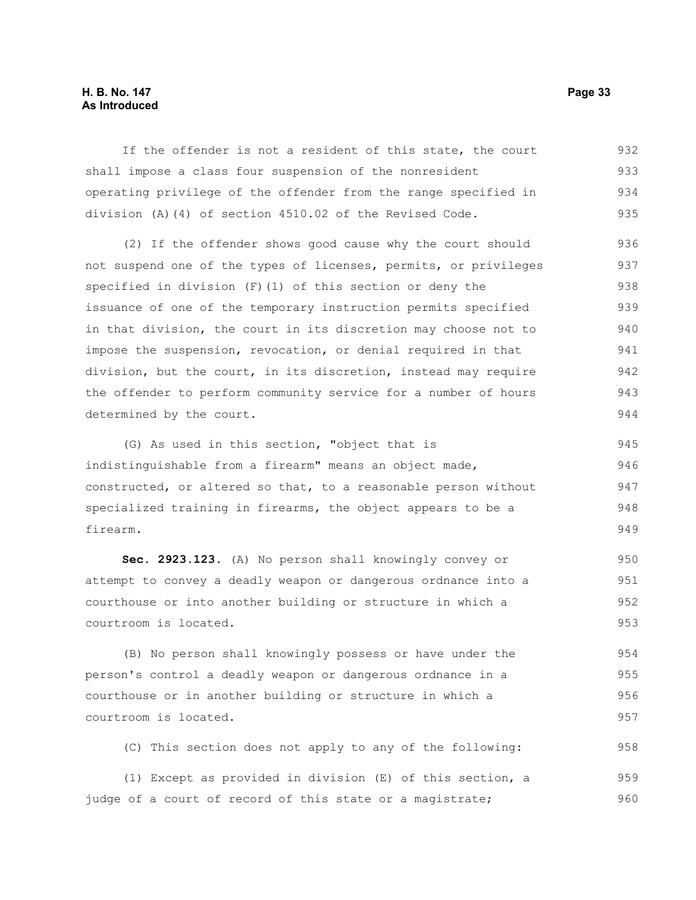If the offender is not a resident of this state, the court shall impose a class four suspension of the nonresident operating privilege of the offender from the range specified in division (A)(4) of section 4510.02 of the Revised Code.

(2) If the offender shows good cause why the court should not suspend one of the types of licenses, permits, or privileges specified in division (F)(1) of this section or deny the issuance of one of the temporary instruction permits specified in that division, the court in its discretion may choose not to impose the suspension, revocation, or denial required in that division, but the court, in its discretion, instead may require the offender to perform community service for a number of hours determined by the court.

(G) As used in this section, "object that is indistinguishable from a firearm" means an object made, constructed, or altered so that, to a reasonable person without specialized training in firearms, the object appears to be a firearm.

**Sec. 2923.123.** (A) No person shall knowingly convey or attempt to convey a deadly weapon or dangerous ordnance into a courthouse or into another building or structure in which a courtroom is located.

(B) No person shall knowingly possess or have under the person's control a deadly weapon or dangerous ordnance in a courthouse or in another building or structure in which a courtroom is located.

(C) This section does not apply to any of the following:

(1) Except as provided in division (E) of this section, a judge of a court of record of this state or a magistrate;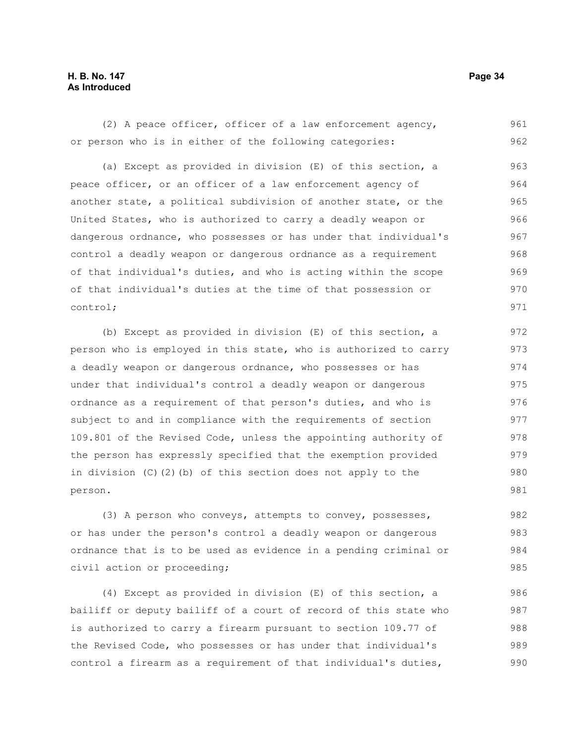(2) A peace officer, officer of a law enforcement agency, or person who is in either of the following categories:

(a) Except as provided in division (E) of this section, a peace officer, or an officer of a law enforcement agency of another state, a political subdivision of another state, or the United States, who is authorized to carry a deadly weapon or dangerous ordnance, who possesses or has under that individual's control a deadly weapon or dangerous ordnance as a requirement of that individual's duties, and who is acting within the scope of that individual's duties at the time of that possession or control;

(b) Except as provided in division (E) of this section, a person who is employed in this state, who is authorized to carry a deadly weapon or dangerous ordnance, who possesses or has under that individual's control a deadly weapon or dangerous ordnance as a requirement of that person's duties, and who is subject to and in compliance with the requirements of section 109.801 of the Revised Code, unless the appointing authority of the person has expressly specified that the exemption provided in division (C)(2)(b) of this section does not apply to the person.

(3) A person who conveys, attempts to convey, possesses, or has under the person's control a deadly weapon or dangerous ordnance that is to be used as evidence in a pending criminal or civil action or proceeding;

(4) Except as provided in division (E) of this section, a bailiff or deputy bailiff of a court of record of this state who is authorized to carry a firearm pursuant to section 109.77 of the Revised Code, who possesses or has under that individual's control a firearm as a requirement of that individual's duties,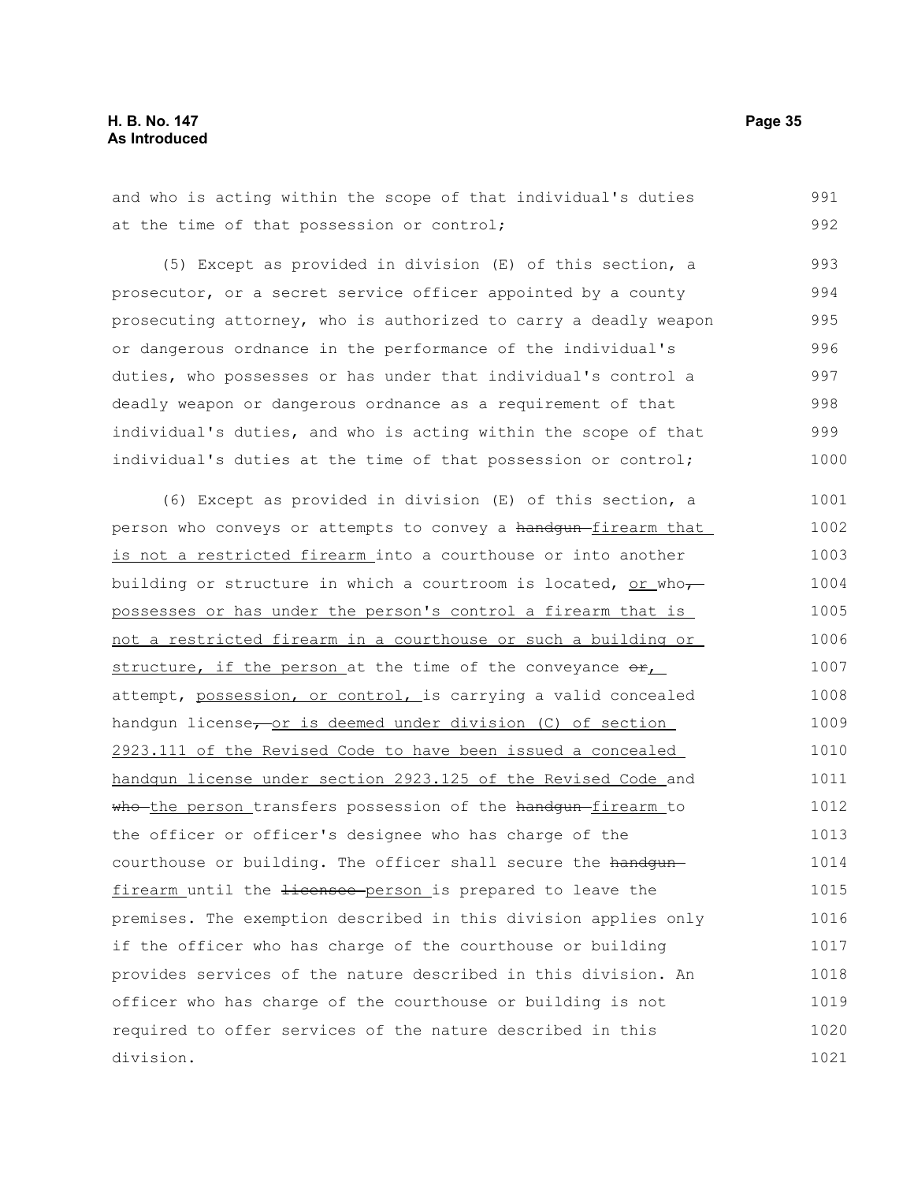and who is acting within the scope of that individual's duties at the time of that possession or control;

(5) Except as provided in division (E) of this section, a prosecutor, or a secret service officer appointed by a county prosecuting attorney, who is authorized to carry a deadly weapon or dangerous ordnance in the performance of the individual's duties, who possesses or has under that individual's control a deadly weapon or dangerous ordnance as a requirement of that individual's duties, and who is acting within the scope of that individual's duties at the time of that possession or control;

(6) Except as provided in division (E) of this section, a person who conveys or attempts to convey a ~~handgun~~ firearm that is not a restricted firearm into a courthouse or into another building or structure in which a courtroom is located, or who~~,~~ possesses or has under the person's control a firearm that is not a restricted firearm in a courthouse or such a building or structure, if the person at the time of the conveyance ~~or~~, attempt, possession, or control, is carrying a valid concealed handgun license~~,~~ or is deemed under division (C) of section 2923.111 of the Revised Code to have been issued a concealed handgun license under section 2923.125 of the Revised Code and ~~who~~ the person transfers possession of the ~~handgun~~ firearm to the officer or officer's designee who has charge of the courthouse or building. The officer shall secure the ~~handgun~~ firearm until the ~~licensee~~ person is prepared to leave the premises. The exemption described in this division applies only if the officer who has charge of the courthouse or building provides services of the nature described in this division. An officer who has charge of the courthouse or building is not required to offer services of the nature described in this division.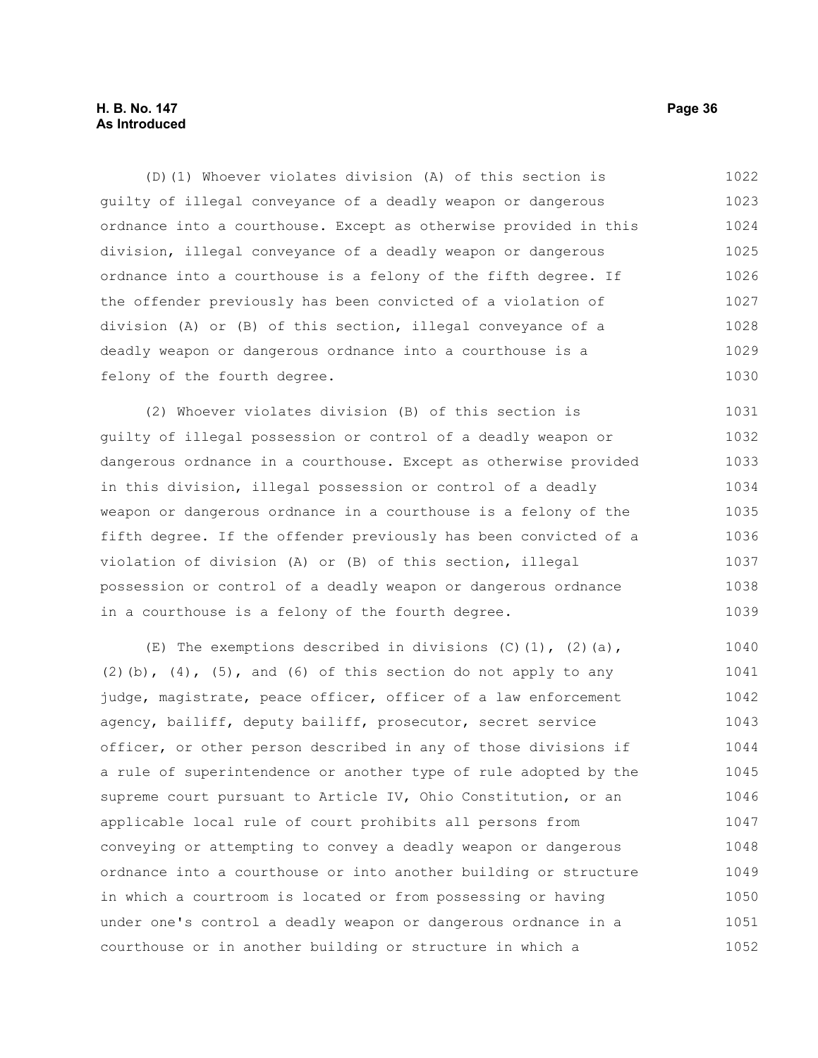(D)(1) Whoever violates division (A) of this section is guilty of illegal conveyance of a deadly weapon or dangerous ordnance into a courthouse. Except as otherwise provided in this division, illegal conveyance of a deadly weapon or dangerous ordnance into a courthouse is a felony of the fifth degree. If the offender previously has been convicted of a violation of division (A) or (B) of this section, illegal conveyance of a deadly weapon or dangerous ordnance into a courthouse is a felony of the fourth degree.

(2) Whoever violates division (B) of this section is guilty of illegal possession or control of a deadly weapon or dangerous ordnance in a courthouse. Except as otherwise provided in this division, illegal possession or control of a deadly weapon or dangerous ordnance in a courthouse is a felony of the fifth degree. If the offender previously has been convicted of a violation of division (A) or (B) of this section, illegal possession or control of a deadly weapon or dangerous ordnance in a courthouse is a felony of the fourth degree.

(E) The exemptions described in divisions (C)(1), (2)(a), (2)(b), (4), (5), and (6) of this section do not apply to any judge, magistrate, peace officer, officer of a law enforcement agency, bailiff, deputy bailiff, prosecutor, secret service officer, or other person described in any of those divisions if a rule of superintendence or another type of rule adopted by the supreme court pursuant to Article IV, Ohio Constitution, or an applicable local rule of court prohibits all persons from conveying or attempting to convey a deadly weapon or dangerous ordnance into a courthouse or into another building or structure in which a courtroom is located or from possessing or having under one's control a deadly weapon or dangerous ordnance in a courthouse or in another building or structure in which a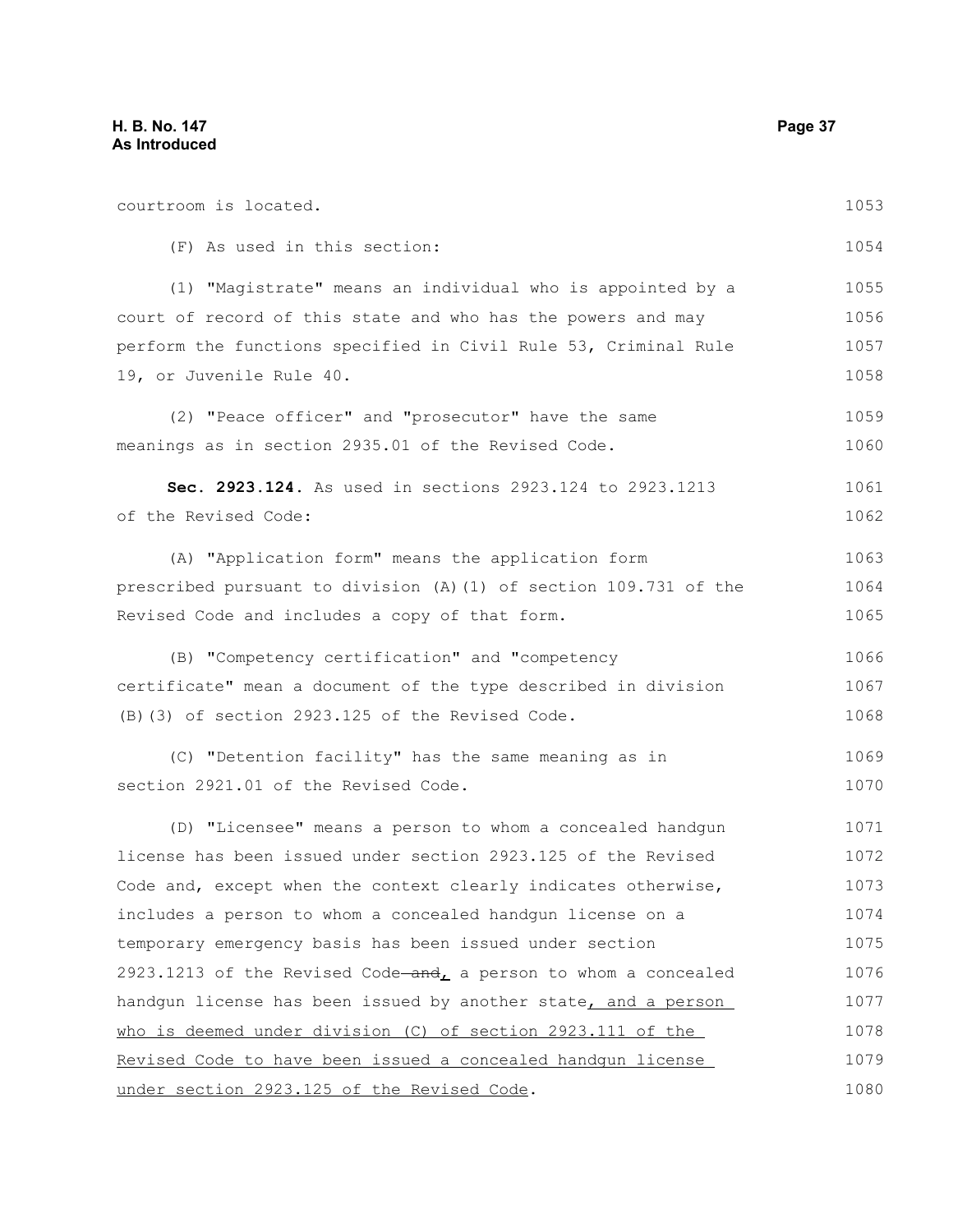courtroom is located.

(F) As used in this section:

(1) "Magistrate" means an individual who is appointed by a court of record of this state and who has the powers and may perform the functions specified in Civil Rule 53, Criminal Rule 19, or Juvenile Rule 40.

(2) "Peace officer" and "prosecutor" have the same meanings as in section 2935.01 of the Revised Code.

**Sec. 2923.124.** As used in sections 2923.124 to 2923.1213 of the Revised Code:

(A) "Application form" means the application form prescribed pursuant to division (A)(1) of section 109.731 of the Revised Code and includes a copy of that form.

(B) "Competency certification" and "competency certificate" mean a document of the type described in division (B)(3) of section 2923.125 of the Revised Code.

(C) "Detention facility" has the same meaning as in section 2921.01 of the Revised Code.

(D) "Licensee" means a person to whom a concealed handgun license has been issued under section 2923.125 of the Revised Code and, except when the context clearly indicates otherwise, includes a person to whom a concealed handgun license on a temporary emergency basis has been issued under section 2923.1213 of the Revised Code ~~and~~, a person to whom a concealed handgun license has been issued by another state, and a person who is deemed under division (C) of section 2923.111 of the Revised Code to have been issued a concealed handgun license under section 2923.125 of the Revised Code.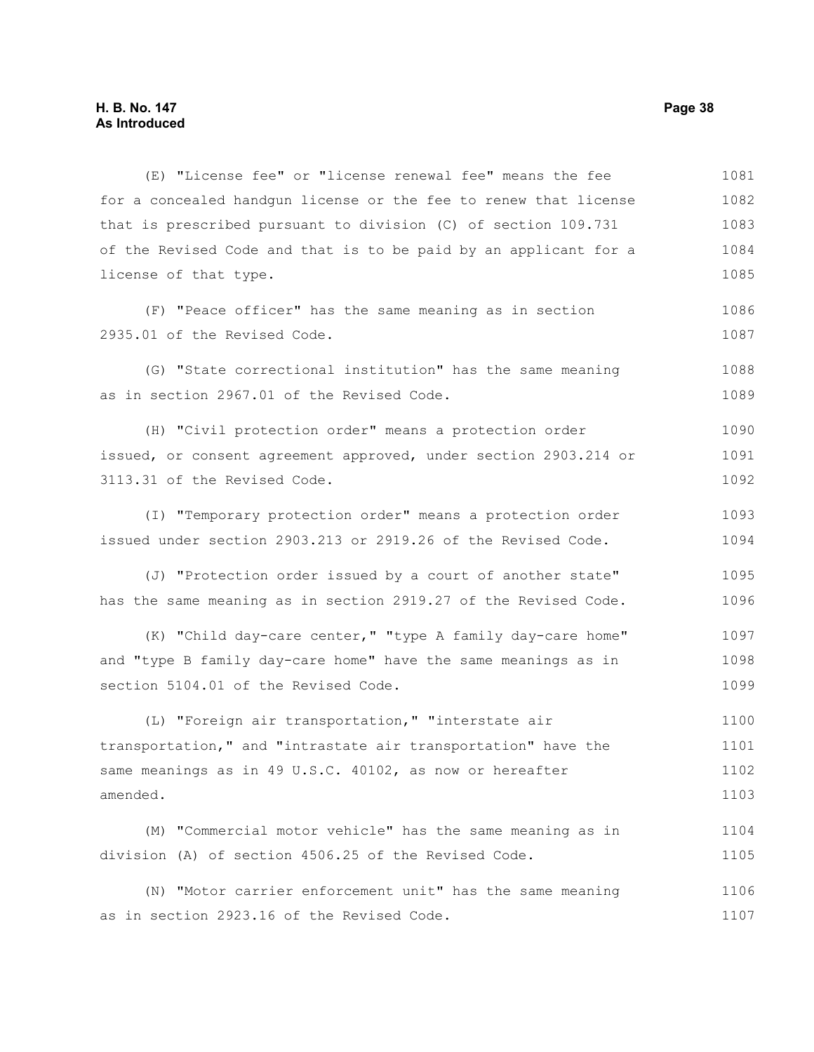(E) "License fee" or "license renewal fee" means the fee for a concealed handgun license or the fee to renew that license that is prescribed pursuant to division (C) of section 109.731 of the Revised Code and that is to be paid by an applicant for a license of that type.

(F) "Peace officer" has the same meaning as in section 2935.01 of the Revised Code.

(G) "State correctional institution" has the same meaning as in section 2967.01 of the Revised Code.

(H) "Civil protection order" means a protection order issued, or consent agreement approved, under section 2903.214 or 3113.31 of the Revised Code.

(I) "Temporary protection order" means a protection order issued under section 2903.213 or 2919.26 of the Revised Code.

(J) "Protection order issued by a court of another state" has the same meaning as in section 2919.27 of the Revised Code.

(K) "Child day-care center," "type A family day-care home" and "type B family day-care home" have the same meanings as in section 5104.01 of the Revised Code.

(L) "Foreign air transportation," "interstate air transportation," and "intrastate air transportation" have the same meanings as in 49 U.S.C. 40102, as now or hereafter amended.

(M) "Commercial motor vehicle" has the same meaning as in division (A) of section 4506.25 of the Revised Code.

(N) "Motor carrier enforcement unit" has the same meaning as in section 2923.16 of the Revised Code.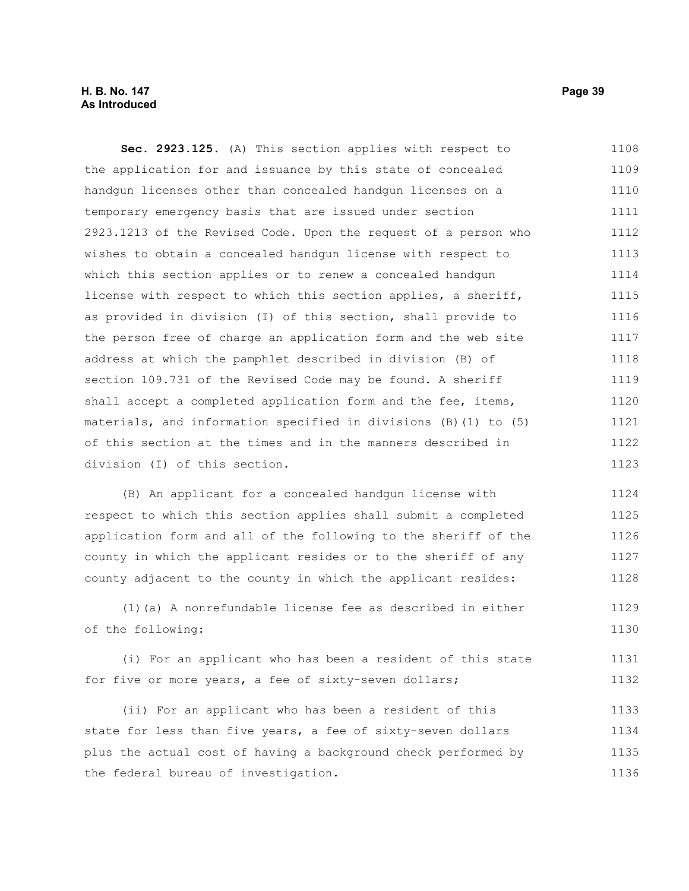**Sec. 2923.125.** (A) This section applies with respect to the application for and issuance by this state of concealed handgun licenses other than concealed handgun licenses on a temporary emergency basis that are issued under section 2923.1213 of the Revised Code. Upon the request of a person who wishes to obtain a concealed handgun license with respect to which this section applies or to renew a concealed handgun license with respect to which this section applies, a sheriff, as provided in division (I) of this section, shall provide to the person free of charge an application form and the web site address at which the pamphlet described in division (B) of section 109.731 of the Revised Code may be found. A sheriff shall accept a completed application form and the fee, items, materials, and information specified in divisions (B)(1) to (5) of this section at the times and in the manners described in division (I) of this section.

(B) An applicant for a concealed handgun license with respect to which this section applies shall submit a completed application form and all of the following to the sheriff of the county in which the applicant resides or to the sheriff of any county adjacent to the county in which the applicant resides:

(1)(a) A nonrefundable license fee as described in either of the following:

(i) For an applicant who has been a resident of this state for five or more years, a fee of sixty-seven dollars;

(ii) For an applicant who has been a resident of this state for less than five years, a fee of sixty-seven dollars plus the actual cost of having a background check performed by the federal bureau of investigation.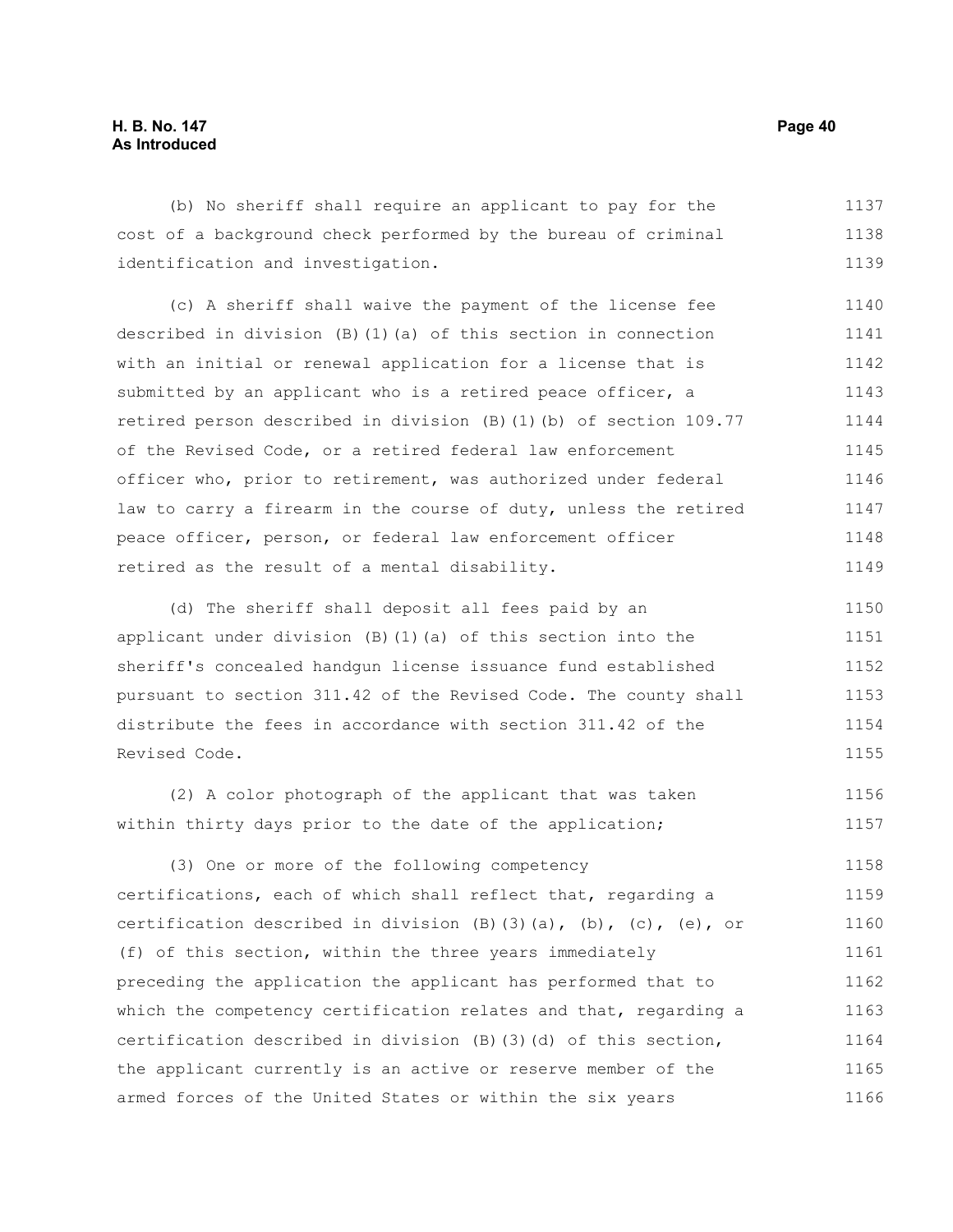(b) No sheriff shall require an applicant to pay for the cost of a background check performed by the bureau of criminal identification and investigation.

(c) A sheriff shall waive the payment of the license fee described in division (B)(1)(a) of this section in connection with an initial or renewal application for a license that is submitted by an applicant who is a retired peace officer, a retired person described in division (B)(1)(b) of section 109.77 of the Revised Code, or a retired federal law enforcement officer who, prior to retirement, was authorized under federal law to carry a firearm in the course of duty, unless the retired peace officer, person, or federal law enforcement officer retired as the result of a mental disability.

(d) The sheriff shall deposit all fees paid by an applicant under division (B)(1)(a) of this section into the sheriff's concealed handgun license issuance fund established pursuant to section 311.42 of the Revised Code. The county shall distribute the fees in accordance with section 311.42 of the Revised Code.

(2) A color photograph of the applicant that was taken within thirty days prior to the date of the application;

(3) One or more of the following competency certifications, each of which shall reflect that, regarding a certification described in division (B)(3)(a), (b), (c), (e), or (f) of this section, within the three years immediately preceding the application the applicant has performed that to which the competency certification relates and that, regarding a certification described in division (B)(3)(d) of this section, the applicant currently is an active or reserve member of the armed forces of the United States or within the six years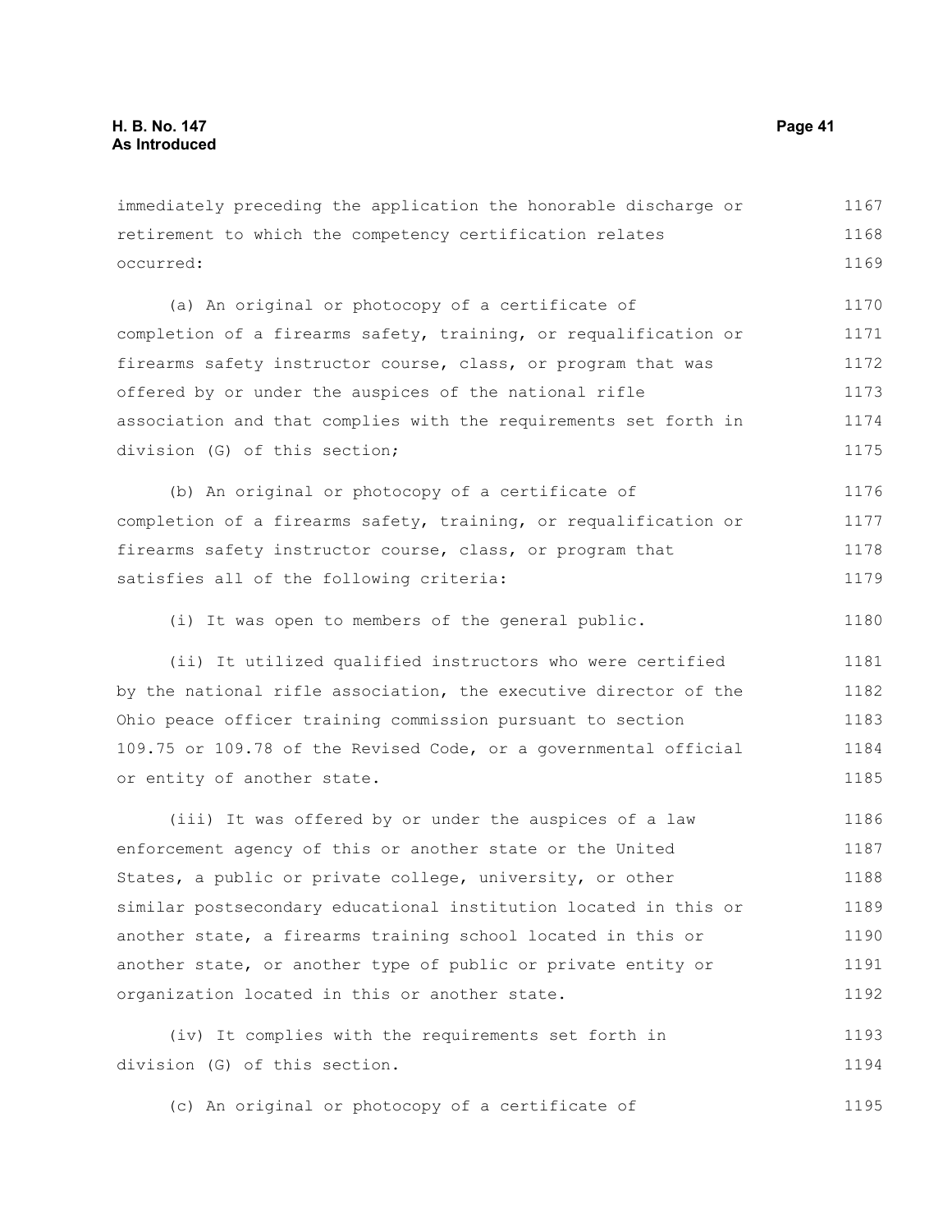immediately preceding the application the honorable discharge or retirement to which the competency certification relates occurred:

(a) An original or photocopy of a certificate of completion of a firearms safety, training, or requalification or firearms safety instructor course, class, or program that was offered by or under the auspices of the national rifle association and that complies with the requirements set forth in division (G) of this section;

(b) An original or photocopy of a certificate of completion of a firearms safety, training, or requalification or firearms safety instructor course, class, or program that satisfies all of the following criteria:

(i) It was open to members of the general public.

(ii) It utilized qualified instructors who were certified by the national rifle association, the executive director of the Ohio peace officer training commission pursuant to section 109.75 or 109.78 of the Revised Code, or a governmental official or entity of another state.

(iii) It was offered by or under the auspices of a law enforcement agency of this or another state or the United States, a public or private college, university, or other similar postsecondary educational institution located in this or another state, a firearms training school located in this or another state, or another type of public or private entity or organization located in this or another state.

(iv) It complies with the requirements set forth in division (G) of this section.

(c) An original or photocopy of a certificate of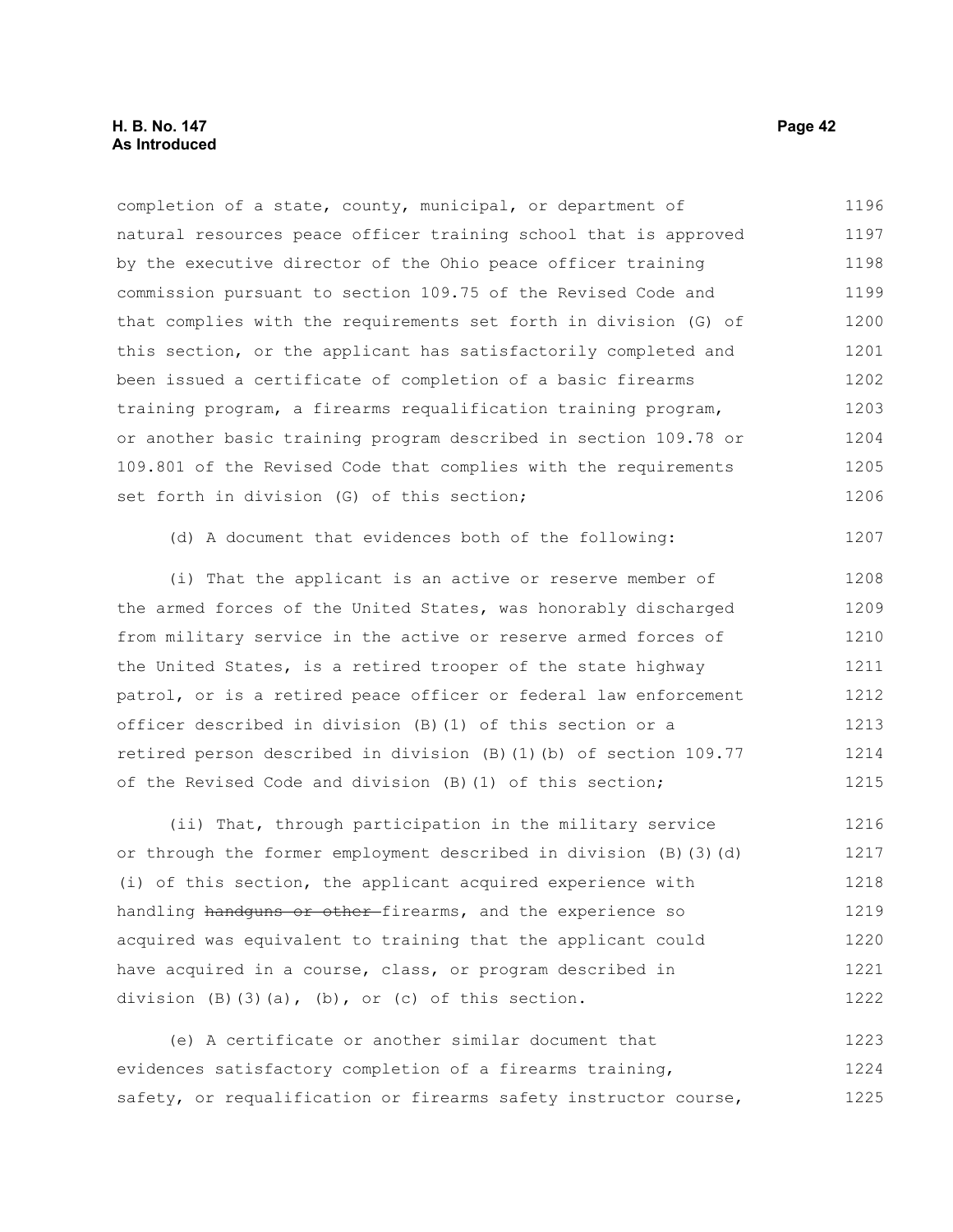completion of a state, county, municipal, or department of natural resources peace officer training school that is approved by the executive director of the Ohio peace officer training commission pursuant to section 109.75 of the Revised Code and that complies with the requirements set forth in division (G) of this section, or the applicant has satisfactorily completed and been issued a certificate of completion of a basic firearms training program, a firearms requalification training program, or another basic training program described in section 109.78 or 109.801 of the Revised Code that complies with the requirements set forth in division (G) of this section;

(d) A document that evidences both of the following:

(i) That the applicant is an active or reserve member of the armed forces of the United States, was honorably discharged from military service in the active or reserve armed forces of the United States, is a retired trooper of the state highway patrol, or is a retired peace officer or federal law enforcement officer described in division (B)(1) of this section or a retired person described in division (B)(1)(b) of section 109.77 of the Revised Code and division (B)(1) of this section;

(ii) That, through participation in the military service or through the former employment described in division (B)(3)(d)(i) of this section, the applicant acquired experience with handling ~~handguns or other~~ firearms, and the experience so acquired was equivalent to training that the applicant could have acquired in a course, class, or program described in division (B)(3)(a), (b), or (c) of this section.

(e) A certificate or another similar document that evidences satisfactory completion of a firearms training, safety, or requalification or firearms safety instructor course,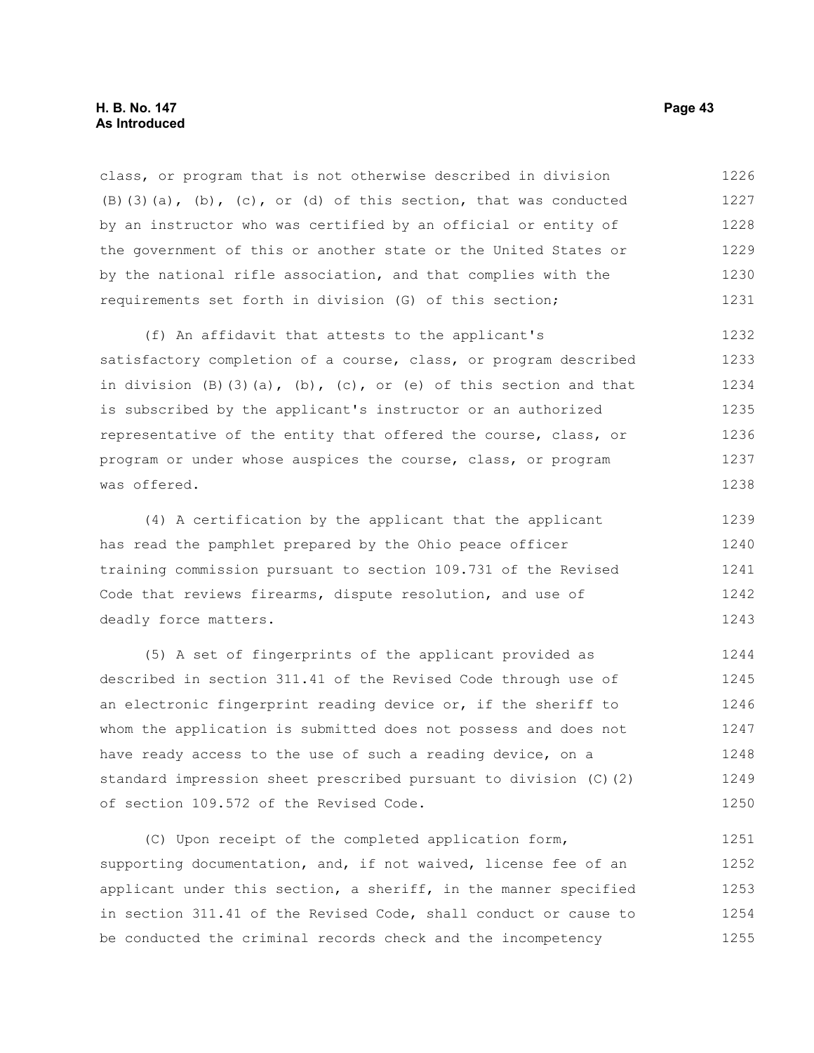class, or program that is not otherwise described in division (B)(3)(a), (b), (c), or (d) of this section, that was conducted by an instructor who was certified by an official or entity of the government of this or another state or the United States or by the national rifle association, and that complies with the requirements set forth in division (G) of this section;

(f) An affidavit that attests to the applicant's satisfactory completion of a course, class, or program described in division (B)(3)(a), (b), (c), or (e) of this section and that is subscribed by the applicant's instructor or an authorized representative of the entity that offered the course, class, or program or under whose auspices the course, class, or program was offered.

(4) A certification by the applicant that the applicant has read the pamphlet prepared by the Ohio peace officer training commission pursuant to section 109.731 of the Revised Code that reviews firearms, dispute resolution, and use of deadly force matters.

(5) A set of fingerprints of the applicant provided as described in section 311.41 of the Revised Code through use of an electronic fingerprint reading device or, if the sheriff to whom the application is submitted does not possess and does not have ready access to the use of such a reading device, on a standard impression sheet prescribed pursuant to division (C)(2) of section 109.572 of the Revised Code.

(C) Upon receipt of the completed application form, supporting documentation, and, if not waived, license fee of an applicant under this section, a sheriff, in the manner specified in section 311.41 of the Revised Code, shall conduct or cause to be conducted the criminal records check and the incompetency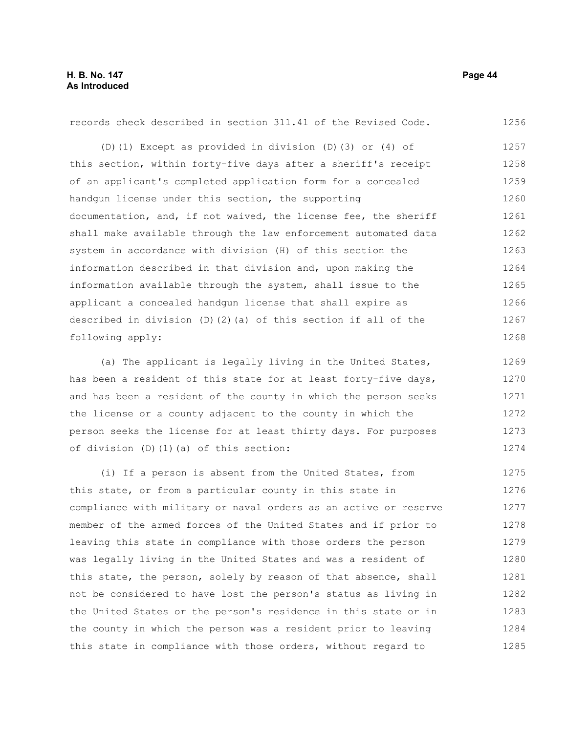records check described in section 311.41 of the Revised Code.

(D)(1) Except as provided in division (D)(3) or (4) of this section, within forty-five days after a sheriff's receipt of an applicant's completed application form for a concealed handgun license under this section, the supporting documentation, and, if not waived, the license fee, the sheriff shall make available through the law enforcement automated data system in accordance with division (H) of this section the information described in that division and, upon making the information available through the system, shall issue to the applicant a concealed handgun license that shall expire as described in division (D)(2)(a) of this section if all of the following apply:

(a) The applicant is legally living in the United States, has been a resident of this state for at least forty-five days, and has been a resident of the county in which the person seeks the license or a county adjacent to the county in which the person seeks the license for at least thirty days. For purposes of division (D)(1)(a) of this section:

(i) If a person is absent from the United States, from this state, or from a particular county in this state in compliance with military or naval orders as an active or reserve member of the armed forces of the United States and if prior to leaving this state in compliance with those orders the person was legally living in the United States and was a resident of this state, the person, solely by reason of that absence, shall not be considered to have lost the person's status as living in the United States or the person's residence in this state or in the county in which the person was a resident prior to leaving this state in compliance with those orders, without regard to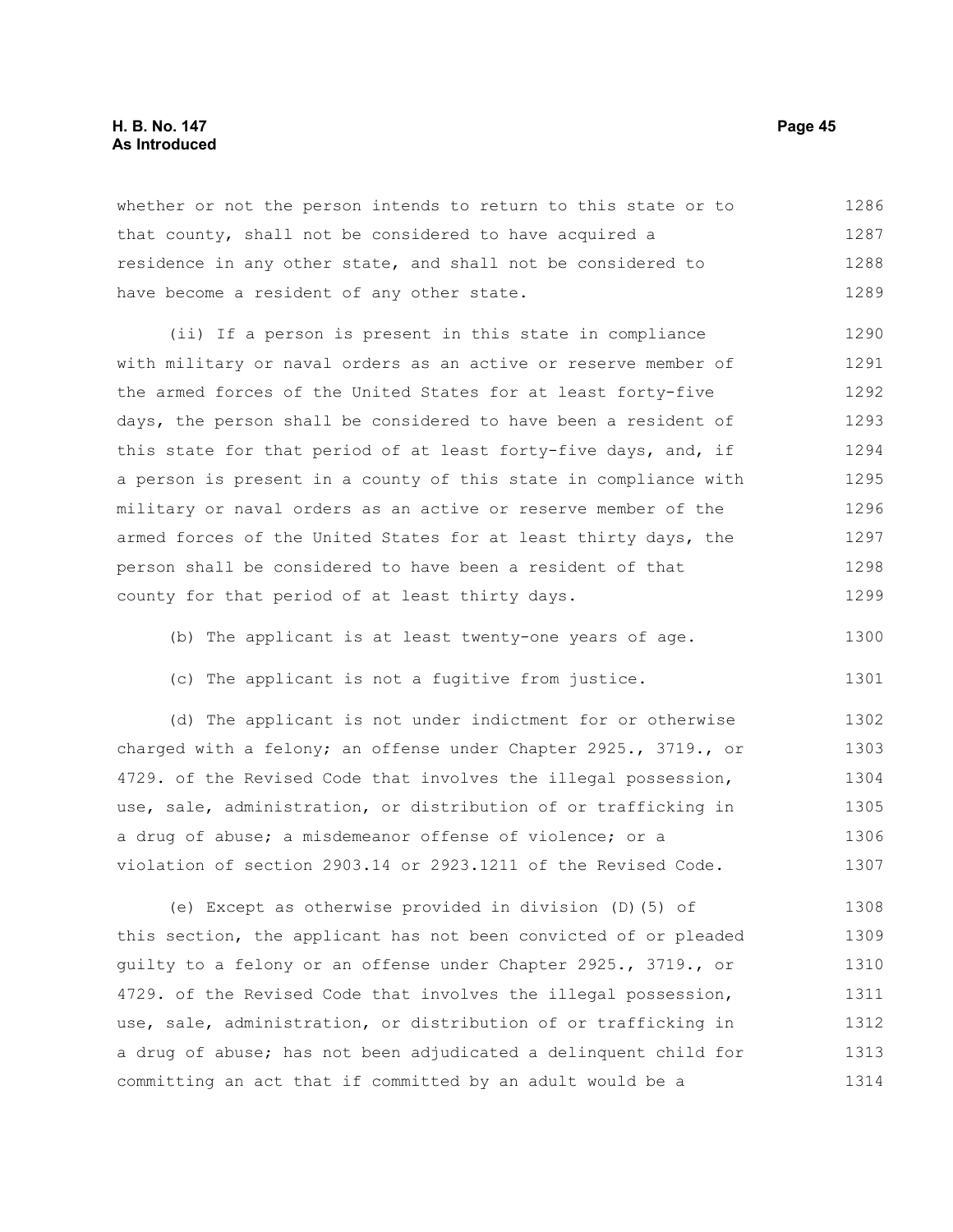whether or not the person intends to return to this state or to that county, shall not be considered to have acquired a residence in any other state, and shall not be considered to have become a resident of any other state.

(ii) If a person is present in this state in compliance with military or naval orders as an active or reserve member of the armed forces of the United States for at least forty-five days, the person shall be considered to have been a resident of this state for that period of at least forty-five days, and, if a person is present in a county of this state in compliance with military or naval orders as an active or reserve member of the armed forces of the United States for at least thirty days, the person shall be considered to have been a resident of that county for that period of at least thirty days.

(b) The applicant is at least twenty-one years of age.

(c) The applicant is not a fugitive from justice.

(d) The applicant is not under indictment for or otherwise charged with a felony; an offense under Chapter 2925., 3719., or 4729. of the Revised Code that involves the illegal possession, use, sale, administration, or distribution of or trafficking in a drug of abuse; a misdemeanor offense of violence; or a violation of section 2903.14 or 2923.1211 of the Revised Code.

(e) Except as otherwise provided in division (D)(5) of this section, the applicant has not been convicted of or pleaded guilty to a felony or an offense under Chapter 2925., 3719., or 4729. of the Revised Code that involves the illegal possession, use, sale, administration, or distribution of or trafficking in a drug of abuse; has not been adjudicated a delinquent child for committing an act that if committed by an adult would be a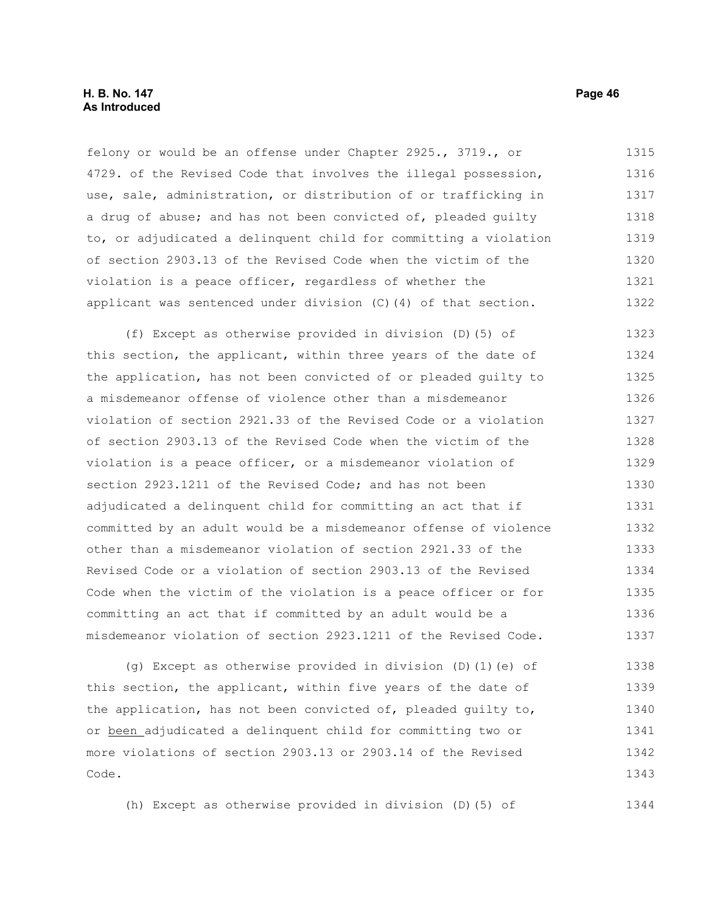felony or would be an offense under Chapter 2925., 3719., or 4729. of the Revised Code that involves the illegal possession, use, sale, administration, or distribution of or trafficking in a drug of abuse; and has not been convicted of, pleaded guilty to, or adjudicated a delinquent child for committing a violation of section 2903.13 of the Revised Code when the victim of the violation is a peace officer, regardless of whether the applicant was sentenced under division (C)(4) of that section.

(f) Except as otherwise provided in division (D)(5) of this section, the applicant, within three years of the date of the application, has not been convicted of or pleaded guilty to a misdemeanor offense of violence other than a misdemeanor violation of section 2921.33 of the Revised Code or a violation of section 2903.13 of the Revised Code when the victim of the violation is a peace officer, or a misdemeanor violation of section 2923.1211 of the Revised Code; and has not been adjudicated a delinquent child for committing an act that if committed by an adult would be a misdemeanor offense of violence other than a misdemeanor violation of section 2921.33 of the Revised Code or a violation of section 2903.13 of the Revised Code when the victim of the violation is a peace officer or for committing an act that if committed by an adult would be a misdemeanor violation of section 2923.1211 of the Revised Code.

(g) Except as otherwise provided in division (D)(1)(e) of this section, the applicant, within five years of the date of the application, has not been convicted of, pleaded guilty to, or been adjudicated a delinquent child for committing two or more violations of section 2903.13 or 2903.14 of the Revised Code.

(h) Except as otherwise provided in division (D)(5) of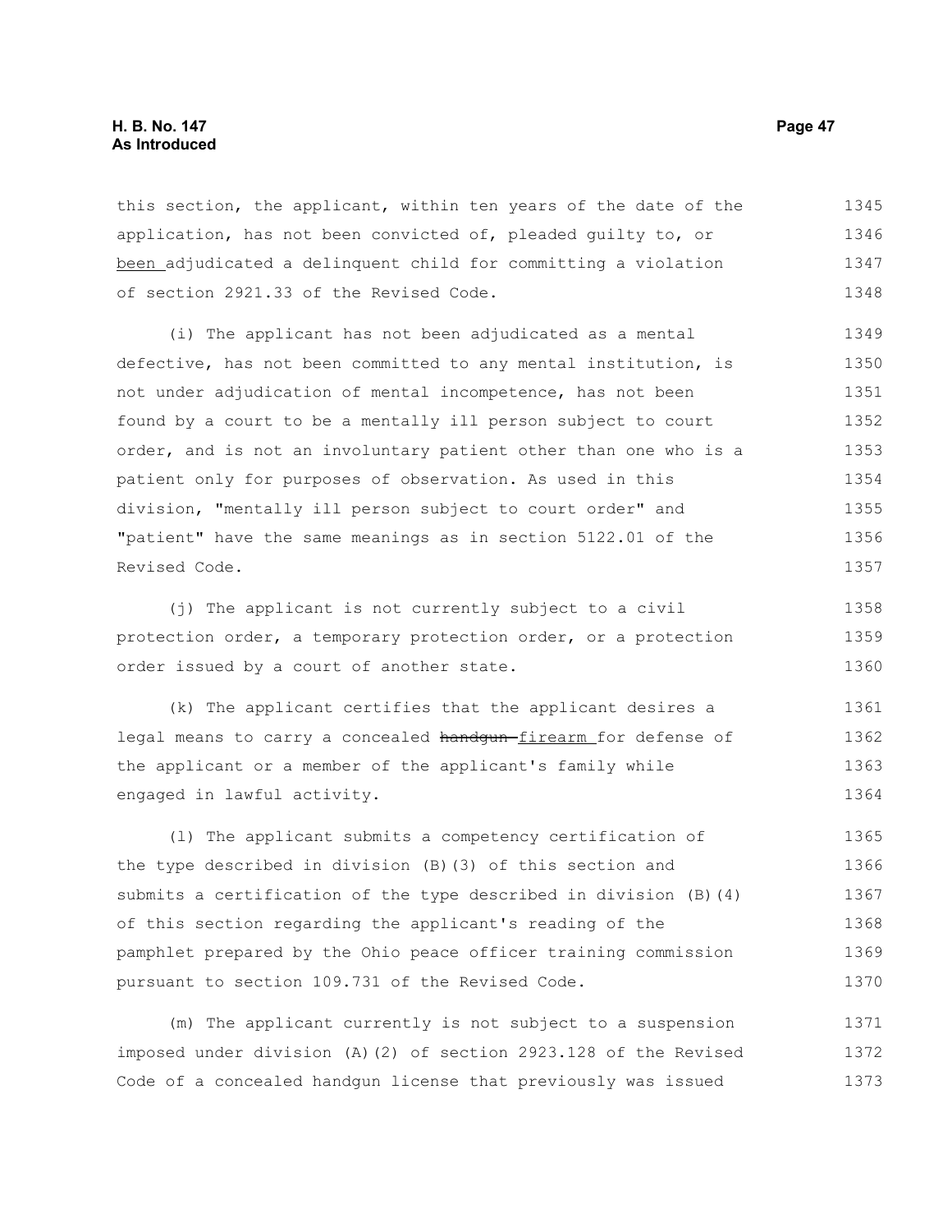this section, the applicant, within ten years of the date of the application, has not been convicted of, pleaded guilty to, or been adjudicated a delinquent child for committing a violation of section 2921.33 of the Revised Code.

(i) The applicant has not been adjudicated as a mental defective, has not been committed to any mental institution, is not under adjudication of mental incompetence, has not been found by a court to be a mentally ill person subject to court order, and is not an involuntary patient other than one who is a patient only for purposes of observation. As used in this division, "mentally ill person subject to court order" and "patient" have the same meanings as in section 5122.01 of the Revised Code.

(j) The applicant is not currently subject to a civil protection order, a temporary protection order, or a protection order issued by a court of another state.

(k) The applicant certifies that the applicant desires a legal means to carry a concealed ~~handgun~~ firearm for defense of the applicant or a member of the applicant's family while engaged in lawful activity.

(l) The applicant submits a competency certification of the type described in division (B)(3) of this section and submits a certification of the type described in division (B)(4) of this section regarding the applicant's reading of the pamphlet prepared by the Ohio peace officer training commission pursuant to section 109.731 of the Revised Code.

(m) The applicant currently is not subject to a suspension imposed under division (A)(2) of section 2923.128 of the Revised Code of a concealed handgun license that previously was issued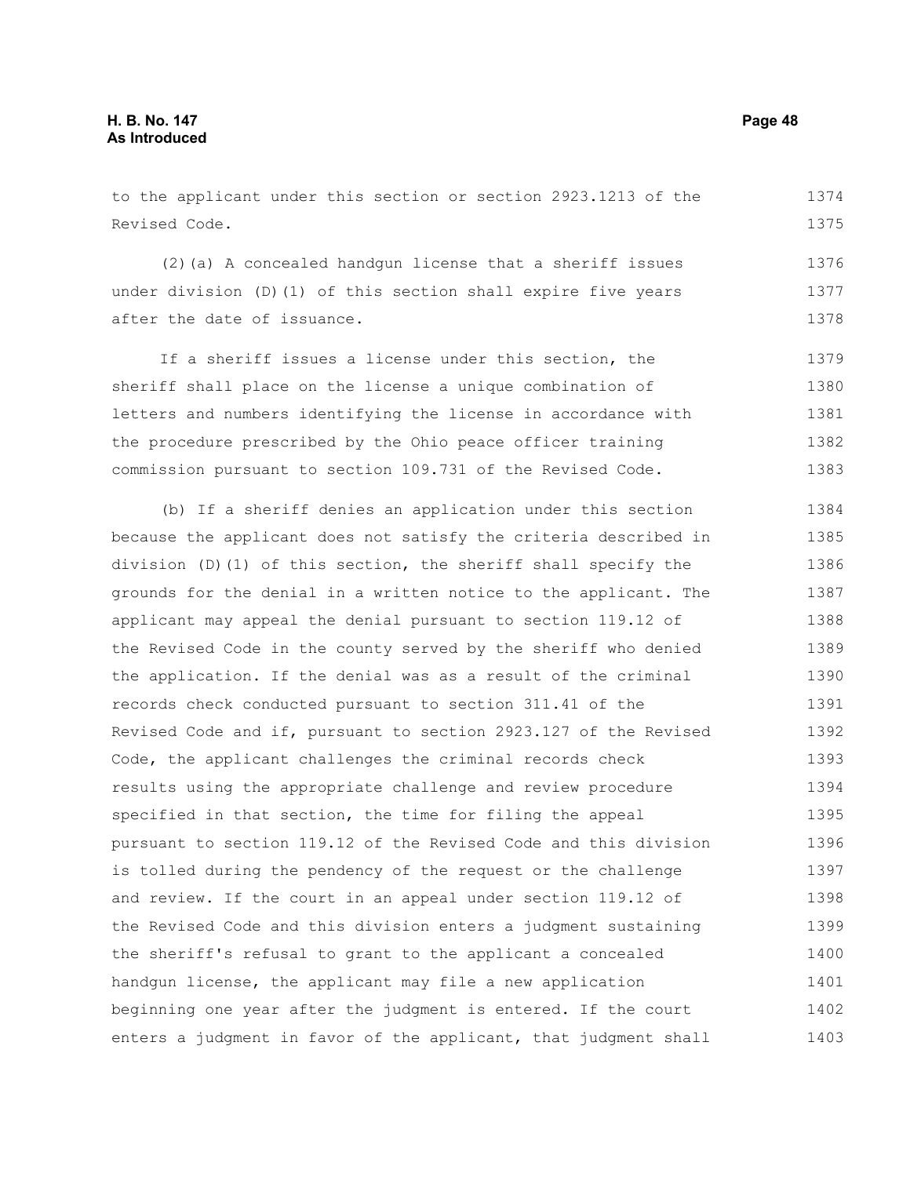to the applicant under this section or section 2923.1213 of the Revised Code.

(2)(a) A concealed handgun license that a sheriff issues under division (D)(1) of this section shall expire five years after the date of issuance.

If a sheriff issues a license under this section, the sheriff shall place on the license a unique combination of letters and numbers identifying the license in accordance with the procedure prescribed by the Ohio peace officer training commission pursuant to section 109.731 of the Revised Code.

(b) If a sheriff denies an application under this section because the applicant does not satisfy the criteria described in division (D)(1) of this section, the sheriff shall specify the grounds for the denial in a written notice to the applicant. The applicant may appeal the denial pursuant to section 119.12 of the Revised Code in the county served by the sheriff who denied the application. If the denial was as a result of the criminal records check conducted pursuant to section 311.41 of the Revised Code and if, pursuant to section 2923.127 of the Revised Code, the applicant challenges the criminal records check results using the appropriate challenge and review procedure specified in that section, the time for filing the appeal pursuant to section 119.12 of the Revised Code and this division is tolled during the pendency of the request or the challenge and review. If the court in an appeal under section 119.12 of the Revised Code and this division enters a judgment sustaining the sheriff's refusal to grant to the applicant a concealed handgun license, the applicant may file a new application beginning one year after the judgment is entered. If the court enters a judgment in favor of the applicant, that judgment shall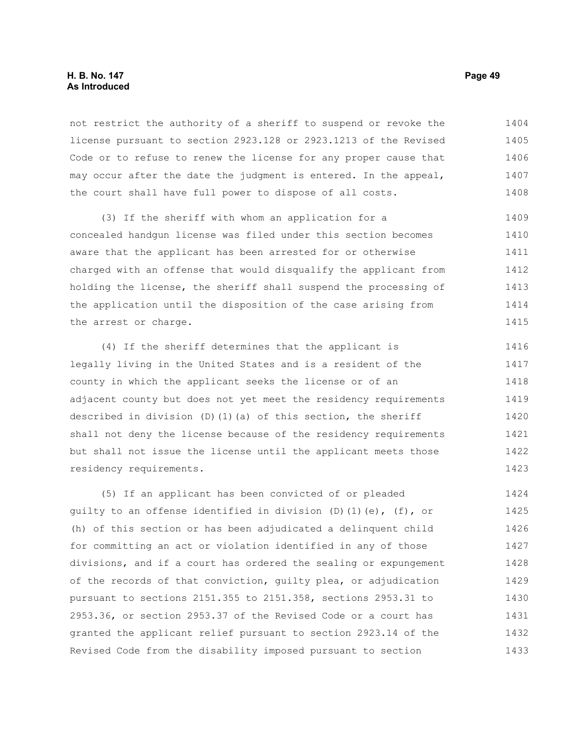not restrict the authority of a sheriff to suspend or revoke the license pursuant to section 2923.128 or 2923.1213 of the Revised Code or to refuse to renew the license for any proper cause that may occur after the date the judgment is entered. In the appeal, the court shall have full power to dispose of all costs.

(3) If the sheriff with whom an application for a concealed handgun license was filed under this section becomes aware that the applicant has been arrested for or otherwise charged with an offense that would disqualify the applicant from holding the license, the sheriff shall suspend the processing of the application until the disposition of the case arising from the arrest or charge.

(4) If the sheriff determines that the applicant is legally living in the United States and is a resident of the county in which the applicant seeks the license or of an adjacent county but does not yet meet the residency requirements described in division (D)(1)(a) of this section, the sheriff shall not deny the license because of the residency requirements but shall not issue the license until the applicant meets those residency requirements.

(5) If an applicant has been convicted of or pleaded guilty to an offense identified in division (D)(1)(e), (f), or (h) of this section or has been adjudicated a delinquent child for committing an act or violation identified in any of those divisions, and if a court has ordered the sealing or expungement of the records of that conviction, guilty plea, or adjudication pursuant to sections 2151.355 to 2151.358, sections 2953.31 to 2953.36, or section 2953.37 of the Revised Code or a court has granted the applicant relief pursuant to section 2923.14 of the Revised Code from the disability imposed pursuant to section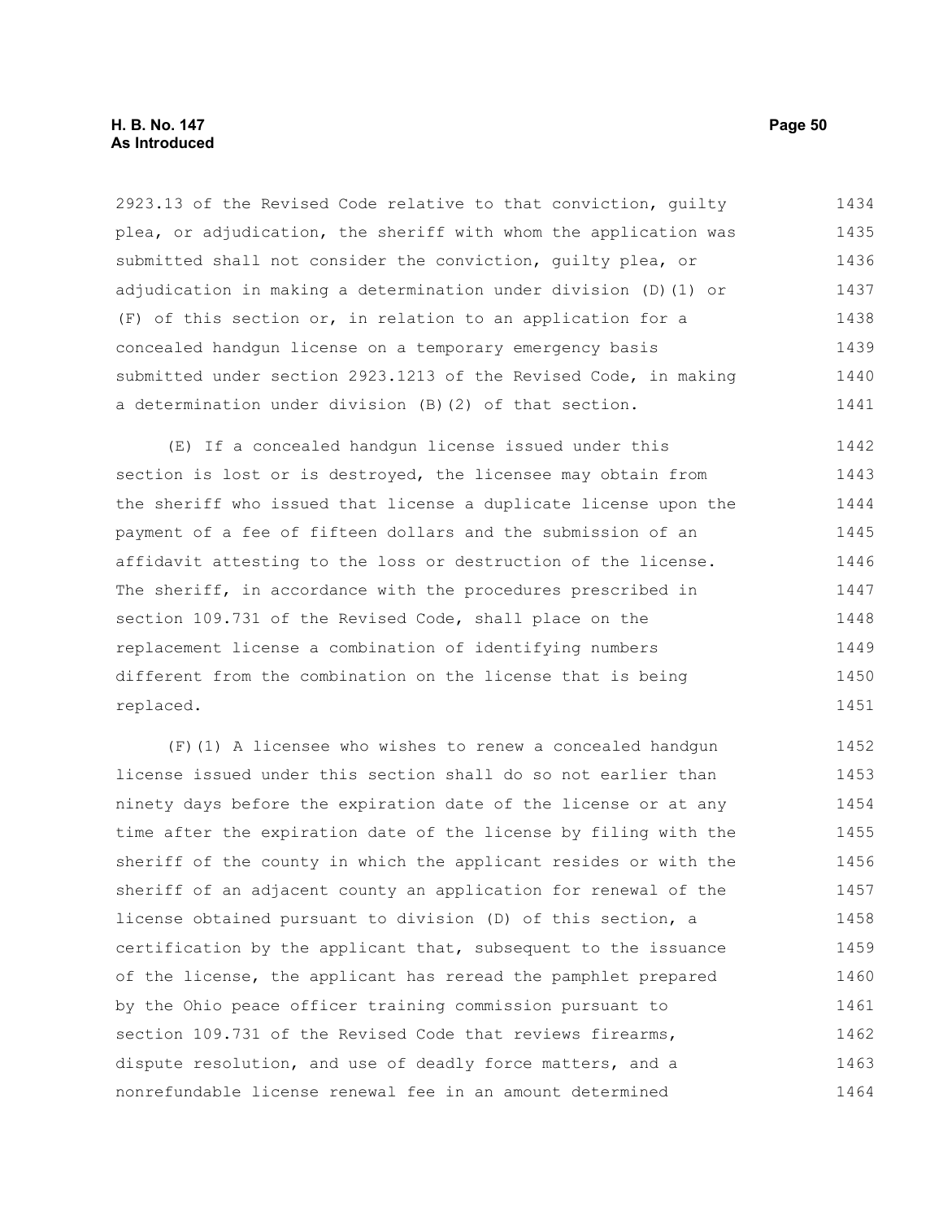2923.13 of the Revised Code relative to that conviction, guilty plea, or adjudication, the sheriff with whom the application was submitted shall not consider the conviction, guilty plea, or adjudication in making a determination under division (D)(1) or (F) of this section or, in relation to an application for a concealed handgun license on a temporary emergency basis submitted under section 2923.1213 of the Revised Code, in making a determination under division (B)(2) of that section.

(E) If a concealed handgun license issued under this section is lost or is destroyed, the licensee may obtain from the sheriff who issued that license a duplicate license upon the payment of a fee of fifteen dollars and the submission of an affidavit attesting to the loss or destruction of the license. The sheriff, in accordance with the procedures prescribed in section 109.731 of the Revised Code, shall place on the replacement license a combination of identifying numbers different from the combination on the license that is being replaced.

(F)(1) A licensee who wishes to renew a concealed handgun license issued under this section shall do so not earlier than ninety days before the expiration date of the license or at any time after the expiration date of the license by filing with the sheriff of the county in which the applicant resides or with the sheriff of an adjacent county an application for renewal of the license obtained pursuant to division (D) of this section, a certification by the applicant that, subsequent to the issuance of the license, the applicant has reread the pamphlet prepared by the Ohio peace officer training commission pursuant to section 109.731 of the Revised Code that reviews firearms, dispute resolution, and use of deadly force matters, and a nonrefundable license renewal fee in an amount determined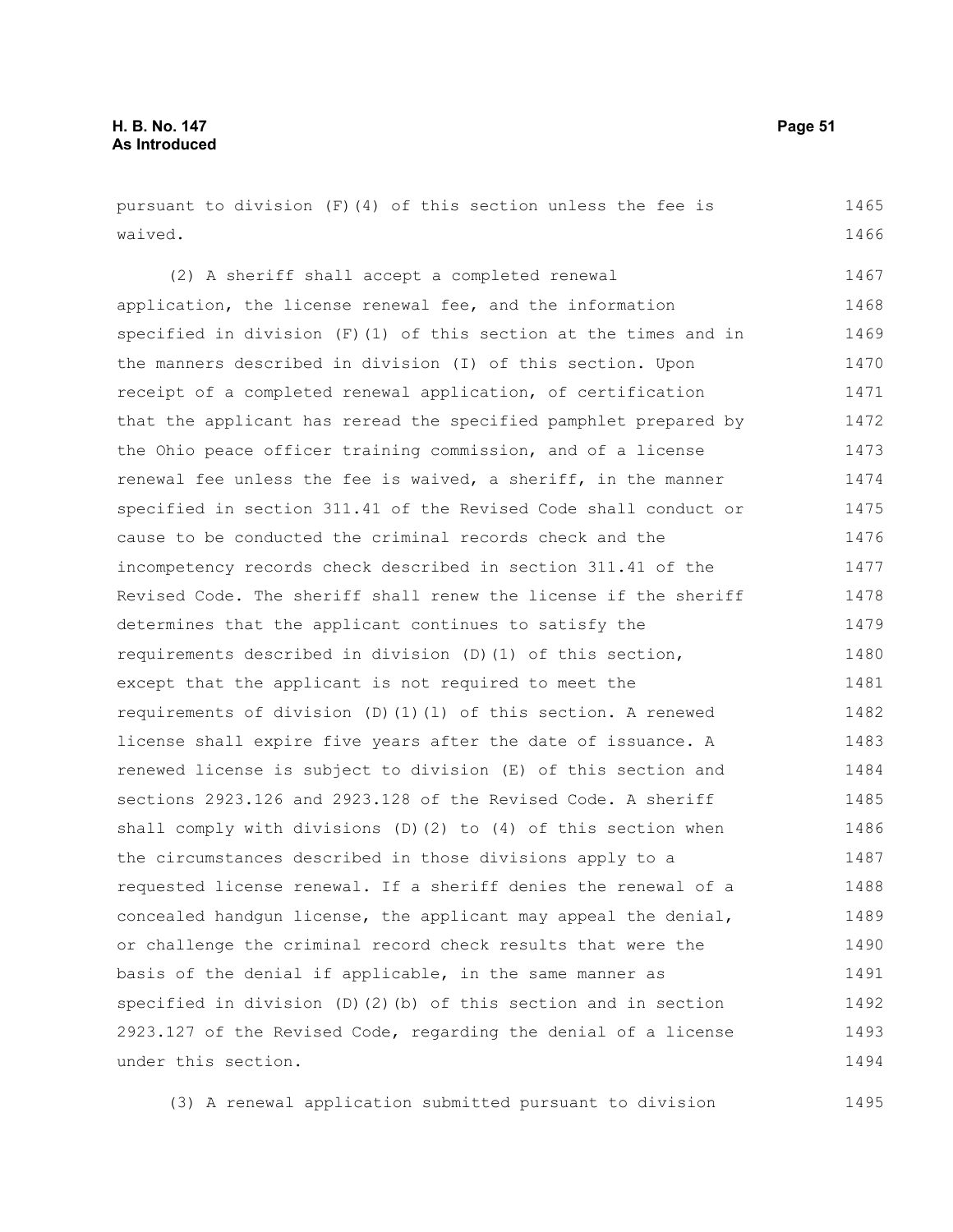pursuant to division (F)(4) of this section unless the fee is waived.

(2) A sheriff shall accept a completed renewal application, the license renewal fee, and the information specified in division (F)(1) of this section at the times and in the manners described in division (I) of this section. Upon receipt of a completed renewal application, of certification that the applicant has reread the specified pamphlet prepared by the Ohio peace officer training commission, and of a license renewal fee unless the fee is waived, a sheriff, in the manner specified in section 311.41 of the Revised Code shall conduct or cause to be conducted the criminal records check and the incompetency records check described in section 311.41 of the Revised Code. The sheriff shall renew the license if the sheriff determines that the applicant continues to satisfy the requirements described in division (D)(1) of this section, except that the applicant is not required to meet the requirements of division (D)(1)(l) of this section. A renewed license shall expire five years after the date of issuance. A renewed license is subject to division (E) of this section and sections 2923.126 and 2923.128 of the Revised Code. A sheriff shall comply with divisions (D)(2) to (4) of this section when the circumstances described in those divisions apply to a requested license renewal. If a sheriff denies the renewal of a concealed handgun license, the applicant may appeal the denial, or challenge the criminal record check results that were the basis of the denial if applicable, in the same manner as specified in division (D)(2)(b) of this section and in section 2923.127 of the Revised Code, regarding the denial of a license under this section.

(3) A renewal application submitted pursuant to division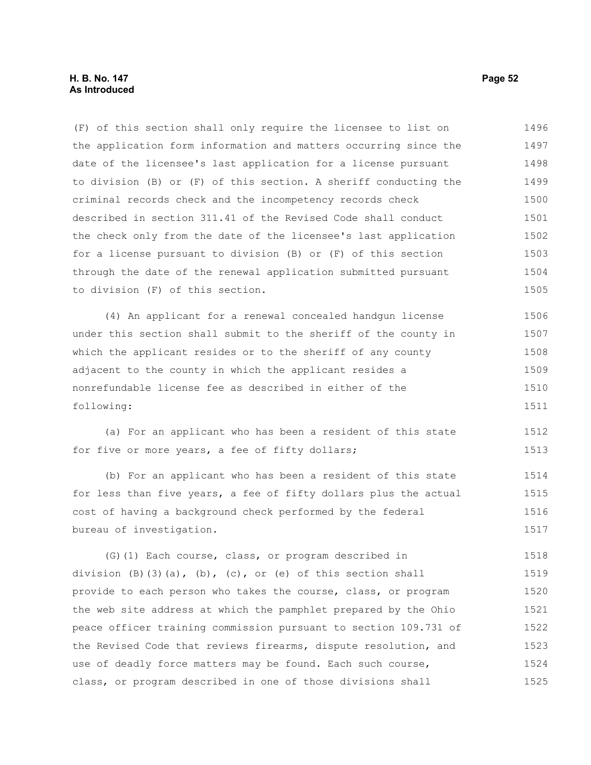(F) of this section shall only require the licensee to list on the application form information and matters occurring since the date of the licensee's last application for a license pursuant to division (B) or (F) of this section. A sheriff conducting the criminal records check and the incompetency records check described in section 311.41 of the Revised Code shall conduct the check only from the date of the licensee's last application for a license pursuant to division (B) or (F) of this section through the date of the renewal application submitted pursuant to division (F) of this section.

(4) An applicant for a renewal concealed handgun license under this section shall submit to the sheriff of the county in which the applicant resides or to the sheriff of any county adjacent to the county in which the applicant resides a nonrefundable license fee as described in either of the following:

(a) For an applicant who has been a resident of this state for five or more years, a fee of fifty dollars;

(b) For an applicant who has been a resident of this state for less than five years, a fee of fifty dollars plus the actual cost of having a background check performed by the federal bureau of investigation.

(G)(1) Each course, class, or program described in division (B)(3)(a), (b), (c), or (e) of this section shall provide to each person who takes the course, class, or program the web site address at which the pamphlet prepared by the Ohio peace officer training commission pursuant to section 109.731 of the Revised Code that reviews firearms, dispute resolution, and use of deadly force matters may be found. Each such course, class, or program described in one of those divisions shall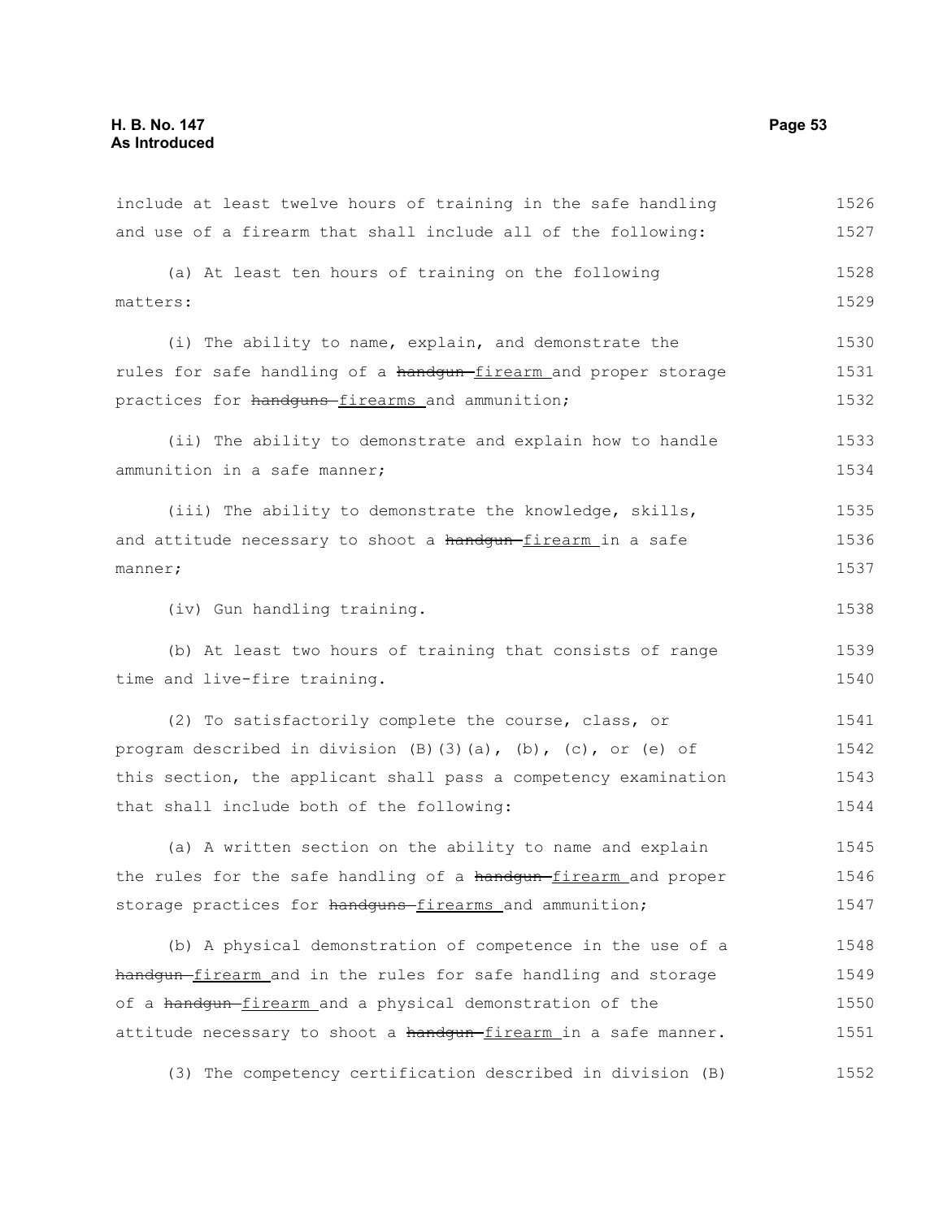include at least twelve hours of training in the safe handling and use of a firearm that shall include all of the following:

(a) At least ten hours of training on the following matters:

(i) The ability to name, explain, and demonstrate the rules for safe handling of a ~~handgun~~ firearm and proper storage practices for ~~handguns~~ firearms and ammunition;

(ii) The ability to demonstrate and explain how to handle ammunition in a safe manner;

(iii) The ability to demonstrate the knowledge, skills, and attitude necessary to shoot a ~~handgun~~ firearm in a safe manner;

(iv) Gun handling training.

(b) At least two hours of training that consists of range time and live-fire training.

(2) To satisfactorily complete the course, class, or program described in division (B)(3)(a), (b), (c), or (e) of this section, the applicant shall pass a competency examination that shall include both of the following:

(a) A written section on the ability to name and explain the rules for the safe handling of a ~~handgun~~ firearm and proper storage practices for ~~handguns~~ firearms and ammunition;

(b) A physical demonstration of competence in the use of a ~~handgun~~ firearm and in the rules for safe handling and storage of a ~~handgun~~ firearm and a physical demonstration of the attitude necessary to shoot a ~~handgun~~ firearm in a safe manner.

(3) The competency certification described in division (B)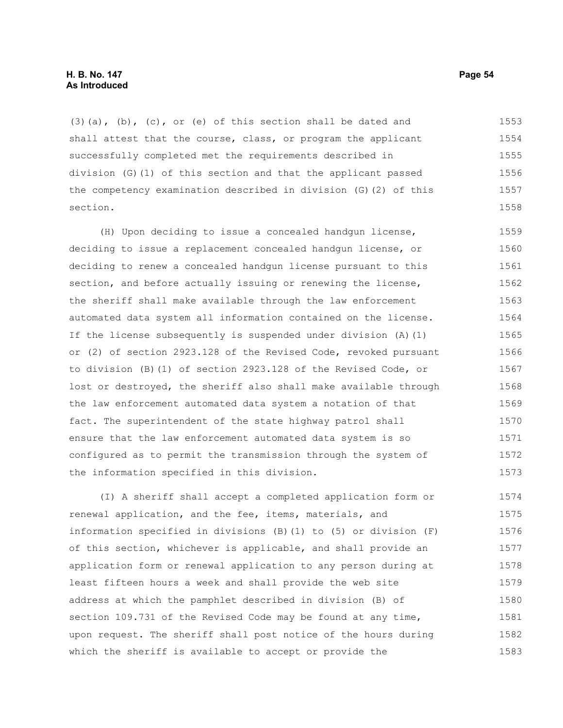(3)(a), (b), (c), or (e) of this section shall be dated and shall attest that the course, class, or program the applicant successfully completed met the requirements described in division (G)(1) of this section and that the applicant passed the competency examination described in division (G)(2) of this section.

(H) Upon deciding to issue a concealed handgun license, deciding to issue a replacement concealed handgun license, or deciding to renew a concealed handgun license pursuant to this section, and before actually issuing or renewing the license, the sheriff shall make available through the law enforcement automated data system all information contained on the license. If the license subsequently is suspended under division (A)(1) or (2) of section 2923.128 of the Revised Code, revoked pursuant to division (B)(1) of section 2923.128 of the Revised Code, or lost or destroyed, the sheriff also shall make available through the law enforcement automated data system a notation of that fact. The superintendent of the state highway patrol shall ensure that the law enforcement automated data system is so configured as to permit the transmission through the system of the information specified in this division.

(I) A sheriff shall accept a completed application form or renewal application, and the fee, items, materials, and information specified in divisions (B)(1) to (5) or division (F) of this section, whichever is applicable, and shall provide an application form or renewal application to any person during at least fifteen hours a week and shall provide the web site address at which the pamphlet described in division (B) of section 109.731 of the Revised Code may be found at any time, upon request. The sheriff shall post notice of the hours during which the sheriff is available to accept or provide the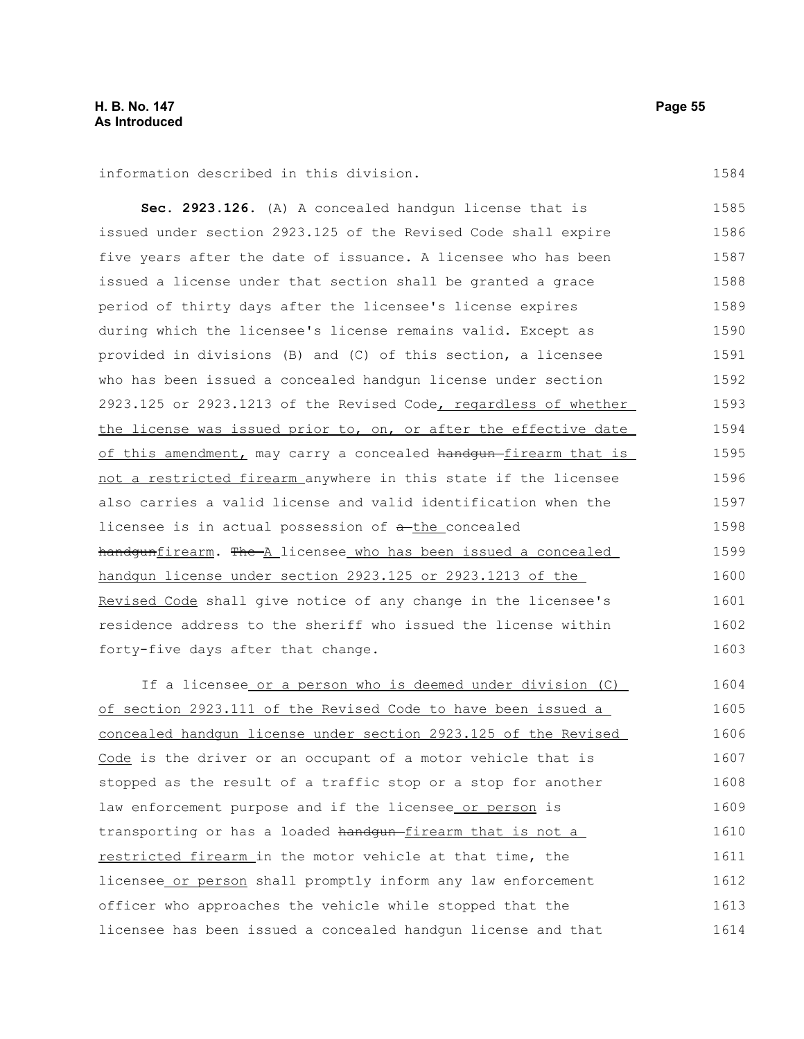information described in this division.

**Sec. 2923.126.** (A) A concealed handgun license that is issued under section 2923.125 of the Revised Code shall expire five years after the date of issuance. A licensee who has been issued a license under that section shall be granted a grace period of thirty days after the licensee's license expires during which the licensee's license remains valid. Except as provided in divisions (B) and (C) of this section, a licensee who has been issued a concealed handgun license under section 2923.125 or 2923.1213 of the Revised Code, regardless of whether the license was issued prior to, on, or after the effective date of this amendment, may carry a concealed ~~handgun~~ firearm that is not a restricted firearm anywhere in this state if the licensee also carries a valid license and valid identification when the licensee is in actual possession of ~~a~~ the concealed ~~handgun~~firearm. ~~The~~ A licensee who has been issued a concealed handgun license under section 2923.125 or 2923.1213 of the Revised Code shall give notice of any change in the licensee's residence address to the sheriff who issued the license within forty-five days after that change.

If a licensee or a person who is deemed under division (C) of section 2923.111 of the Revised Code to have been issued a concealed handgun license under section 2923.125 of the Revised Code is the driver or an occupant of a motor vehicle that is stopped as the result of a traffic stop or a stop for another law enforcement purpose and if the licensee or person is transporting or has a loaded ~~handgun~~ firearm that is not a restricted firearm in the motor vehicle at that time, the licensee or person shall promptly inform any law enforcement officer who approaches the vehicle while stopped that the licensee has been issued a concealed handgun license and that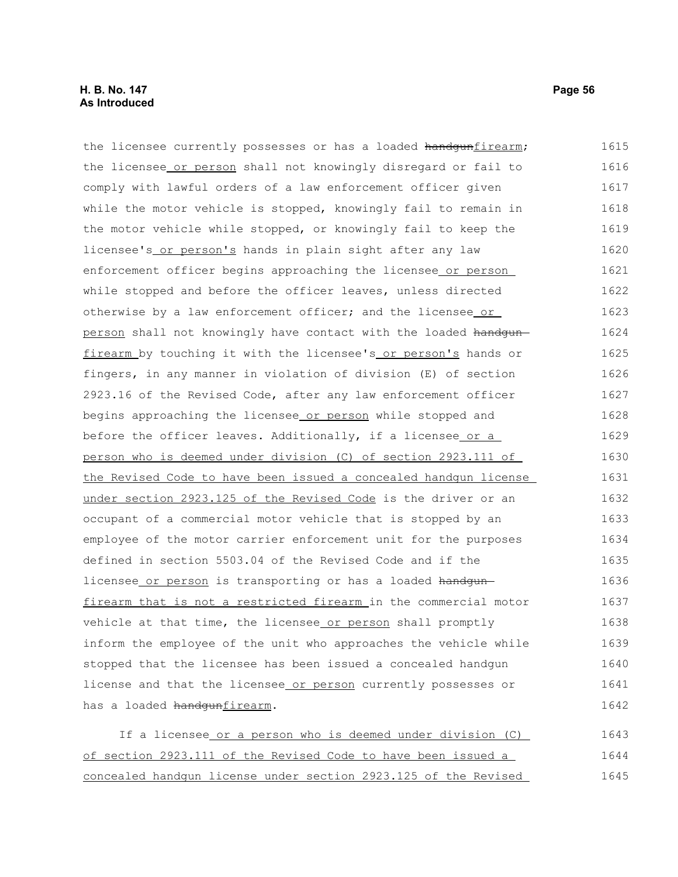the licensee currently possesses or has a loaded ~~handgun~~firearm; the licensee or person shall not knowingly disregard or fail to comply with lawful orders of a law enforcement officer given while the motor vehicle is stopped, knowingly fail to remain in the motor vehicle while stopped, or knowingly fail to keep the licensee's or person's hands in plain sight after any law enforcement officer begins approaching the licensee or person while stopped and before the officer leaves, unless directed otherwise by a law enforcement officer; and the licensee or person shall not knowingly have contact with the loaded ~~handgun~~ firearm by touching it with the licensee's or person's hands or fingers, in any manner in violation of division (E) of section 2923.16 of the Revised Code, after any law enforcement officer begins approaching the licensee or person while stopped and before the officer leaves. Additionally, if a licensee or a person who is deemed under division (C) of section 2923.111 of the Revised Code to have been issued a concealed handgun license under section 2923.125 of the Revised Code is the driver or an occupant of a commercial motor vehicle that is stopped by an employee of the motor carrier enforcement unit for the purposes defined in section 5503.04 of the Revised Code and if the licensee or person is transporting or has a loaded ~~handgun~~ firearm that is not a restricted firearm in the commercial motor vehicle at that time, the licensee or person shall promptly inform the employee of the unit who approaches the vehicle while stopped that the licensee has been issued a concealed handgun license and that the licensee or person currently possesses or has a loaded ~~handgun~~firearm.

If a licensee or a person who is deemed under division (C) of section 2923.111 of the Revised Code to have been issued a concealed handgun license under section 2923.125 of the Revised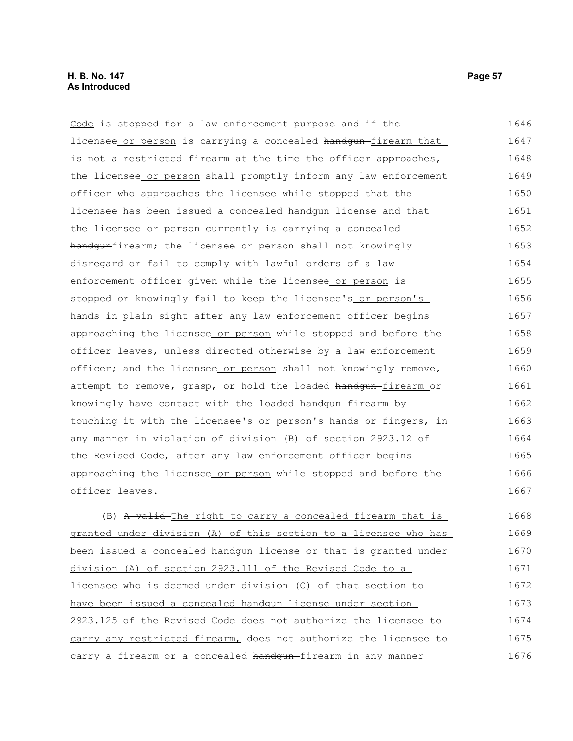Code is stopped for a law enforcement purpose and if the licensee or person is carrying a concealed handgun firearm that is not a restricted firearm at the time the officer approaches, the licensee or person shall promptly inform any law enforcement officer who approaches the licensee while stopped that the licensee has been issued a concealed handgun license and that the licensee or person currently is carrying a concealed handgunfirearm; the licensee or person shall not knowingly disregard or fail to comply with lawful orders of a law enforcement officer given while the licensee or person is stopped or knowingly fail to keep the licensee's or person's hands in plain sight after any law enforcement officer begins approaching the licensee or person while stopped and before the officer leaves, unless directed otherwise by a law enforcement officer; and the licensee or person shall not knowingly remove, attempt to remove, grasp, or hold the loaded handgun firearm or knowingly have contact with the loaded handgun firearm by touching it with the licensee's or person's hands or fingers, in any manner in violation of division (B) of section 2923.12 of the Revised Code, after any law enforcement officer begins approaching the licensee or person while stopped and before the officer leaves.

(B) A valid The right to carry a concealed firearm that is granted under division (A) of this section to a licensee who has been issued a concealed handgun license or that is granted under division (A) of section 2923.111 of the Revised Code to a licensee who is deemed under division (C) of that section to have been issued a concealed handgun license under section 2923.125 of the Revised Code does not authorize the licensee to carry any restricted firearm, does not authorize the licensee to carry a firearm or a concealed handgun firearm in any manner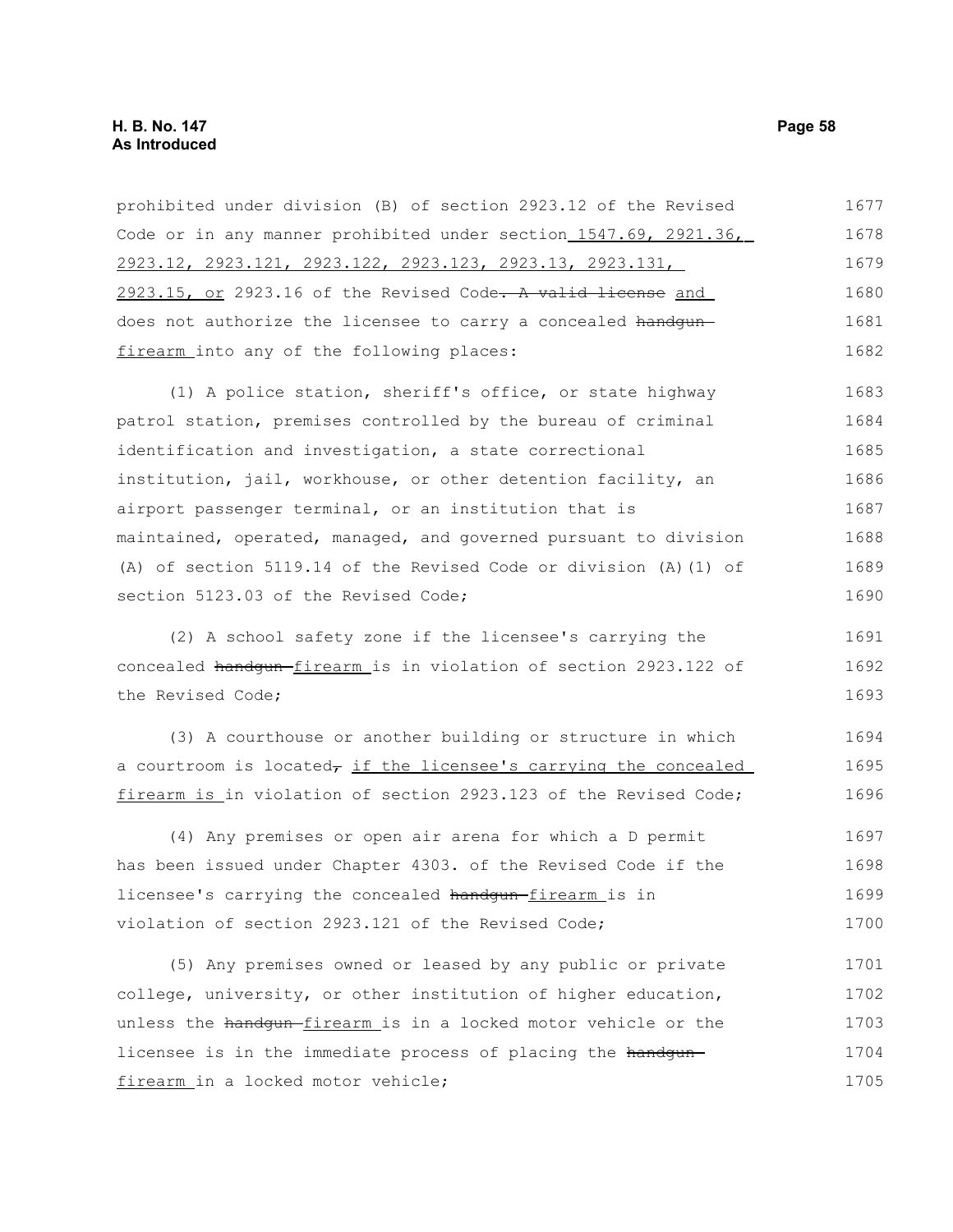prohibited under division (B) of section 2923.12 of the Revised Code or in any manner prohibited under section 1547.69, 2921.36, 2923.12, 2923.121, 2923.122, 2923.123, 2923.13, 2923.131, 2923.15, or 2923.16 of the Revised Code. A valid license and does not authorize the licensee to carry a concealed handgun firearm into any of the following places:

(1) A police station, sheriff's office, or state highway patrol station, premises controlled by the bureau of criminal identification and investigation, a state correctional institution, jail, workhouse, or other detention facility, an airport passenger terminal, or an institution that is maintained, operated, managed, and governed pursuant to division (A) of section 5119.14 of the Revised Code or division (A)(1) of section 5123.03 of the Revised Code;

(2) A school safety zone if the licensee's carrying the concealed handgun firearm is in violation of section 2923.122 of the Revised Code;

(3) A courthouse or another building or structure in which a courtroom is located, if the licensee's carrying the concealed firearm is in violation of section 2923.123 of the Revised Code;

(4) Any premises or open air arena for which a D permit has been issued under Chapter 4303. of the Revised Code if the licensee's carrying the concealed handgun firearm is in violation of section 2923.121 of the Revised Code;

(5) Any premises owned or leased by any public or private college, university, or other institution of higher education, unless the handgun firearm is in a locked motor vehicle or the licensee is in the immediate process of placing the handgun firearm in a locked motor vehicle;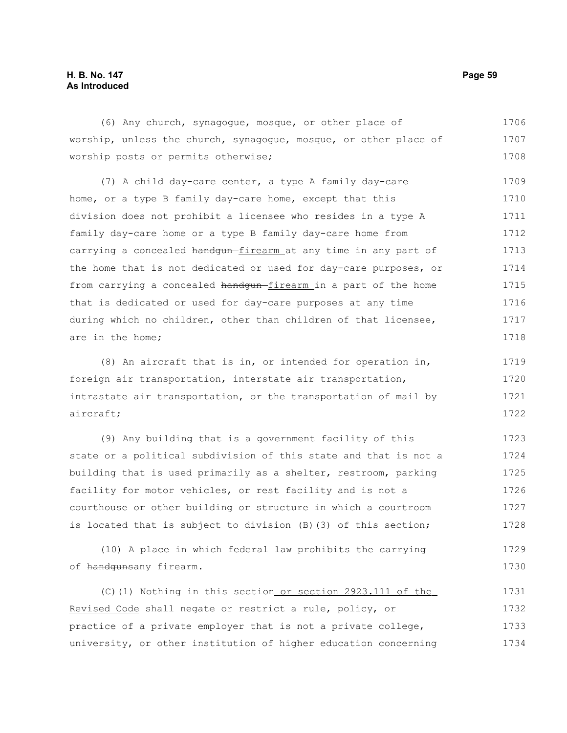(6) Any church, synagogue, mosque, or other place of worship, unless the church, synagogue, mosque, or other place of worship posts or permits otherwise;

(7) A child day-care center, a type A family day-care home, or a type B family day-care home, except that this division does not prohibit a licensee who resides in a type A family day-care home or a type B family day-care home from carrying a concealed ~~handgun~~ firearm at any time in any part of the home that is not dedicated or used for day-care purposes, or from carrying a concealed ~~handgun~~ firearm in a part of the home that is dedicated or used for day-care purposes at any time during which no children, other than children of that licensee, are in the home;

(8) An aircraft that is in, or intended for operation in, foreign air transportation, interstate air transportation, intrastate air transportation, or the transportation of mail by aircraft;

(9) Any building that is a government facility of this state or a political subdivision of this state and that is not a building that is used primarily as a shelter, restroom, parking facility for motor vehicles, or rest facility and is not a courthouse or other building or structure in which a courtroom is located that is subject to division (B)(3) of this section;

(10) A place in which federal law prohibits the carrying of ~~handguns~~any firearm.

(C)(1) Nothing in this section or section 2923.111 of the Revised Code shall negate or restrict a rule, policy, or practice of a private employer that is not a private college, university, or other institution of higher education concerning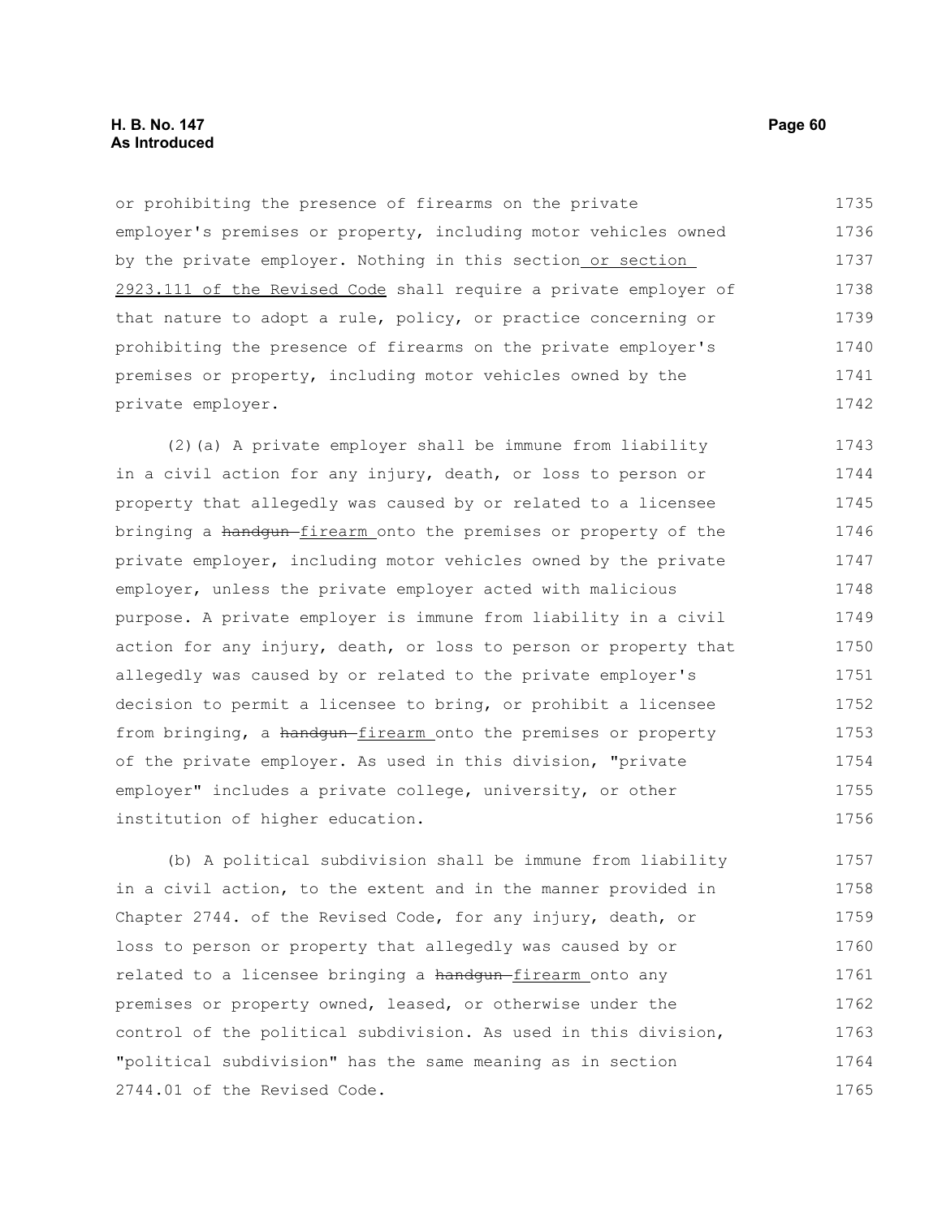or prohibiting the presence of firearms on the private employer's premises or property, including motor vehicles owned by the private employer. Nothing in this section or section 2923.111 of the Revised Code shall require a private employer of that nature to adopt a rule, policy, or practice concerning or prohibiting the presence of firearms on the private employer's premises or property, including motor vehicles owned by the private employer.

(2)(a) A private employer shall be immune from liability in a civil action for any injury, death, or loss to person or property that allegedly was caused by or related to a licensee bringing a ~~handgun~~ firearm onto the premises or property of the private employer, including motor vehicles owned by the private employer, unless the private employer acted with malicious purpose. A private employer is immune from liability in a civil action for any injury, death, or loss to person or property that allegedly was caused by or related to the private employer's decision to permit a licensee to bring, or prohibit a licensee from bringing, a ~~handgun~~ firearm onto the premises or property of the private employer. As used in this division, "private employer" includes a private college, university, or other institution of higher education.

(b) A political subdivision shall be immune from liability in a civil action, to the extent and in the manner provided in Chapter 2744. of the Revised Code, for any injury, death, or loss to person or property that allegedly was caused by or related to a licensee bringing a ~~handgun~~ firearm onto any premises or property owned, leased, or otherwise under the control of the political subdivision. As used in this division, "political subdivision" has the same meaning as in section 2744.01 of the Revised Code.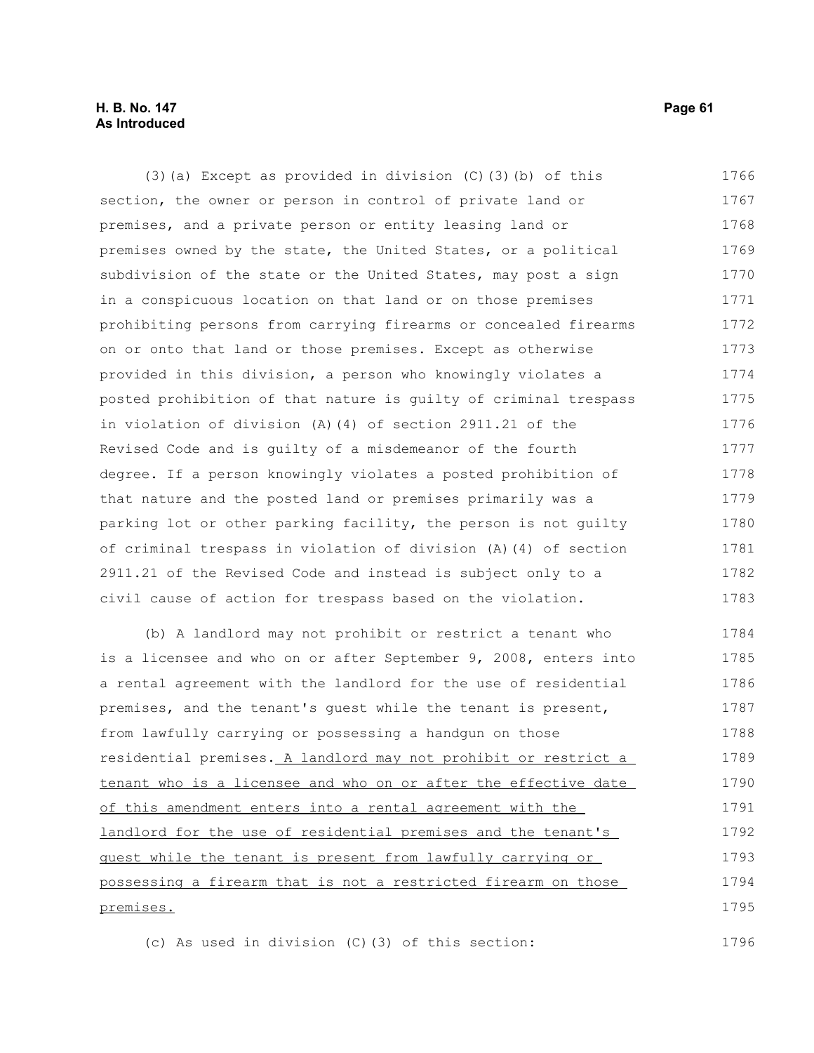(3)(a) Except as provided in division (C)(3)(b) of this section, the owner or person in control of private land or premises, and a private person or entity leasing land or premises owned by the state, the United States, or a political subdivision of the state or the United States, may post a sign in a conspicuous location on that land or on those premises prohibiting persons from carrying firearms or concealed firearms on or onto that land or those premises. Except as otherwise provided in this division, a person who knowingly violates a posted prohibition of that nature is guilty of criminal trespass in violation of division (A)(4) of section 2911.21 of the Revised Code and is guilty of a misdemeanor of the fourth degree. If a person knowingly violates a posted prohibition of that nature and the posted land or premises primarily was a parking lot or other parking facility, the person is not guilty of criminal trespass in violation of division (A)(4) of section 2911.21 of the Revised Code and instead is subject only to a civil cause of action for trespass based on the violation.

(b) A landlord may not prohibit or restrict a tenant who is a licensee and who on or after September 9, 2008, enters into a rental agreement with the landlord for the use of residential premises, and the tenant's guest while the tenant is present, from lawfully carrying or possessing a handgun on those residential premises. <u>A landlord may not prohibit or restrict a tenant who is a licensee and who on or after the effective date of this amendment enters into a rental agreement with the landlord for the use of residential premises and the tenant's guest while the tenant is present from lawfully carrying or possessing a firearm that is not a restricted firearm on those premises.</u>

(c) As used in division (C)(3) of this section: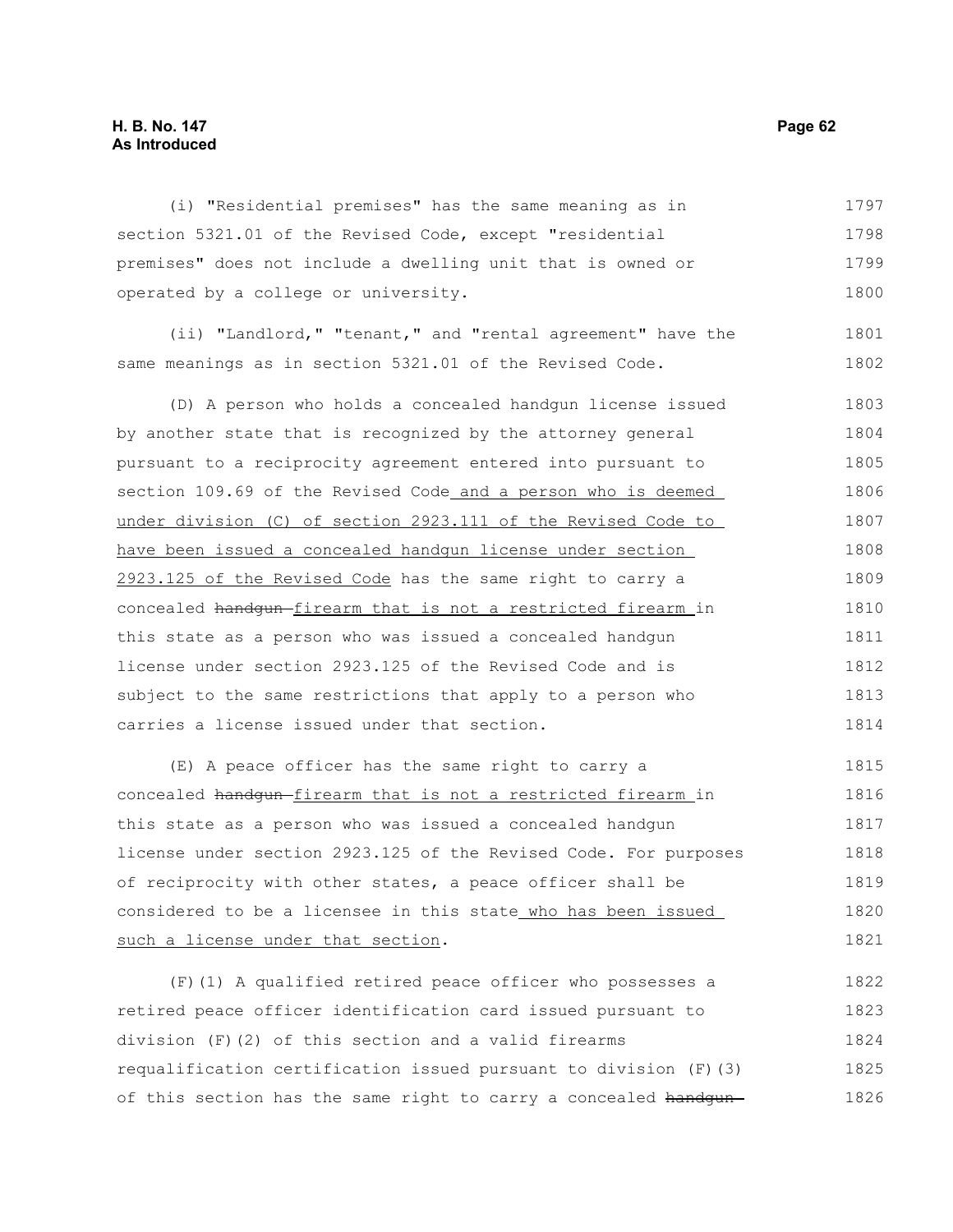(i) "Residential premises" has the same meaning as in section 5321.01 of the Revised Code, except "residential premises" does not include a dwelling unit that is owned or operated by a college or university.

(ii) "Landlord," "tenant," and "rental agreement" have the same meanings as in section 5321.01 of the Revised Code.

(D) A person who holds a concealed handgun license issued by another state that is recognized by the attorney general pursuant to a reciprocity agreement entered into pursuant to section 109.69 of the Revised Code and a person who is deemed under division (C) of section 2923.111 of the Revised Code to have been issued a concealed handgun license under section 2923.125 of the Revised Code has the same right to carry a concealed ~~handgun~~ firearm that is not a restricted firearm in this state as a person who was issued a concealed handgun license under section 2923.125 of the Revised Code and is subject to the same restrictions that apply to a person who carries a license issued under that section.

(E) A peace officer has the same right to carry a concealed ~~handgun~~ firearm that is not a restricted firearm in this state as a person who was issued a concealed handgun license under section 2923.125 of the Revised Code. For purposes of reciprocity with other states, a peace officer shall be considered to be a licensee in this state who has been issued such a license under that section.

(F)(1) A qualified retired peace officer who possesses a retired peace officer identification card issued pursuant to division (F)(2) of this section and a valid firearms requalification certification issued pursuant to division (F)(3) of this section has the same right to carry a concealed ~~handgun~~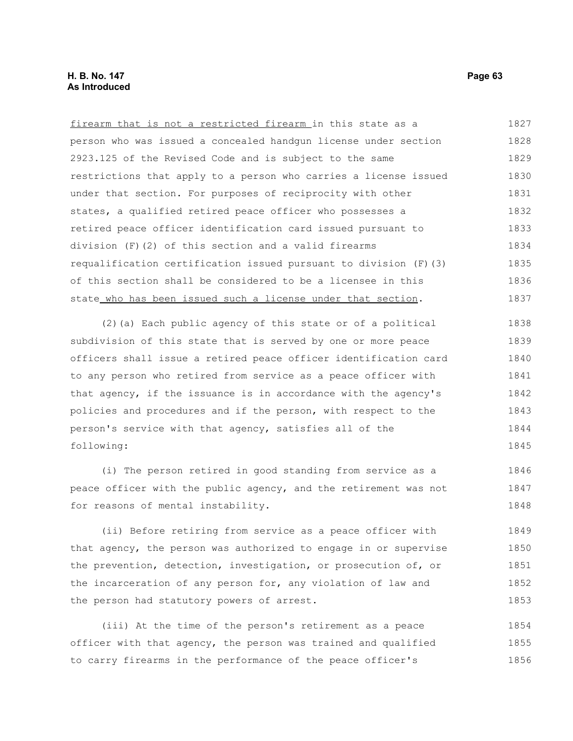firearm that is not a restricted firearm in this state as a person who was issued a concealed handgun license under section 2923.125 of the Revised Code and is subject to the same restrictions that apply to a person who carries a license issued under that section. For purposes of reciprocity with other states, a qualified retired peace officer who possesses a retired peace officer identification card issued pursuant to division (F)(2) of this section and a valid firearms requalification certification issued pursuant to division (F)(3) of this section shall be considered to be a licensee in this state who has been issued such a license under that section.

(2)(a) Each public agency of this state or of a political subdivision of this state that is served by one or more peace officers shall issue a retired peace officer identification card to any person who retired from service as a peace officer with that agency, if the issuance is in accordance with the agency's policies and procedures and if the person, with respect to the person's service with that agency, satisfies all of the following:

(i) The person retired in good standing from service as a peace officer with the public agency, and the retirement was not for reasons of mental instability.

(ii) Before retiring from service as a peace officer with that agency, the person was authorized to engage in or supervise the prevention, detection, investigation, or prosecution of, or the incarceration of any person for, any violation of law and the person had statutory powers of arrest.

(iii) At the time of the person's retirement as a peace officer with that agency, the person was trained and qualified to carry firearms in the performance of the peace officer's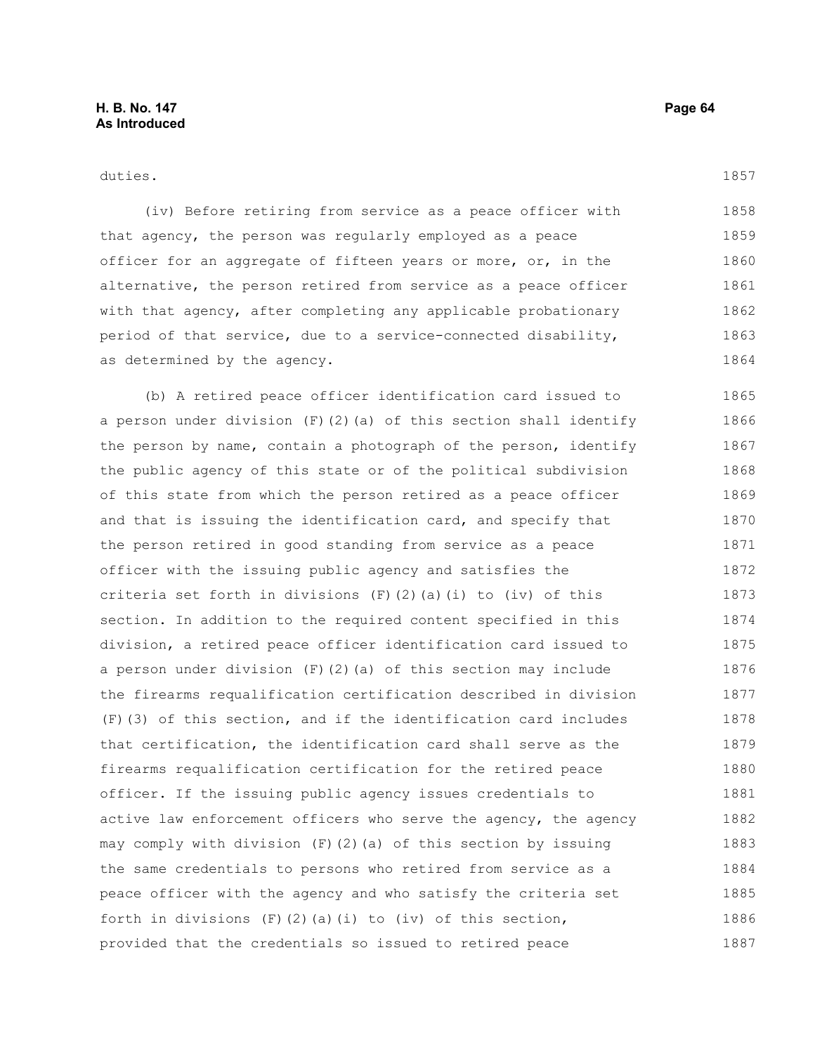duties.

(iv) Before retiring from service as a peace officer with that agency, the person was regularly employed as a peace officer for an aggregate of fifteen years or more, or, in the alternative, the person retired from service as a peace officer with that agency, after completing any applicable probationary period of that service, due to a service-connected disability, as determined by the agency.

(b) A retired peace officer identification card issued to a person under division (F)(2)(a) of this section shall identify the person by name, contain a photograph of the person, identify the public agency of this state or of the political subdivision of this state from which the person retired as a peace officer and that is issuing the identification card, and specify that the person retired in good standing from service as a peace officer with the issuing public agency and satisfies the criteria set forth in divisions (F)(2)(a)(i) to (iv) of this section. In addition to the required content specified in this division, a retired peace officer identification card issued to a person under division (F)(2)(a) of this section may include the firearms requalification certification described in division (F)(3) of this section, and if the identification card includes that certification, the identification card shall serve as the firearms requalification certification for the retired peace officer. If the issuing public agency issues credentials to active law enforcement officers who serve the agency, the agency may comply with division (F)(2)(a) of this section by issuing the same credentials to persons who retired from service as a peace officer with the agency and who satisfy the criteria set forth in divisions (F)(2)(a)(i) to (iv) of this section, provided that the credentials so issued to retired peace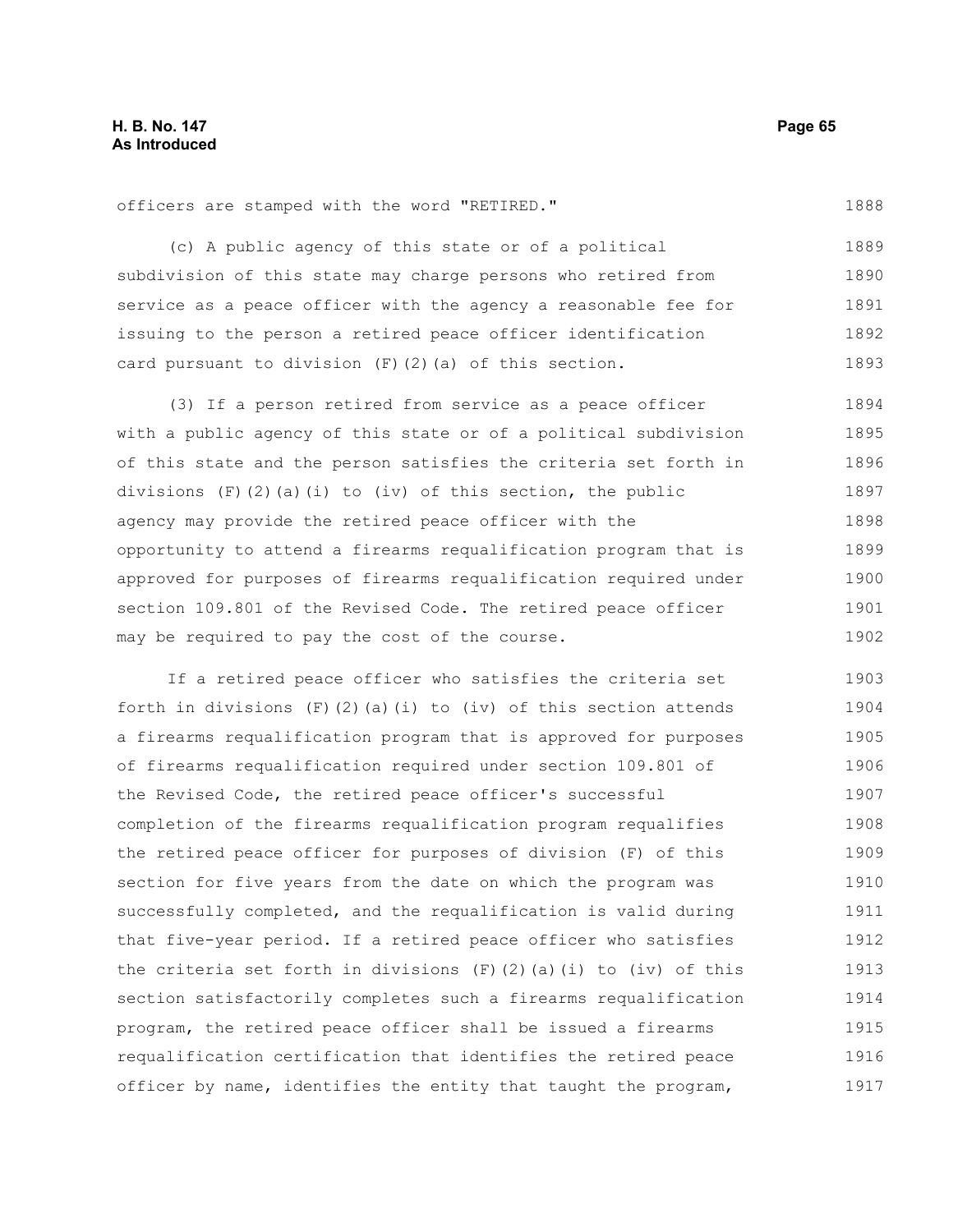officers are stamped with the word "RETIRED."

(c) A public agency of this state or of a political subdivision of this state may charge persons who retired from service as a peace officer with the agency a reasonable fee for issuing to the person a retired peace officer identification card pursuant to division (F)(2)(a) of this section.

(3) If a person retired from service as a peace officer with a public agency of this state or of a political subdivision of this state and the person satisfies the criteria set forth in divisions (F)(2)(a)(i) to (iv) of this section, the public agency may provide the retired peace officer with the opportunity to attend a firearms requalification program that is approved for purposes of firearms requalification required under section 109.801 of the Revised Code. The retired peace officer may be required to pay the cost of the course.

If a retired peace officer who satisfies the criteria set forth in divisions (F)(2)(a)(i) to (iv) of this section attends a firearms requalification program that is approved for purposes of firearms requalification required under section 109.801 of the Revised Code, the retired peace officer's successful completion of the firearms requalification program requalifies the retired peace officer for purposes of division (F) of this section for five years from the date on which the program was successfully completed, and the requalification is valid during that five-year period. If a retired peace officer who satisfies the criteria set forth in divisions (F)(2)(a)(i) to (iv) of this section satisfactorily completes such a firearms requalification program, the retired peace officer shall be issued a firearms requalification certification that identifies the retired peace officer by name, identifies the entity that taught the program,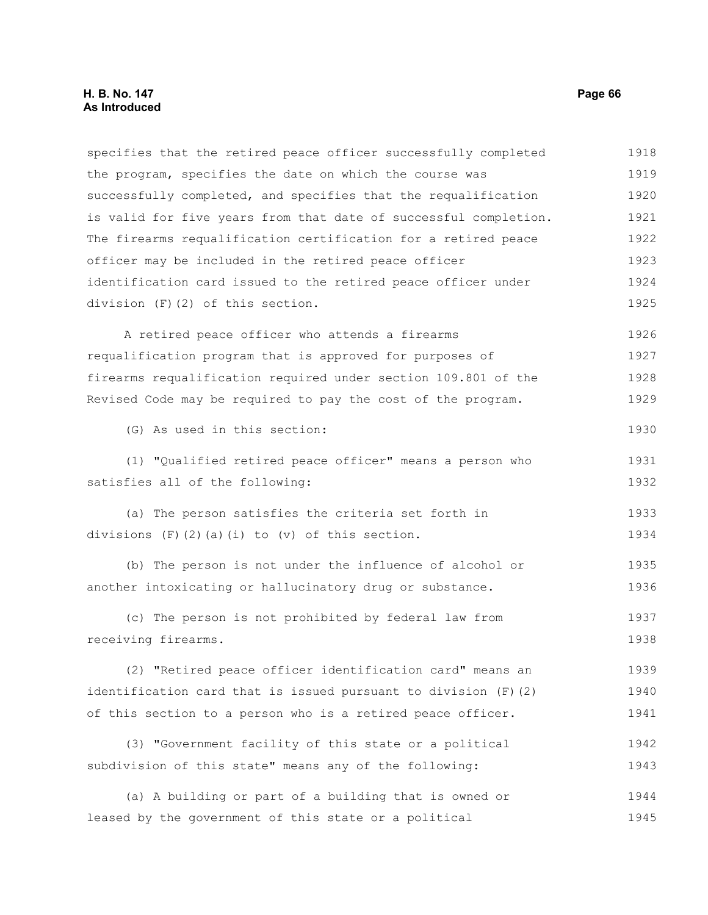specifies that the retired peace officer successfully completed the program, specifies the date on which the course was successfully completed, and specifies that the requalification is valid for five years from that date of successful completion. The firearms requalification certification for a retired peace officer may be included in the retired peace officer identification card issued to the retired peace officer under division (F)(2) of this section.

A retired peace officer who attends a firearms requalification program that is approved for purposes of firearms requalification required under section 109.801 of the Revised Code may be required to pay the cost of the program.

(G) As used in this section:

(1) "Qualified retired peace officer" means a person who satisfies all of the following:

(a) The person satisfies the criteria set forth in divisions (F)(2)(a)(i) to (v) of this section.

(b) The person is not under the influence of alcohol or another intoxicating or hallucinatory drug or substance.

(c) The person is not prohibited by federal law from receiving firearms.

(2) "Retired peace officer identification card" means an identification card that is issued pursuant to division (F)(2) of this section to a person who is a retired peace officer.

(3) "Government facility of this state or a political subdivision of this state" means any of the following:

(a) A building or part of a building that is owned or leased by the government of this state or a political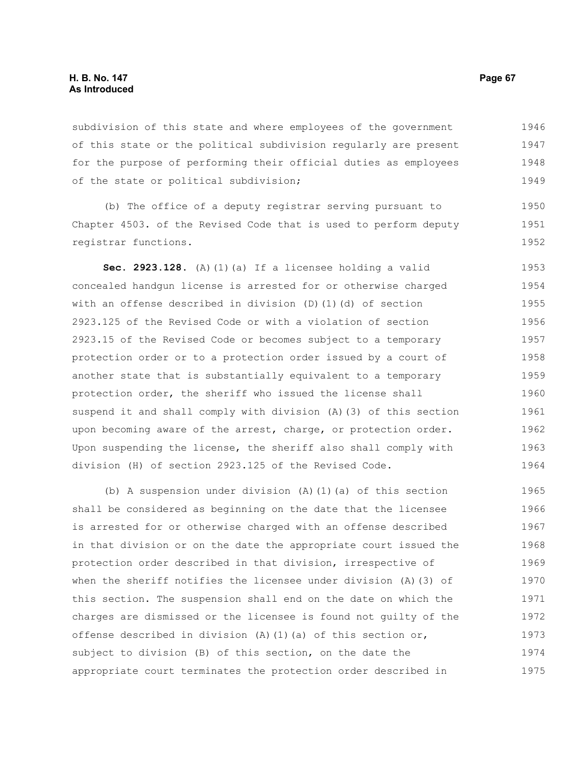subdivision of this state and where employees of the government of this state or the political subdivision regularly are present for the purpose of performing their official duties as employees of the state or political subdivision;

(b) The office of a deputy registrar serving pursuant to Chapter 4503. of the Revised Code that is used to perform deputy registrar functions.

**Sec. 2923.128.** (A)(1)(a) If a licensee holding a valid concealed handgun license is arrested for or otherwise charged with an offense described in division (D)(1)(d) of section 2923.125 of the Revised Code or with a violation of section 2923.15 of the Revised Code or becomes subject to a temporary protection order or to a protection order issued by a court of another state that is substantially equivalent to a temporary protection order, the sheriff who issued the license shall suspend it and shall comply with division (A)(3) of this section upon becoming aware of the arrest, charge, or protection order. Upon suspending the license, the sheriff also shall comply with division (H) of section 2923.125 of the Revised Code.

(b) A suspension under division (A)(1)(a) of this section shall be considered as beginning on the date that the licensee is arrested for or otherwise charged with an offense described in that division or on the date the appropriate court issued the protection order described in that division, irrespective of when the sheriff notifies the licensee under division (A)(3) of this section. The suspension shall end on the date on which the charges are dismissed or the licensee is found not guilty of the offense described in division (A)(1)(a) of this section or, subject to division (B) of this section, on the date the appropriate court terminates the protection order described in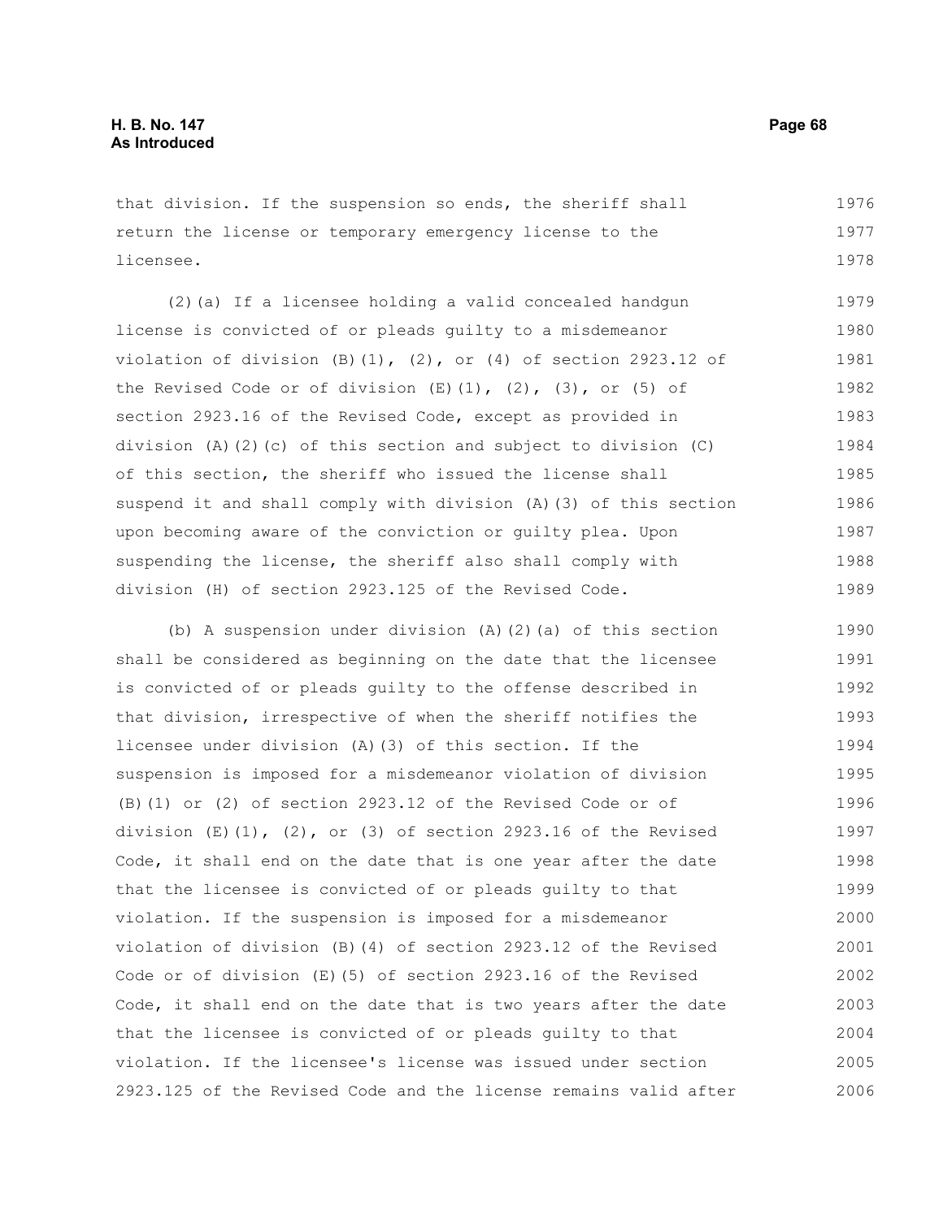that division. If the suspension so ends, the sheriff shall return the license or temporary emergency license to the licensee.

(2)(a) If a licensee holding a valid concealed handgun license is convicted of or pleads guilty to a misdemeanor violation of division (B)(1), (2), or (4) of section 2923.12 of the Revised Code or of division (E)(1), (2), (3), or (5) of section 2923.16 of the Revised Code, except as provided in division (A)(2)(c) of this section and subject to division (C) of this section, the sheriff who issued the license shall suspend it and shall comply with division (A)(3) of this section upon becoming aware of the conviction or guilty plea. Upon suspending the license, the sheriff also shall comply with division (H) of section 2923.125 of the Revised Code.

(b) A suspension under division (A)(2)(a) of this section shall be considered as beginning on the date that the licensee is convicted of or pleads guilty to the offense described in that division, irrespective of when the sheriff notifies the licensee under division (A)(3) of this section. If the suspension is imposed for a misdemeanor violation of division (B)(1) or (2) of section 2923.12 of the Revised Code or of division (E)(1), (2), or (3) of section 2923.16 of the Revised Code, it shall end on the date that is one year after the date that the licensee is convicted of or pleads guilty to that violation. If the suspension is imposed for a misdemeanor violation of division (B)(4) of section 2923.12 of the Revised Code or of division (E)(5) of section 2923.16 of the Revised Code, it shall end on the date that is two years after the date that the licensee is convicted of or pleads guilty to that violation. If the licensee's license was issued under section 2923.125 of the Revised Code and the license remains valid after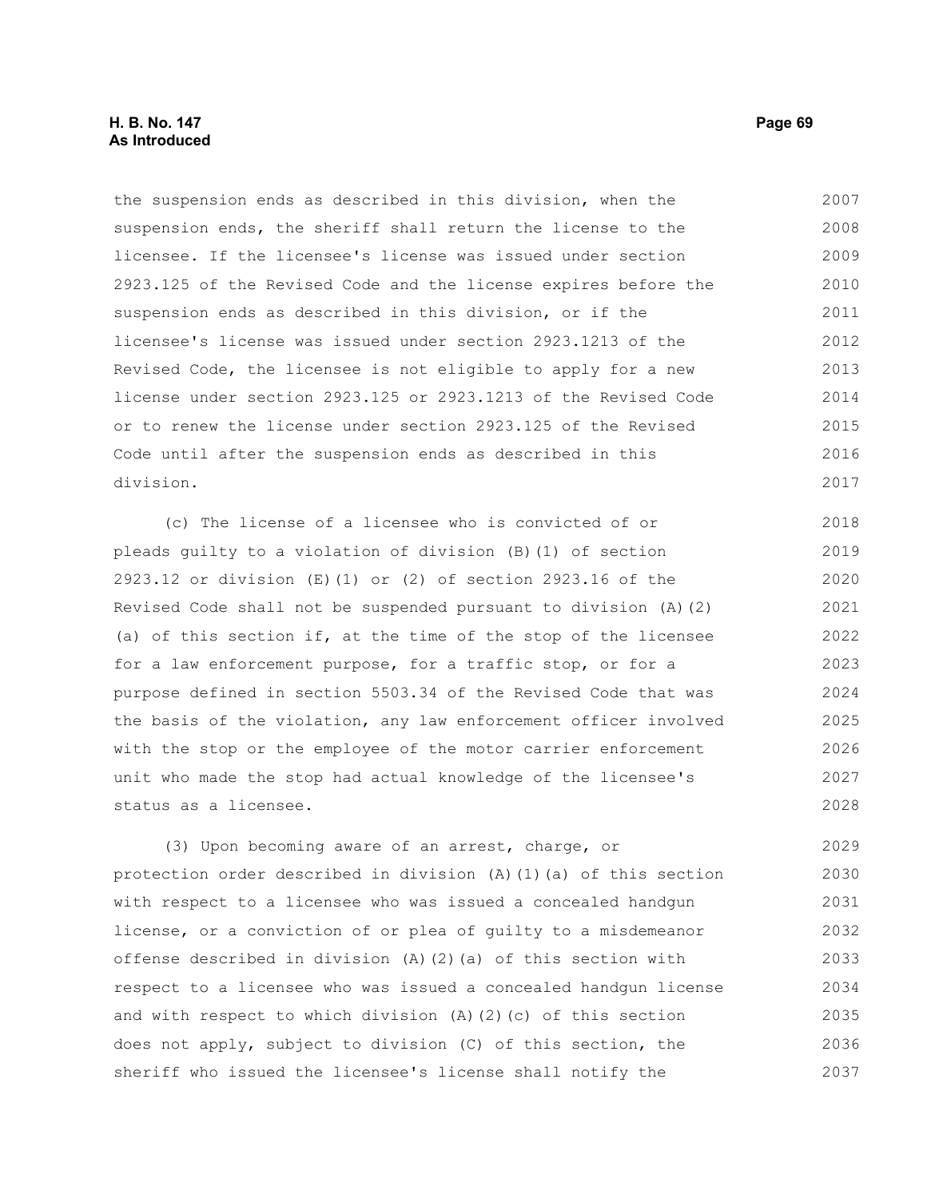the suspension ends as described in this division, when the suspension ends, the sheriff shall return the license to the licensee. If the licensee's license was issued under section 2923.125 of the Revised Code and the license expires before the suspension ends as described in this division, or if the licensee's license was issued under section 2923.1213 of the Revised Code, the licensee is not eligible to apply for a new license under section 2923.125 or 2923.1213 of the Revised Code or to renew the license under section 2923.125 of the Revised Code until after the suspension ends as described in this division.

(c) The license of a licensee who is convicted of or pleads guilty to a violation of division (B)(1) of section 2923.12 or division (E)(1) or (2) of section 2923.16 of the Revised Code shall not be suspended pursuant to division (A)(2)(a) of this section if, at the time of the stop of the licensee for a law enforcement purpose, for a traffic stop, or for a purpose defined in section 5503.34 of the Revised Code that was the basis of the violation, any law enforcement officer involved with the stop or the employee of the motor carrier enforcement unit who made the stop had actual knowledge of the licensee's status as a licensee.

(3) Upon becoming aware of an arrest, charge, or protection order described in division (A)(1)(a) of this section with respect to a licensee who was issued a concealed handgun license, or a conviction of or plea of guilty to a misdemeanor offense described in division (A)(2)(a) of this section with respect to a licensee who was issued a concealed handgun license and with respect to which division (A)(2)(c) of this section does not apply, subject to division (C) of this section, the sheriff who issued the licensee's license shall notify the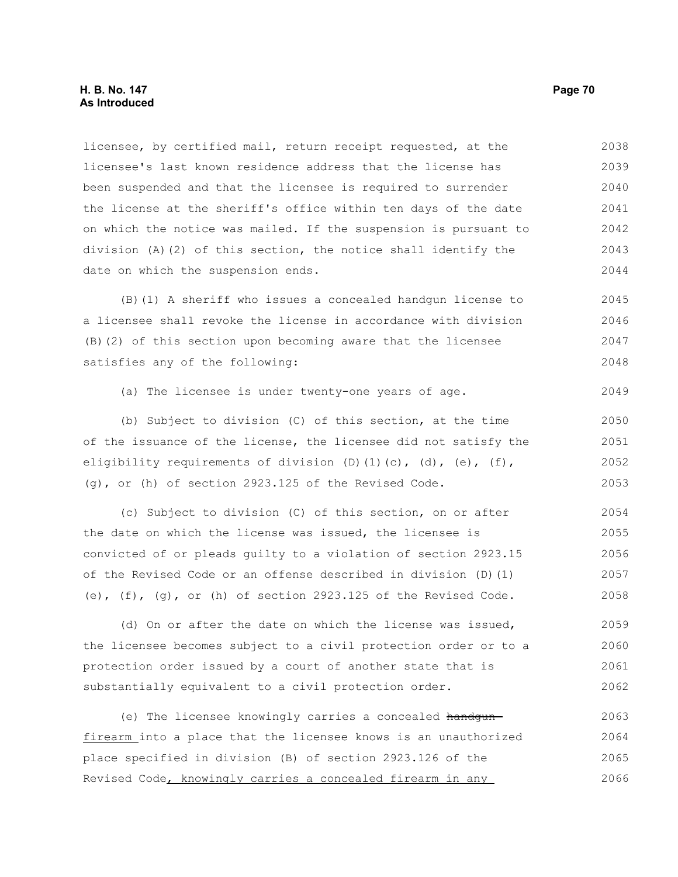licensee, by certified mail, return receipt requested, at the licensee's last known residence address that the license has been suspended and that the licensee is required to surrender the license at the sheriff's office within ten days of the date on which the notice was mailed. If the suspension is pursuant to division (A)(2) of this section, the notice shall identify the date on which the suspension ends.

(B)(1) A sheriff who issues a concealed handgun license to a licensee shall revoke the license in accordance with division (B)(2) of this section upon becoming aware that the licensee satisfies any of the following:

(a) The licensee is under twenty-one years of age.

(b) Subject to division (C) of this section, at the time of the issuance of the license, the licensee did not satisfy the eligibility requirements of division (D)(1)(c), (d), (e), (f), (g), or (h) of section 2923.125 of the Revised Code.

(c) Subject to division (C) of this section, on or after the date on which the license was issued, the licensee is convicted of or pleads guilty to a violation of section 2923.15 of the Revised Code or an offense described in division (D)(1)(e), (f), (g), or (h) of section 2923.125 of the Revised Code.

(d) On or after the date on which the license was issued, the licensee becomes subject to a civil protection order or to a protection order issued by a court of another state that is substantially equivalent to a civil protection order.

(e) The licensee knowingly carries a concealed ~~handgun~~ firearm into a place that the licensee knows is an unauthorized place specified in division (B) of section 2923.126 of the Revised Code, knowingly carries a concealed firearm in any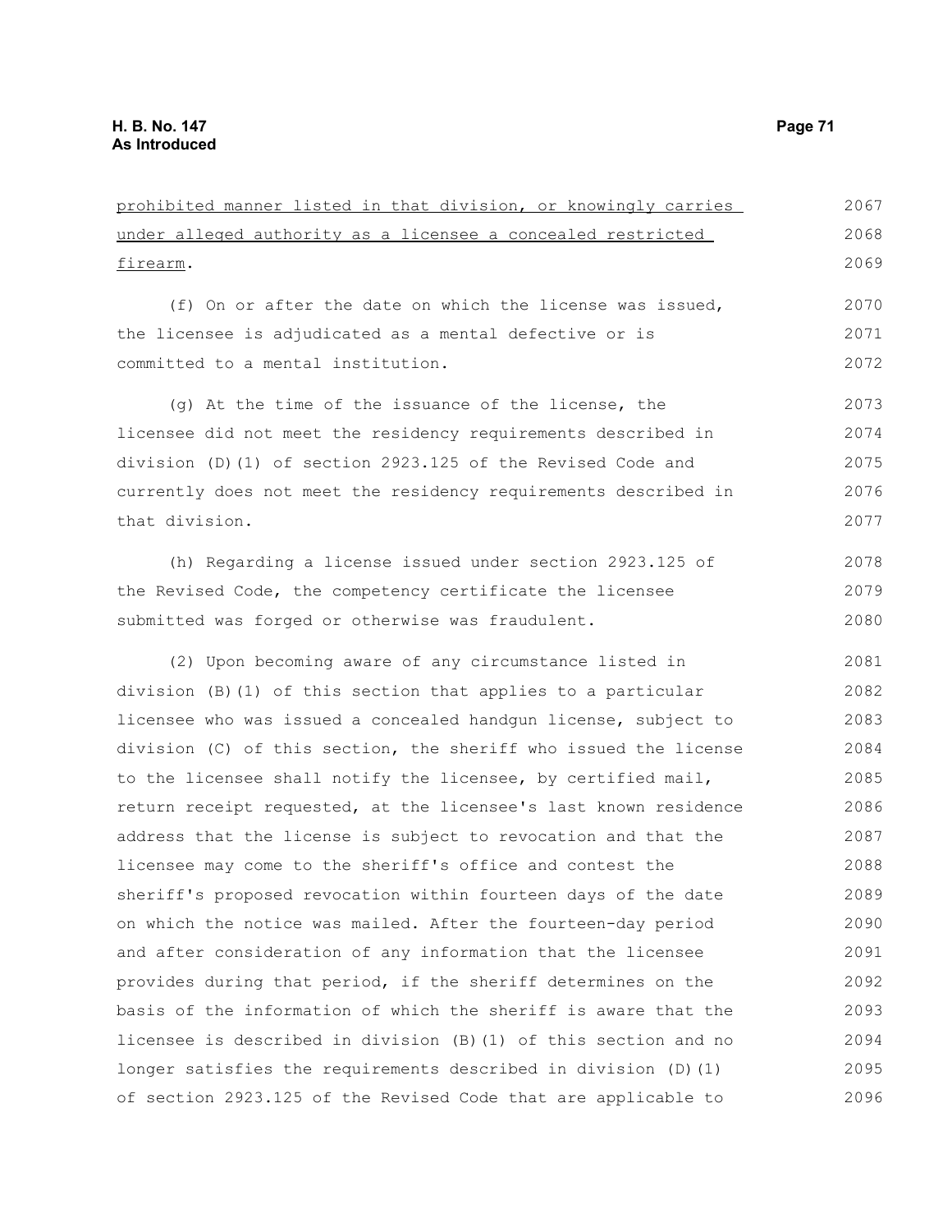prohibited manner listed in that division, or knowingly carries under alleged authority as a licensee a concealed restricted firearm.

(f) On or after the date on which the license was issued, the licensee is adjudicated as a mental defective or is committed to a mental institution.

(g) At the time of the issuance of the license, the licensee did not meet the residency requirements described in division (D)(1) of section 2923.125 of the Revised Code and currently does not meet the residency requirements described in that division.

(h) Regarding a license issued under section 2923.125 of the Revised Code, the competency certificate the licensee submitted was forged or otherwise was fraudulent.

(2) Upon becoming aware of any circumstance listed in division (B)(1) of this section that applies to a particular licensee who was issued a concealed handgun license, subject to division (C) of this section, the sheriff who issued the license to the licensee shall notify the licensee, by certified mail, return receipt requested, at the licensee's last known residence address that the license is subject to revocation and that the licensee may come to the sheriff's office and contest the sheriff's proposed revocation within fourteen days of the date on which the notice was mailed. After the fourteen-day period and after consideration of any information that the licensee provides during that period, if the sheriff determines on the basis of the information of which the sheriff is aware that the licensee is described in division (B)(1) of this section and no longer satisfies the requirements described in division (D)(1) of section 2923.125 of the Revised Code that are applicable to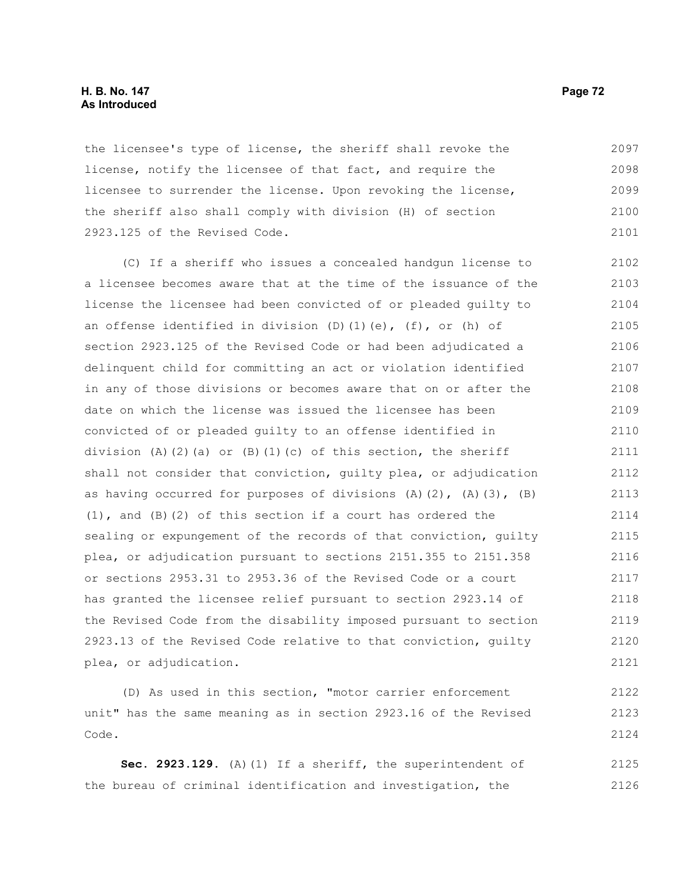the licensee's type of license, the sheriff shall revoke the license, notify the licensee of that fact, and require the licensee to surrender the license. Upon revoking the license, the sheriff also shall comply with division (H) of section 2923.125 of the Revised Code.

(C) If a sheriff who issues a concealed handgun license to a licensee becomes aware that at the time of the issuance of the license the licensee had been convicted of or pleaded guilty to an offense identified in division (D)(1)(e), (f), or (h) of section 2923.125 of the Revised Code or had been adjudicated a delinquent child for committing an act or violation identified in any of those divisions or becomes aware that on or after the date on which the license was issued the licensee has been convicted of or pleaded guilty to an offense identified in division (A)(2)(a) or (B)(1)(c) of this section, the sheriff shall not consider that conviction, guilty plea, or adjudication as having occurred for purposes of divisions (A)(2), (A)(3), (B)(1), and (B)(2) of this section if a court has ordered the sealing or expungement of the records of that conviction, guilty plea, or adjudication pursuant to sections 2151.355 to 2151.358 or sections 2953.31 to 2953.36 of the Revised Code or a court has granted the licensee relief pursuant to section 2923.14 of the Revised Code from the disability imposed pursuant to section 2923.13 of the Revised Code relative to that conviction, guilty plea, or adjudication.

(D) As used in this section, "motor carrier enforcement unit" has the same meaning as in section 2923.16 of the Revised Code.

**Sec. 2923.129.** (A)(1) If a sheriff, the superintendent of the bureau of criminal identification and investigation, the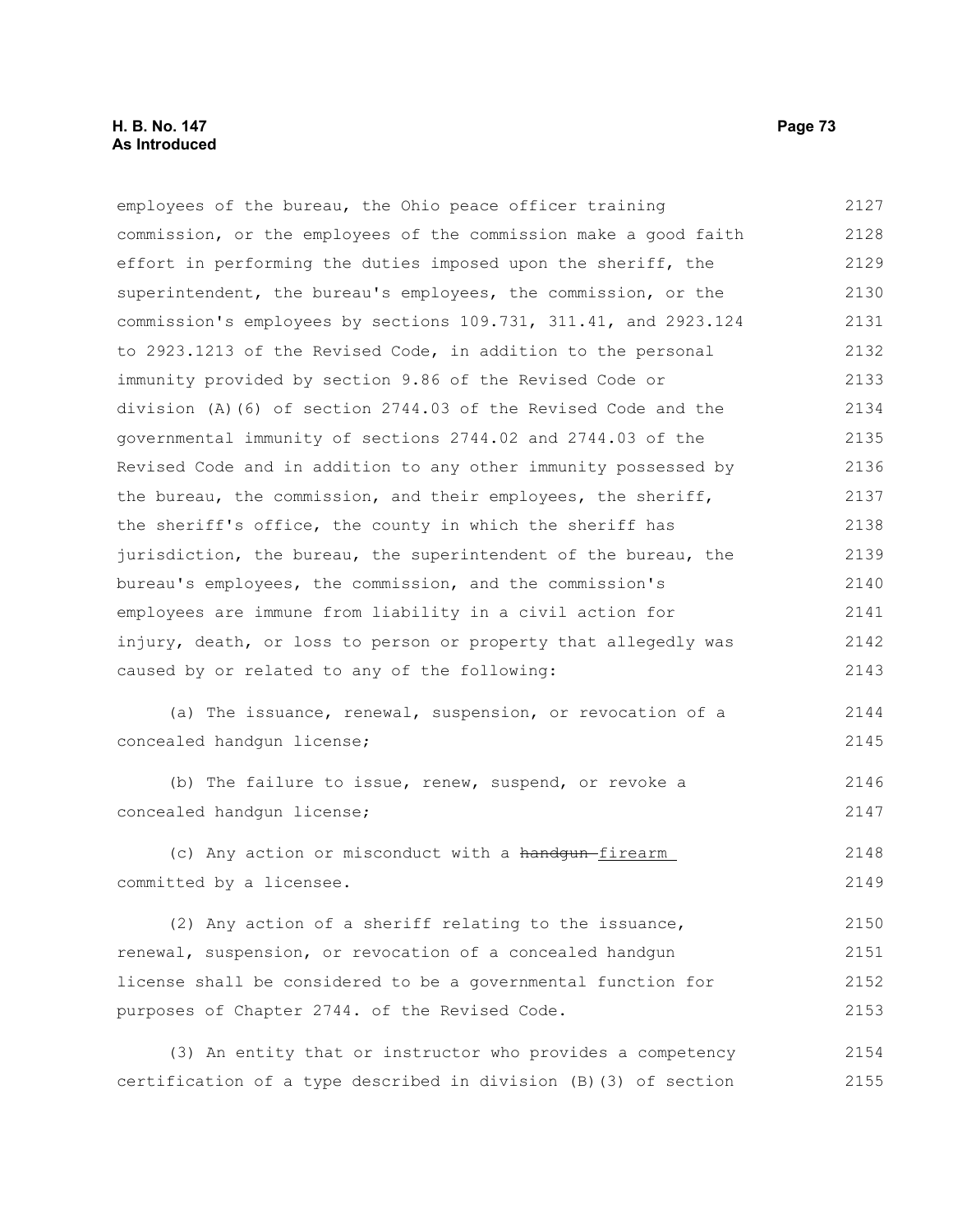employees of the bureau, the Ohio peace officer training commission, or the employees of the commission make a good faith effort in performing the duties imposed upon the sheriff, the superintendent, the bureau's employees, the commission, or the commission's employees by sections 109.731, 311.41, and 2923.124 to 2923.1213 of the Revised Code, in addition to the personal immunity provided by section 9.86 of the Revised Code or division (A)(6) of section 2744.03 of the Revised Code and the governmental immunity of sections 2744.02 and 2744.03 of the Revised Code and in addition to any other immunity possessed by the bureau, the commission, and their employees, the sheriff, the sheriff's office, the county in which the sheriff has jurisdiction, the bureau, the superintendent of the bureau, the bureau's employees, the commission, and the commission's employees are immune from liability in a civil action for injury, death, or loss to person or property that allegedly was caused by or related to any of the following:

(a) The issuance, renewal, suspension, or revocation of a concealed handgun license;

(b) The failure to issue, renew, suspend, or revoke a concealed handgun license;

(c) Any action or misconduct with a ~~handgun~~ firearm committed by a licensee.

(2) Any action of a sheriff relating to the issuance, renewal, suspension, or revocation of a concealed handgun license shall be considered to be a governmental function for purposes of Chapter 2744. of the Revised Code.

(3) An entity that or instructor who provides a competency certification of a type described in division (B)(3) of section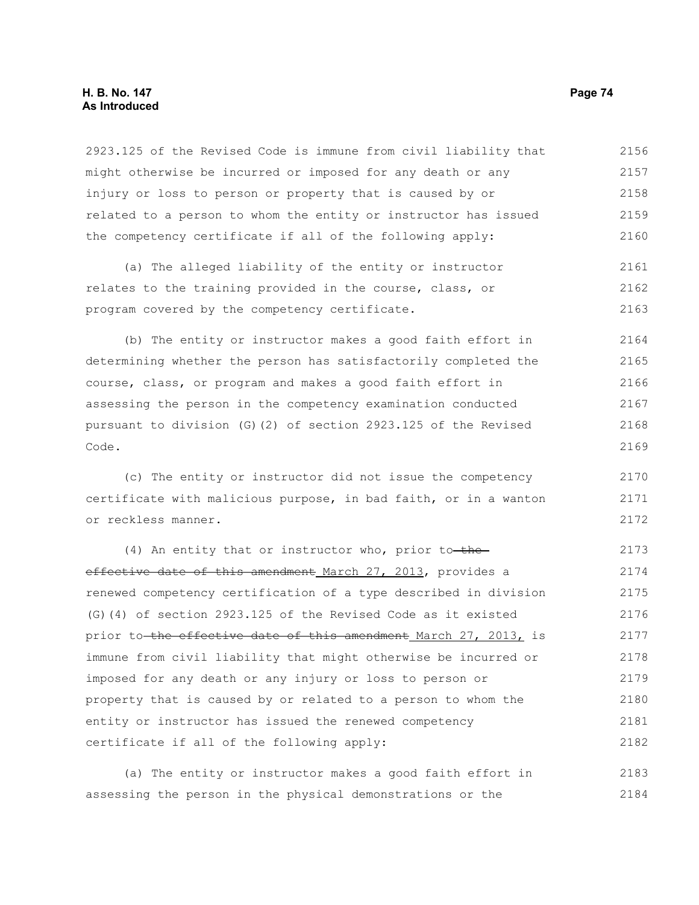2923.125 of the Revised Code is immune from civil liability that might otherwise be incurred or imposed for any death or any injury or loss to person or property that is caused by or related to a person to whom the entity or instructor has issued the competency certificate if all of the following apply:

(a) The alleged liability of the entity or instructor relates to the training provided in the course, class, or program covered by the competency certificate.

(b) The entity or instructor makes a good faith effort in determining whether the person has satisfactorily completed the course, class, or program and makes a good faith effort in assessing the person in the competency examination conducted pursuant to division (G)(2) of section 2923.125 of the Revised Code.

(c) The entity or instructor did not issue the competency certificate with malicious purpose, in bad faith, or in a wanton or reckless manner.

(4) An entity that or instructor who, prior to ~~the effective date of this amendment~~ March 27, 2013, provides a renewed competency certification of a type described in division (G)(4) of section 2923.125 of the Revised Code as it existed prior to ~~the effective date of this amendment~~ March 27, 2013, is immune from civil liability that might otherwise be incurred or imposed for any death or any injury or loss to person or property that is caused by or related to a person to whom the entity or instructor has issued the renewed competency certificate if all of the following apply:

(a) The entity or instructor makes a good faith effort in assessing the person in the physical demonstrations or the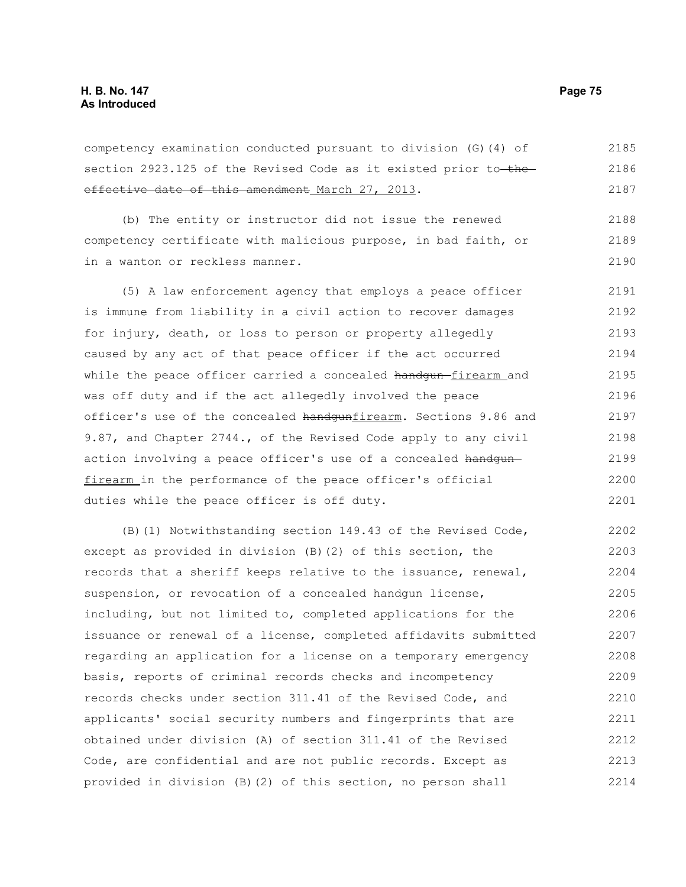competency examination conducted pursuant to division (G)(4) of section 2923.125 of the Revised Code as it existed prior to ~~the effective date of this amendment~~ March 27, 2013.

(b) The entity or instructor did not issue the renewed competency certificate with malicious purpose, in bad faith, or in a wanton or reckless manner.

(5) A law enforcement agency that employs a peace officer is immune from liability in a civil action to recover damages for injury, death, or loss to person or property allegedly caused by any act of that peace officer if the act occurred while the peace officer carried a concealed ~~handgun~~ firearm and was off duty and if the act allegedly involved the peace officer's use of the concealed ~~handgun~~firearm. Sections 9.86 and 9.87, and Chapter 2744., of the Revised Code apply to any civil action involving a peace officer's use of a concealed ~~handgun~~ firearm in the performance of the peace officer's official duties while the peace officer is off duty.

(B)(1) Notwithstanding section 149.43 of the Revised Code, except as provided in division (B)(2) of this section, the records that a sheriff keeps relative to the issuance, renewal, suspension, or revocation of a concealed handgun license, including, but not limited to, completed applications for the issuance or renewal of a license, completed affidavits submitted regarding an application for a license on a temporary emergency basis, reports of criminal records checks and incompetency records checks under section 311.41 of the Revised Code, and applicants' social security numbers and fingerprints that are obtained under division (A) of section 311.41 of the Revised Code, are confidential and are not public records. Except as provided in division (B)(2) of this section, no person shall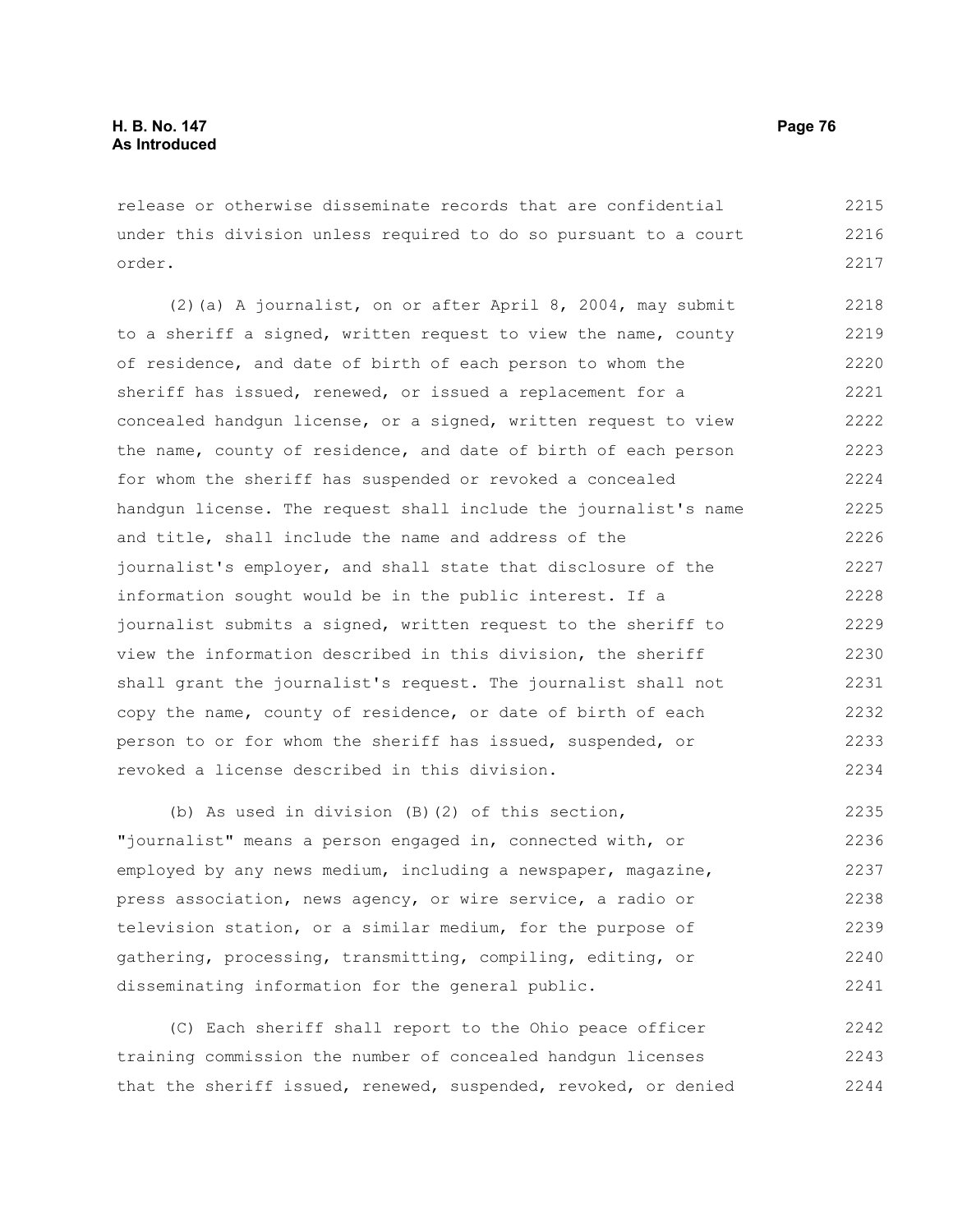release or otherwise disseminate records that are confidential under this division unless required to do so pursuant to a court order.

(2)(a) A journalist, on or after April 8, 2004, may submit to a sheriff a signed, written request to view the name, county of residence, and date of birth of each person to whom the sheriff has issued, renewed, or issued a replacement for a concealed handgun license, or a signed, written request to view the name, county of residence, and date of birth of each person for whom the sheriff has suspended or revoked a concealed handgun license. The request shall include the journalist's name and title, shall include the name and address of the journalist's employer, and shall state that disclosure of the information sought would be in the public interest. If a journalist submits a signed, written request to the sheriff to view the information described in this division, the sheriff shall grant the journalist's request. The journalist shall not copy the name, county of residence, or date of birth of each person to or for whom the sheriff has issued, suspended, or revoked a license described in this division.

(b) As used in division (B)(2) of this section, "journalist" means a person engaged in, connected with, or employed by any news medium, including a newspaper, magazine, press association, news agency, or wire service, a radio or television station, or a similar medium, for the purpose of gathering, processing, transmitting, compiling, editing, or disseminating information for the general public.

(C) Each sheriff shall report to the Ohio peace officer training commission the number of concealed handgun licenses that the sheriff issued, renewed, suspended, revoked, or denied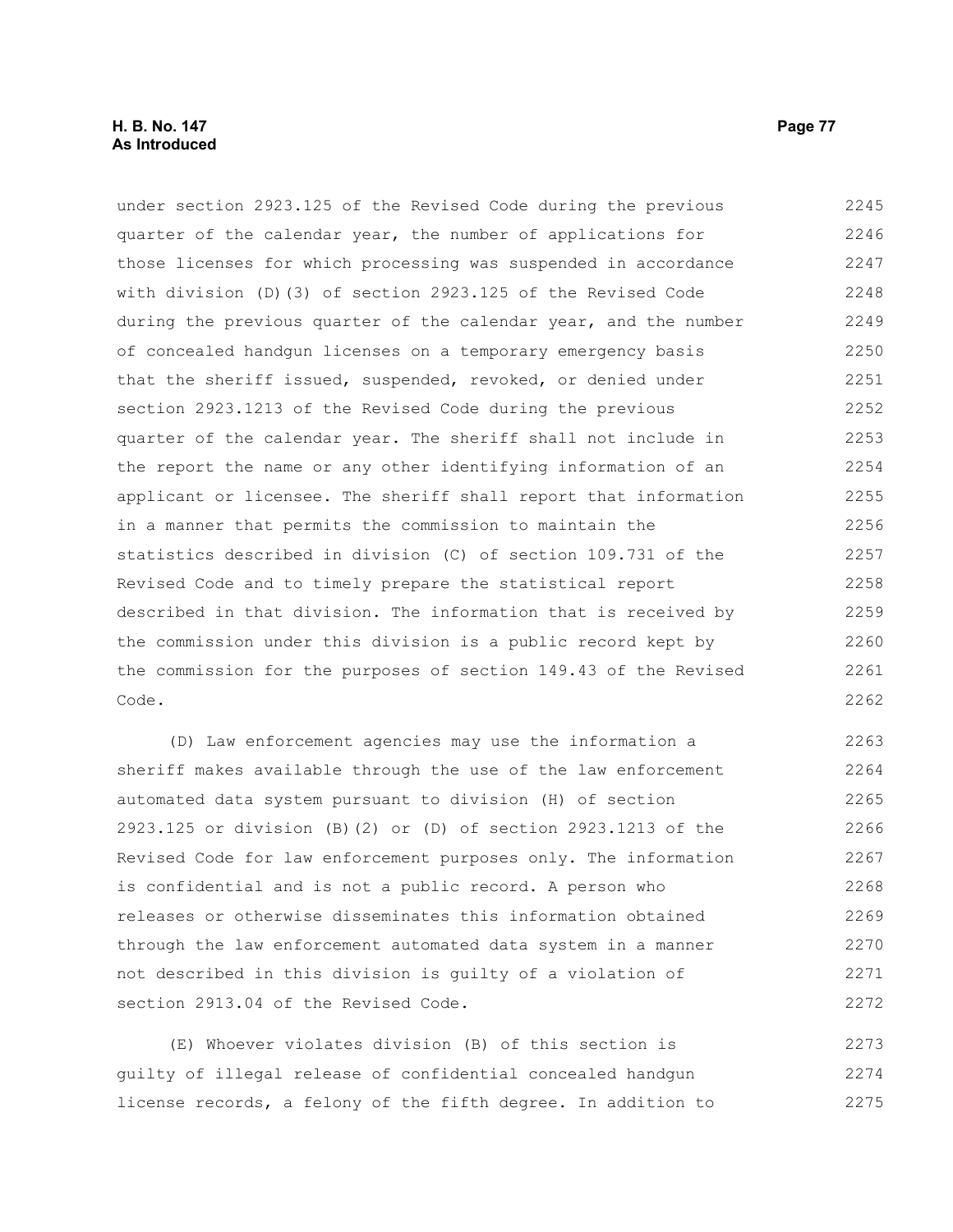under section 2923.125 of the Revised Code during the previous quarter of the calendar year, the number of applications for those licenses for which processing was suspended in accordance with division (D)(3) of section 2923.125 of the Revised Code during the previous quarter of the calendar year, and the number of concealed handgun licenses on a temporary emergency basis that the sheriff issued, suspended, revoked, or denied under section 2923.1213 of the Revised Code during the previous quarter of the calendar year. The sheriff shall not include in the report the name or any other identifying information of an applicant or licensee. The sheriff shall report that information in a manner that permits the commission to maintain the statistics described in division (C) of section 109.731 of the Revised Code and to timely prepare the statistical report described in that division. The information that is received by the commission under this division is a public record kept by the commission for the purposes of section 149.43 of the Revised Code.

(D) Law enforcement agencies may use the information a sheriff makes available through the use of the law enforcement automated data system pursuant to division (H) of section 2923.125 or division (B)(2) or (D) of section 2923.1213 of the Revised Code for law enforcement purposes only. The information is confidential and is not a public record. A person who releases or otherwise disseminates this information obtained through the law enforcement automated data system in a manner not described in this division is guilty of a violation of section 2913.04 of the Revised Code.

(E) Whoever violates division (B) of this section is guilty of illegal release of confidential concealed handgun license records, a felony of the fifth degree. In addition to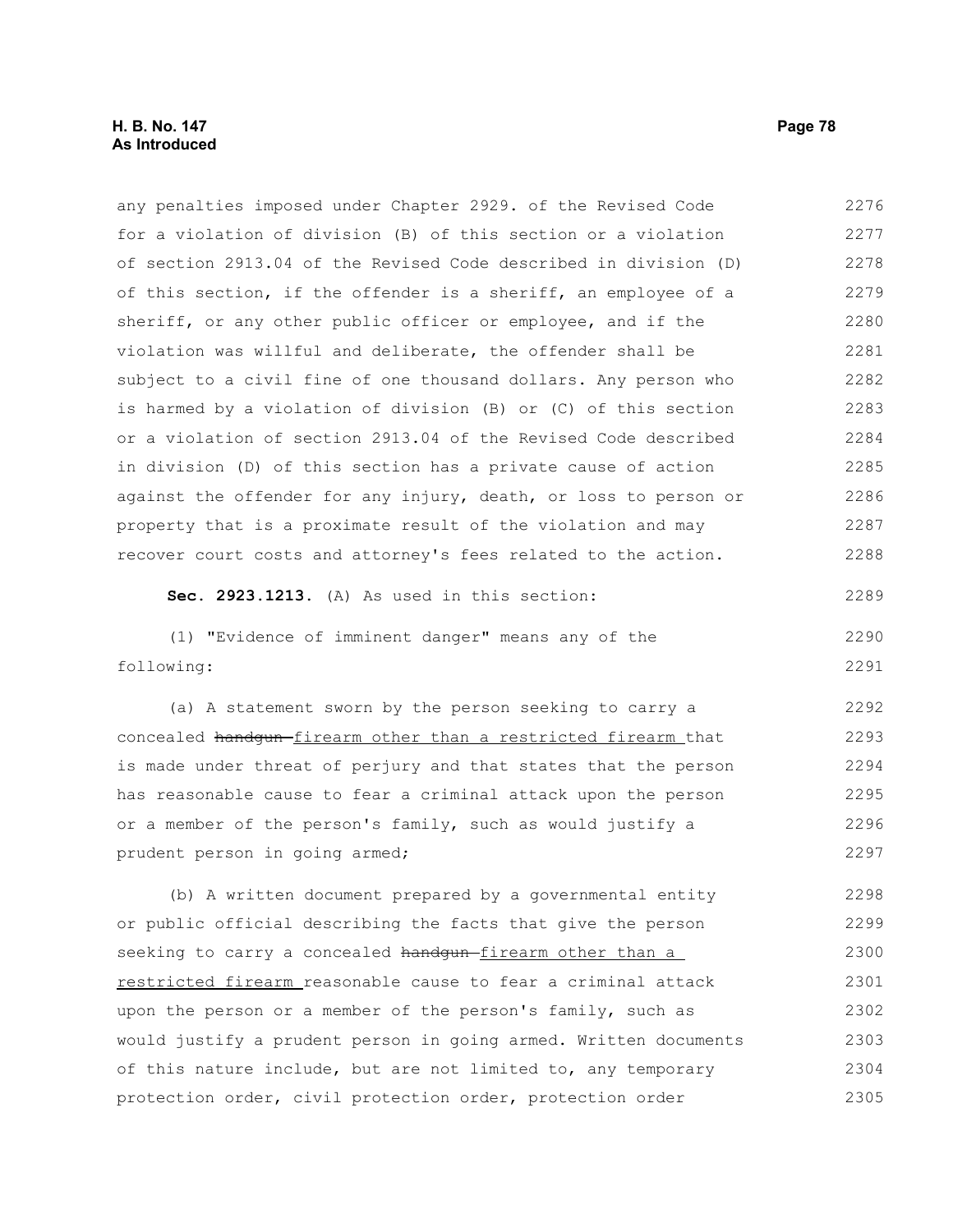any penalties imposed under Chapter 2929. of the Revised Code for a violation of division (B) of this section or a violation of section 2913.04 of the Revised Code described in division (D) of this section, if the offender is a sheriff, an employee of a sheriff, or any other public officer or employee, and if the violation was willful and deliberate, the offender shall be subject to a civil fine of one thousand dollars. Any person who is harmed by a violation of division (B) or (C) of this section or a violation of section 2913.04 of the Revised Code described in division (D) of this section has a private cause of action against the offender for any injury, death, or loss to person or property that is a proximate result of the violation and may recover court costs and attorney's fees related to the action.

**Sec. 2923.1213.** (A) As used in this section:

(1) "Evidence of imminent danger" means any of the following:

(a) A statement sworn by the person seeking to carry a concealed ~~handgun~~ firearm other than a restricted firearm that is made under threat of perjury and that states that the person has reasonable cause to fear a criminal attack upon the person or a member of the person's family, such as would justify a prudent person in going armed;

(b) A written document prepared by a governmental entity or public official describing the facts that give the person seeking to carry a concealed ~~handgun~~ firearm other than a restricted firearm reasonable cause to fear a criminal attack upon the person or a member of the person's family, such as would justify a prudent person in going armed. Written documents of this nature include, but are not limited to, any temporary protection order, civil protection order, protection order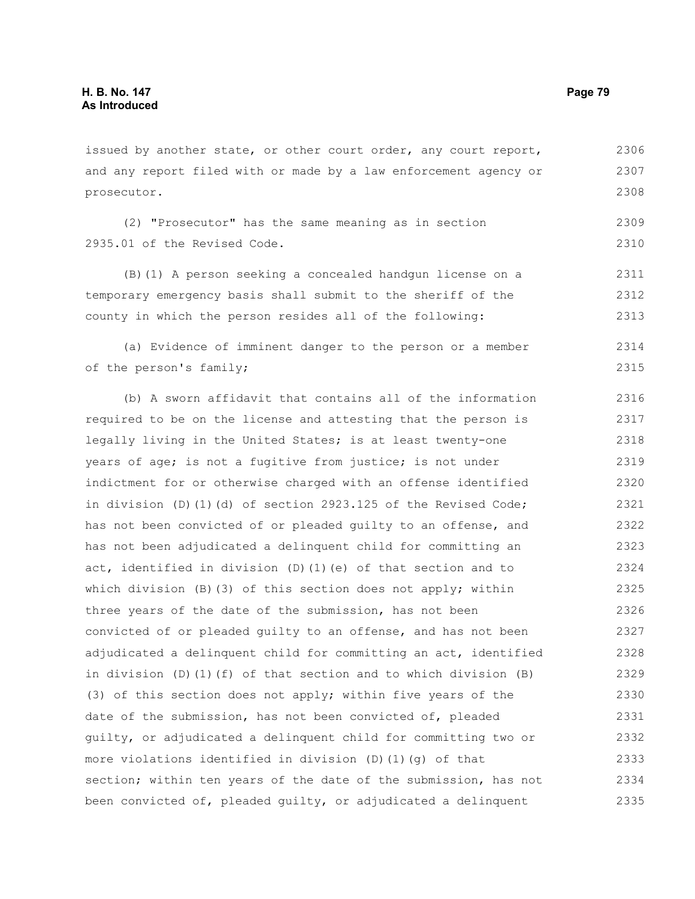issued by another state, or other court order, any court report, and any report filed with or made by a law enforcement agency or prosecutor.

(2) "Prosecutor" has the same meaning as in section 2935.01 of the Revised Code.

(B)(1) A person seeking a concealed handgun license on a temporary emergency basis shall submit to the sheriff of the county in which the person resides all of the following:

(a) Evidence of imminent danger to the person or a member of the person's family;

(b) A sworn affidavit that contains all of the information required to be on the license and attesting that the person is legally living in the United States; is at least twenty-one years of age; is not a fugitive from justice; is not under indictment for or otherwise charged with an offense identified in division (D)(1)(d) of section 2923.125 of the Revised Code; has not been convicted of or pleaded guilty to an offense, and has not been adjudicated a delinquent child for committing an act, identified in division (D)(1)(e) of that section and to which division (B)(3) of this section does not apply; within three years of the date of the submission, has not been convicted of or pleaded guilty to an offense, and has not been adjudicated a delinquent child for committing an act, identified in division (D)(1)(f) of that section and to which division (B)(3) of this section does not apply; within five years of the date of the submission, has not been convicted of, pleaded guilty, or adjudicated a delinquent child for committing two or more violations identified in division (D)(1)(g) of that section; within ten years of the date of the submission, has not been convicted of, pleaded guilty, or adjudicated a delinquent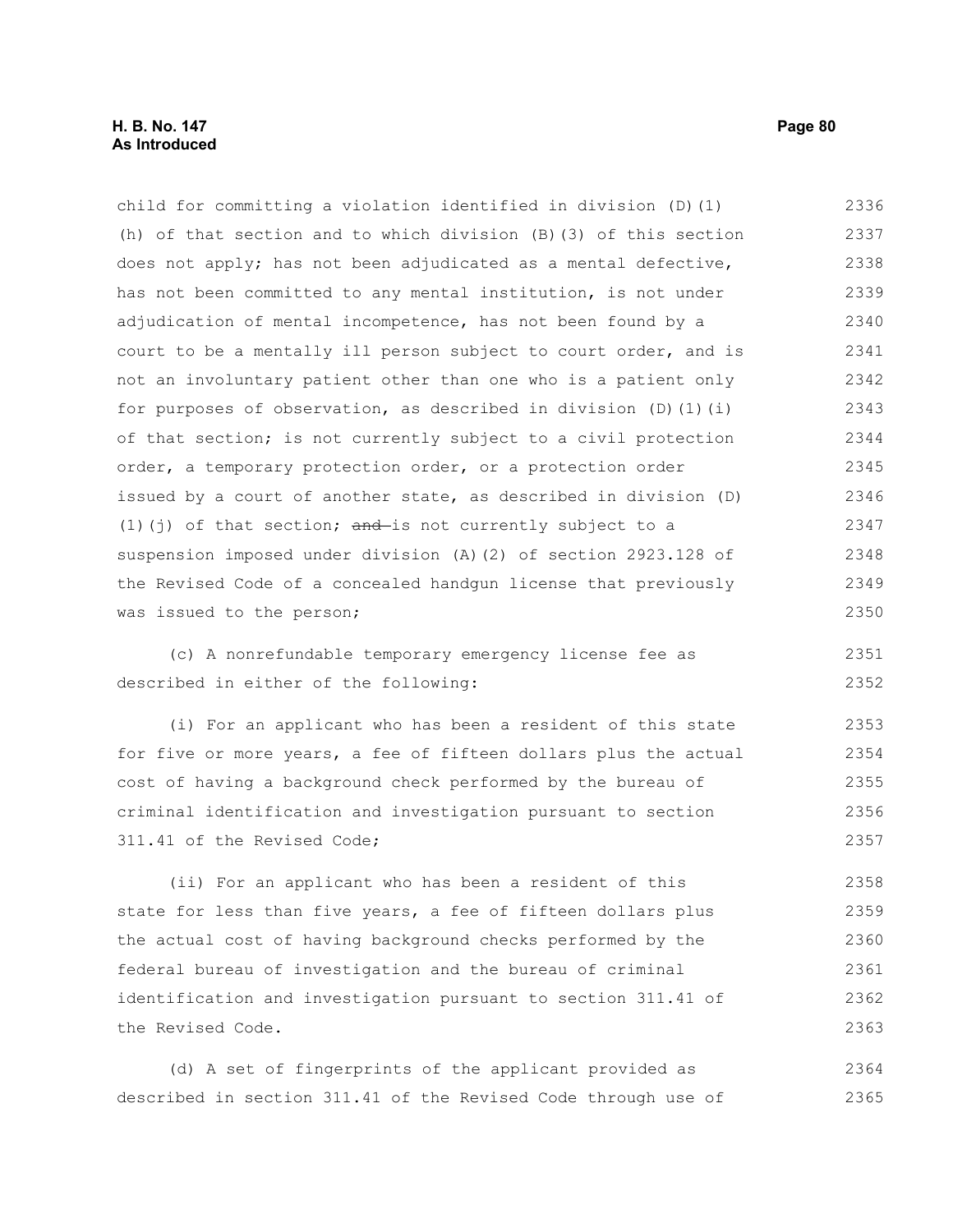child for committing a violation identified in division (D)(1)(h) of that section and to which division (B)(3) of this section does not apply; has not been adjudicated as a mental defective, has not been committed to any mental institution, is not under adjudication of mental incompetence, has not been found by a court to be a mentally ill person subject to court order, and is not an involuntary patient other than one who is a patient only for purposes of observation, as described in division (D)(1)(i) of that section; is not currently subject to a civil protection order, a temporary protection order, or a protection order issued by a court of another state, as described in division (D)(1)(j) of that section; ~~and~~ is not currently subject to a suspension imposed under division (A)(2) of section 2923.128 of the Revised Code of a concealed handgun license that previously was issued to the person;

(c) A nonrefundable temporary emergency license fee as described in either of the following:

(i) For an applicant who has been a resident of this state for five or more years, a fee of fifteen dollars plus the actual cost of having a background check performed by the bureau of criminal identification and investigation pursuant to section 311.41 of the Revised Code;

(ii) For an applicant who has been a resident of this state for less than five years, a fee of fifteen dollars plus the actual cost of having background checks performed by the federal bureau of investigation and the bureau of criminal identification and investigation pursuant to section 311.41 of the Revised Code.

(d) A set of fingerprints of the applicant provided as described in section 311.41 of the Revised Code through use of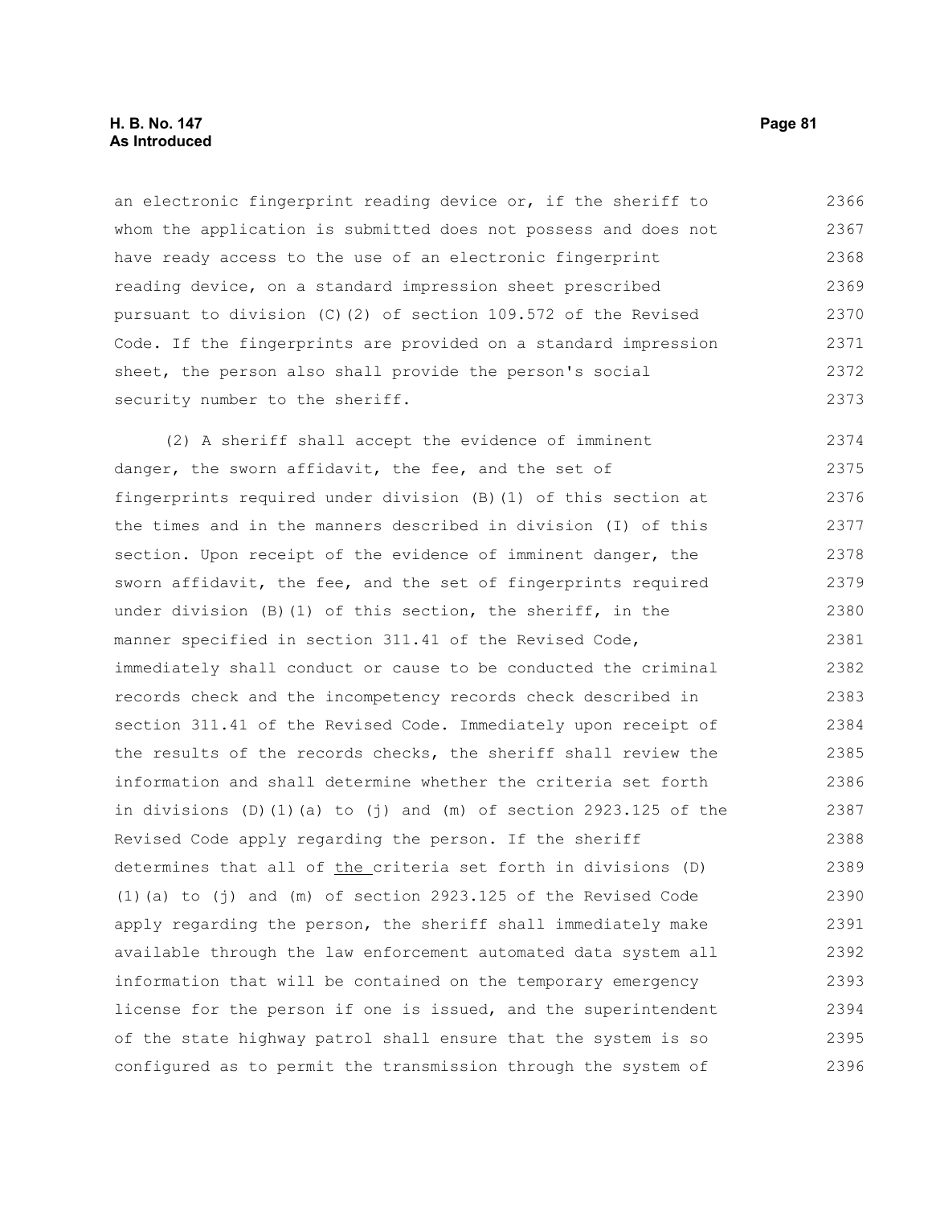an electronic fingerprint reading device or, if the sheriff to whom the application is submitted does not possess and does not have ready access to the use of an electronic fingerprint reading device, on a standard impression sheet prescribed pursuant to division (C)(2) of section 109.572 of the Revised Code. If the fingerprints are provided on a standard impression sheet, the person also shall provide the person's social security number to the sheriff.

(2) A sheriff shall accept the evidence of imminent danger, the sworn affidavit, the fee, and the set of fingerprints required under division (B)(1) of this section at the times and in the manners described in division (I) of this section. Upon receipt of the evidence of imminent danger, the sworn affidavit, the fee, and the set of fingerprints required under division (B)(1) of this section, the sheriff, in the manner specified in section 311.41 of the Revised Code, immediately shall conduct or cause to be conducted the criminal records check and the incompetency records check described in section 311.41 of the Revised Code. Immediately upon receipt of the results of the records checks, the sheriff shall review the information and shall determine whether the criteria set forth in divisions (D)(1)(a) to (j) and (m) of section 2923.125 of the Revised Code apply regarding the person. If the sheriff determines that all of the criteria set forth in divisions (D)(1)(a) to (j) and (m) of section 2923.125 of the Revised Code apply regarding the person, the sheriff shall immediately make available through the law enforcement automated data system all information that will be contained on the temporary emergency license for the person if one is issued, and the superintendent of the state highway patrol shall ensure that the system is so configured as to permit the transmission through the system of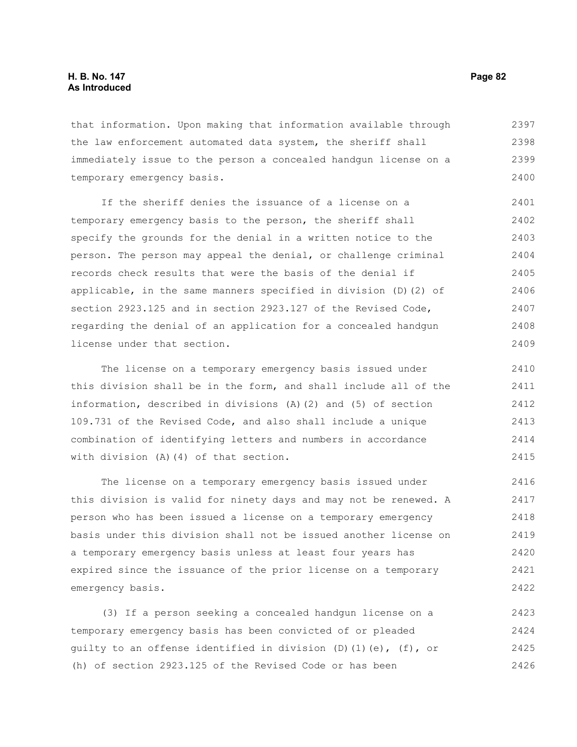that information. Upon making that information available through the law enforcement automated data system, the sheriff shall immediately issue to the person a concealed handgun license on a temporary emergency basis.

If the sheriff denies the issuance of a license on a temporary emergency basis to the person, the sheriff shall specify the grounds for the denial in a written notice to the person. The person may appeal the denial, or challenge criminal records check results that were the basis of the denial if applicable, in the same manners specified in division (D)(2) of section 2923.125 and in section 2923.127 of the Revised Code, regarding the denial of an application for a concealed handgun license under that section.

The license on a temporary emergency basis issued under this division shall be in the form, and shall include all of the information, described in divisions (A)(2) and (5) of section 109.731 of the Revised Code, and also shall include a unique combination of identifying letters and numbers in accordance with division (A)(4) of that section.

The license on a temporary emergency basis issued under this division is valid for ninety days and may not be renewed. A person who has been issued a license on a temporary emergency basis under this division shall not be issued another license on a temporary emergency basis unless at least four years has expired since the issuance of the prior license on a temporary emergency basis.

(3) If a person seeking a concealed handgun license on a temporary emergency basis has been convicted of or pleaded guilty to an offense identified in division (D)(1)(e), (f), or (h) of section 2923.125 of the Revised Code or has been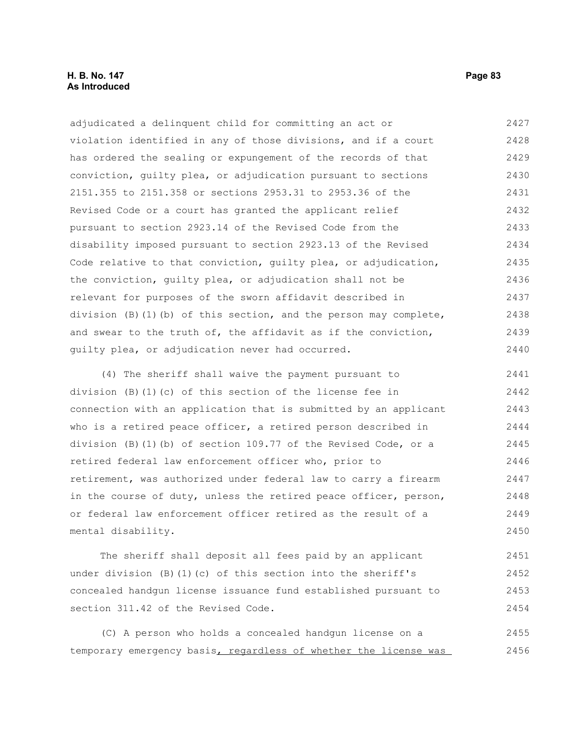adjudicated a delinquent child for committing an act or violation identified in any of those divisions, and if a court has ordered the sealing or expungement of the records of that conviction, guilty plea, or adjudication pursuant to sections 2151.355 to 2151.358 or sections 2953.31 to 2953.36 of the Revised Code or a court has granted the applicant relief pursuant to section 2923.14 of the Revised Code from the disability imposed pursuant to section 2923.13 of the Revised Code relative to that conviction, guilty plea, or adjudication, the conviction, guilty plea, or adjudication shall not be relevant for purposes of the sworn affidavit described in division (B)(1)(b) of this section, and the person may complete, and swear to the truth of, the affidavit as if the conviction, guilty plea, or adjudication never had occurred.

(4) The sheriff shall waive the payment pursuant to division (B)(1)(c) of this section of the license fee in connection with an application that is submitted by an applicant who is a retired peace officer, a retired person described in division (B)(1)(b) of section 109.77 of the Revised Code, or a retired federal law enforcement officer who, prior to retirement, was authorized under federal law to carry a firearm in the course of duty, unless the retired peace officer, person, or federal law enforcement officer retired as the result of a mental disability.

The sheriff shall deposit all fees paid by an applicant under division (B)(1)(c) of this section into the sheriff's concealed handgun license issuance fund established pursuant to section 311.42 of the Revised Code.

(C) A person who holds a concealed handgun license on a temporary emergency basis, regardless of whether the license was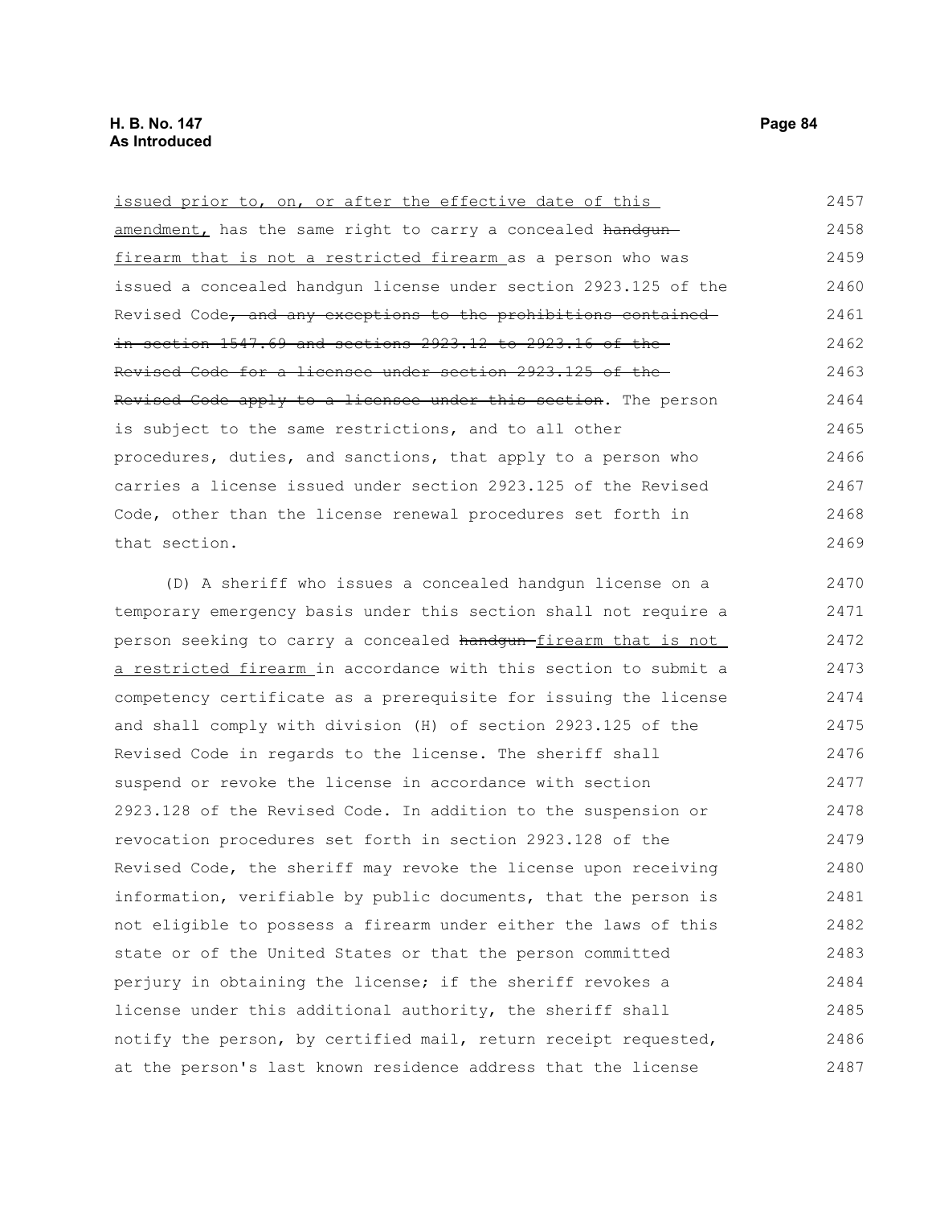issued prior to, on, or after the effective date of this amendment, has the same right to carry a concealed ~~handgun~~ firearm that is not a restricted firearm as a person who was issued a concealed handgun license under section 2923.125 of the Revised Code~~, and any exceptions to the prohibitions contained in section 1547.69 and sections 2923.12 to 2923.16 of the Revised Code for a licensee under section 2923.125 of the Revised Code apply to a licensee under this section~~. The person is subject to the same restrictions, and to all other procedures, duties, and sanctions, that apply to a person who carries a license issued under section 2923.125 of the Revised Code, other than the license renewal procedures set forth in that section.

(D) A sheriff who issues a concealed handgun license on a temporary emergency basis under this section shall not require a person seeking to carry a concealed ~~handgun~~ firearm that is not a restricted firearm in accordance with this section to submit a competency certificate as a prerequisite for issuing the license and shall comply with division (H) of section 2923.125 of the Revised Code in regards to the license. The sheriff shall suspend or revoke the license in accordance with section 2923.128 of the Revised Code. In addition to the suspension or revocation procedures set forth in section 2923.128 of the Revised Code, the sheriff may revoke the license upon receiving information, verifiable by public documents, that the person is not eligible to possess a firearm under either the laws of this state or of the United States or that the person committed perjury in obtaining the license; if the sheriff revokes a license under this additional authority, the sheriff shall notify the person, by certified mail, return receipt requested, at the person's last known residence address that the license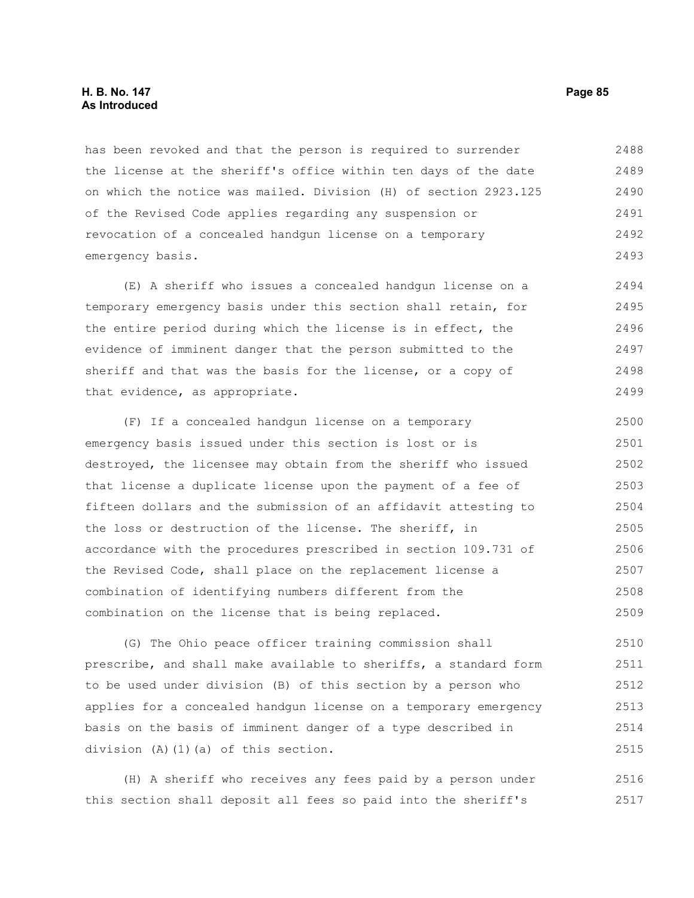has been revoked and that the person is required to surrender the license at the sheriff's office within ten days of the date on which the notice was mailed. Division (H) of section 2923.125 of the Revised Code applies regarding any suspension or revocation of a concealed handgun license on a temporary emergency basis.

(E) A sheriff who issues a concealed handgun license on a temporary emergency basis under this section shall retain, for the entire period during which the license is in effect, the evidence of imminent danger that the person submitted to the sheriff and that was the basis for the license, or a copy of that evidence, as appropriate.

(F) If a concealed handgun license on a temporary emergency basis issued under this section is lost or is destroyed, the licensee may obtain from the sheriff who issued that license a duplicate license upon the payment of a fee of fifteen dollars and the submission of an affidavit attesting to the loss or destruction of the license. The sheriff, in accordance with the procedures prescribed in section 109.731 of the Revised Code, shall place on the replacement license a combination of identifying numbers different from the combination on the license that is being replaced.

(G) The Ohio peace officer training commission shall prescribe, and shall make available to sheriffs, a standard form to be used under division (B) of this section by a person who applies for a concealed handgun license on a temporary emergency basis on the basis of imminent danger of a type described in division (A)(1)(a) of this section.

(H) A sheriff who receives any fees paid by a person under this section shall deposit all fees so paid into the sheriff's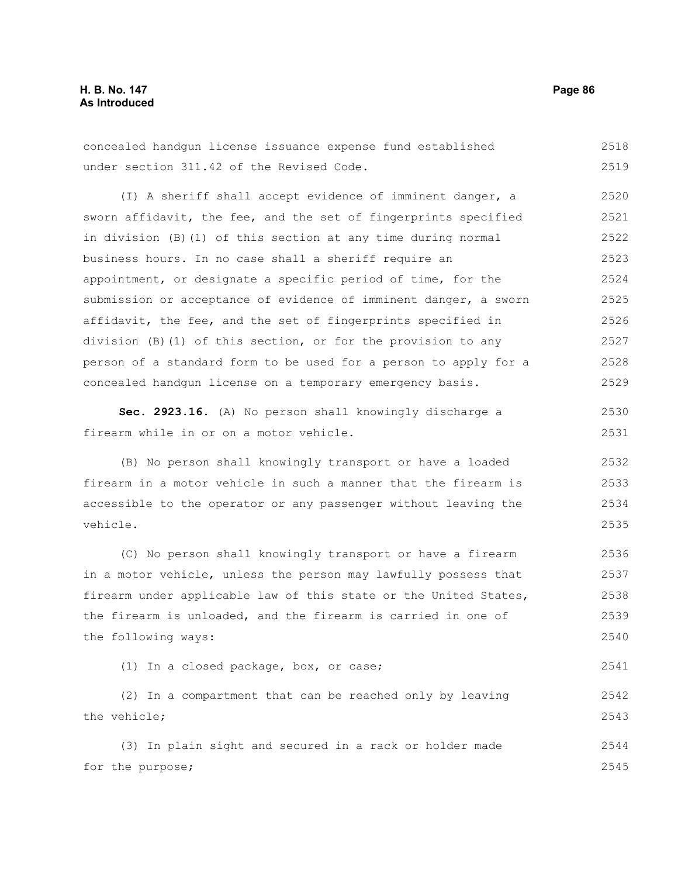concealed handgun license issuance expense fund established under section 311.42 of the Revised Code.

(I) A sheriff shall accept evidence of imminent danger, a sworn affidavit, the fee, and the set of fingerprints specified in division (B)(1) of this section at any time during normal business hours. In no case shall a sheriff require an appointment, or designate a specific period of time, for the submission or acceptance of evidence of imminent danger, a sworn affidavit, the fee, and the set of fingerprints specified in division (B)(1) of this section, or for the provision to any person of a standard form to be used for a person to apply for a concealed handgun license on a temporary emergency basis.

**Sec. 2923.16.** (A) No person shall knowingly discharge a firearm while in or on a motor vehicle.

(B) No person shall knowingly transport or have a loaded firearm in a motor vehicle in such a manner that the firearm is accessible to the operator or any passenger without leaving the vehicle.

(C) No person shall knowingly transport or have a firearm in a motor vehicle, unless the person may lawfully possess that firearm under applicable law of this state or the United States, the firearm is unloaded, and the firearm is carried in one of the following ways:

(1) In a closed package, box, or case;

(2) In a compartment that can be reached only by leaving the vehicle;

(3) In plain sight and secured in a rack or holder made for the purpose;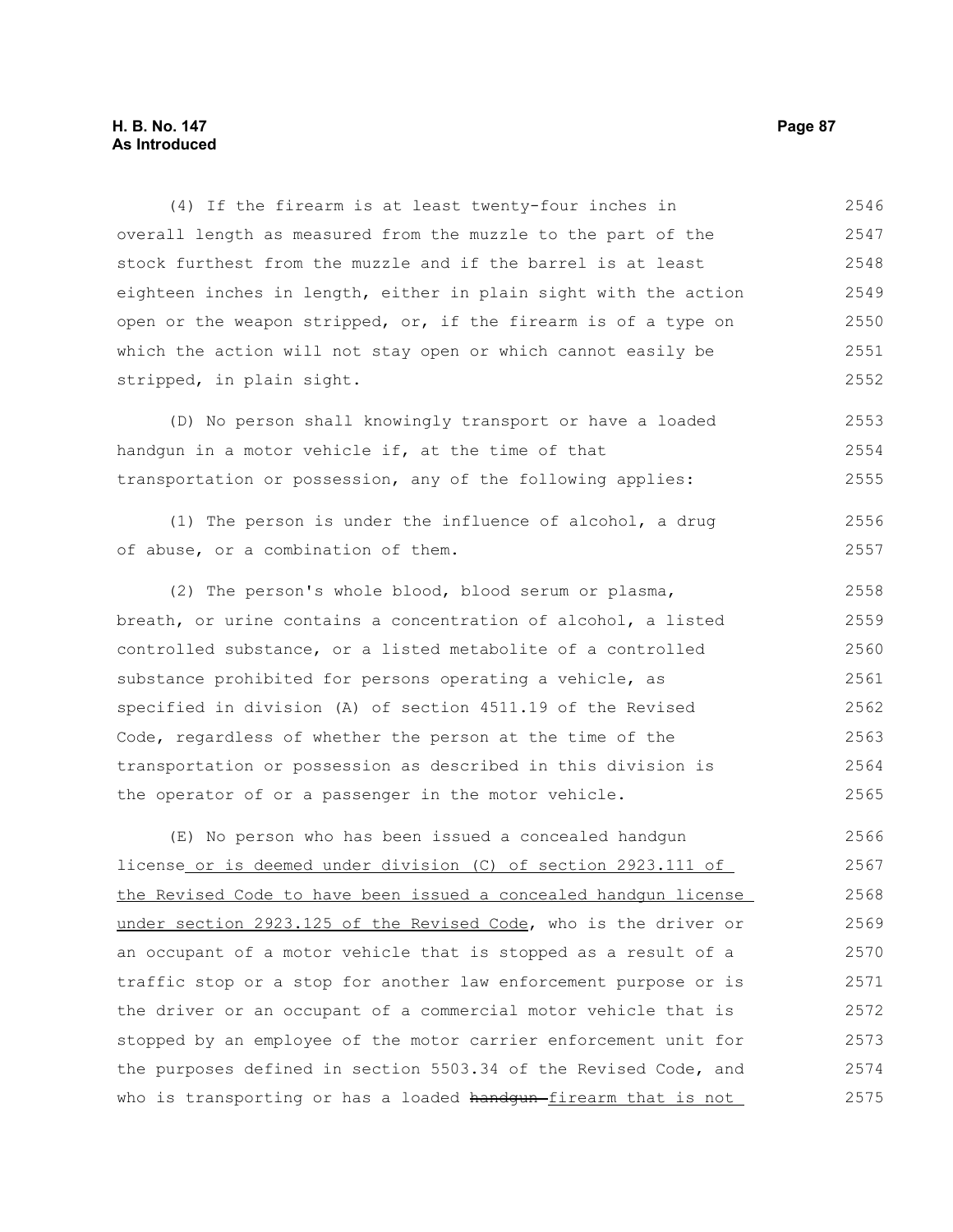(4) If the firearm is at least twenty-four inches in overall length as measured from the muzzle to the part of the stock furthest from the muzzle and if the barrel is at least eighteen inches in length, either in plain sight with the action open or the weapon stripped, or, if the firearm is of a type on which the action will not stay open or which cannot easily be stripped, in plain sight.

(D) No person shall knowingly transport or have a loaded handgun in a motor vehicle if, at the time of that transportation or possession, any of the following applies:

(1) The person is under the influence of alcohol, a drug of abuse, or a combination of them.

(2) The person's whole blood, blood serum or plasma, breath, or urine contains a concentration of alcohol, a listed controlled substance, or a listed metabolite of a controlled substance prohibited for persons operating a vehicle, as specified in division (A) of section 4511.19 of the Revised Code, regardless of whether the person at the time of the transportation or possession as described in this division is the operator of or a passenger in the motor vehicle.

(E) No person who has been issued a concealed handgun license or is deemed under division (C) of section 2923.111 of the Revised Code to have been issued a concealed handgun license under section 2923.125 of the Revised Code, who is the driver or an occupant of a motor vehicle that is stopped as a result of a traffic stop or a stop for another law enforcement purpose or is the driver or an occupant of a commercial motor vehicle that is stopped by an employee of the motor carrier enforcement unit for the purposes defined in section 5503.34 of the Revised Code, and who is transporting or has a loaded ~~handgun~~ firearm that is not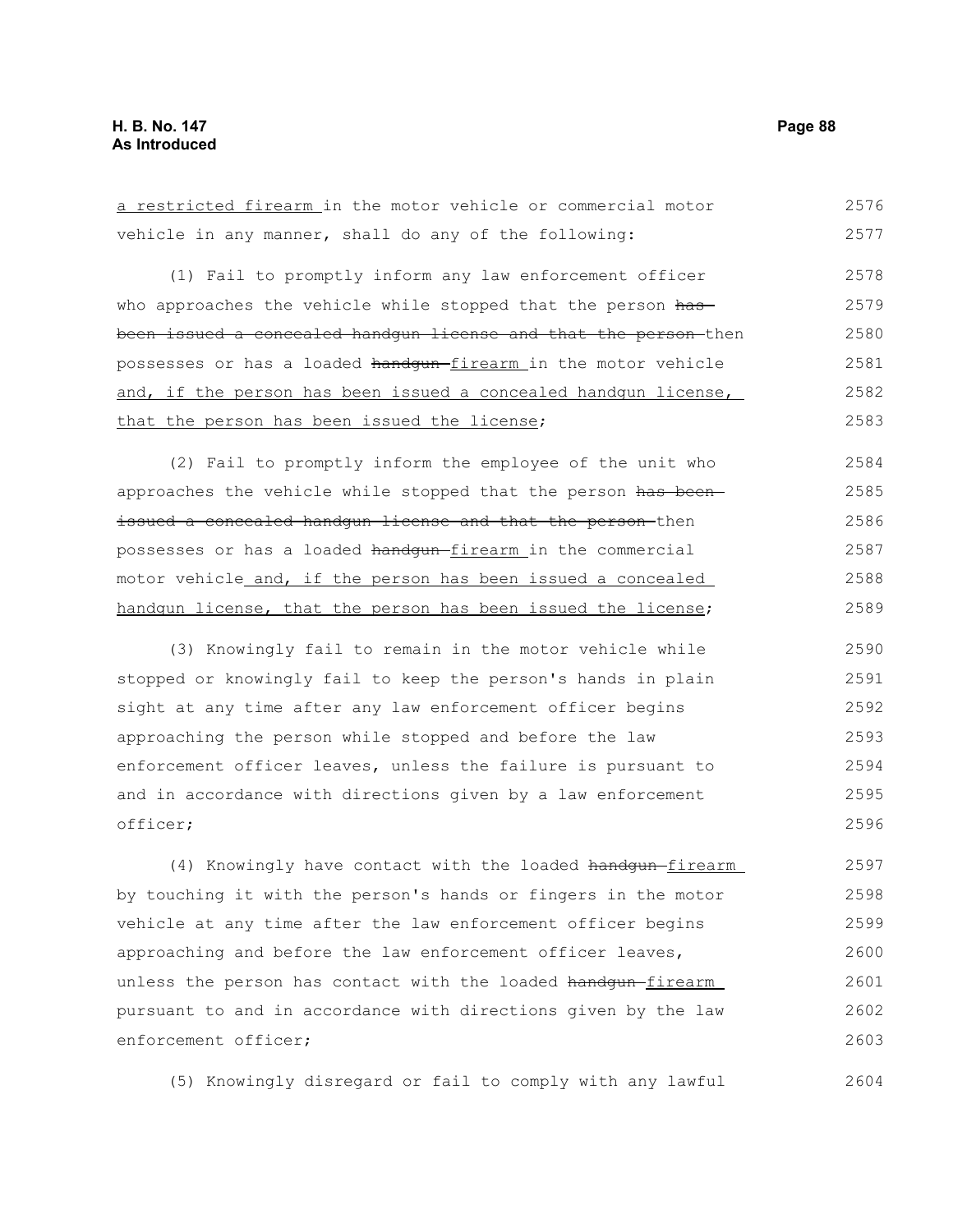a restricted firearm in the motor vehicle or commercial motor vehicle in any manner, shall do any of the following:

(1) Fail to promptly inform any law enforcement officer who approaches the vehicle while stopped that the person has been issued a concealed handgun license and that the person then possesses or has a loaded handgun firearm in the motor vehicle and, if the person has been issued a concealed handgun license, that the person has been issued the license;

(2) Fail to promptly inform the employee of the unit who approaches the vehicle while stopped that the person has been issued a concealed handgun license and that the person then possesses or has a loaded handgun firearm in the commercial motor vehicle and, if the person has been issued a concealed handgun license, that the person has been issued the license;

(3) Knowingly fail to remain in the motor vehicle while stopped or knowingly fail to keep the person's hands in plain sight at any time after any law enforcement officer begins approaching the person while stopped and before the law enforcement officer leaves, unless the failure is pursuant to and in accordance with directions given by a law enforcement officer;

(4) Knowingly have contact with the loaded handgun firearm by touching it with the person's hands or fingers in the motor vehicle at any time after the law enforcement officer begins approaching and before the law enforcement officer leaves, unless the person has contact with the loaded handgun firearm pursuant to and in accordance with directions given by the law enforcement officer;

(5) Knowingly disregard or fail to comply with any lawful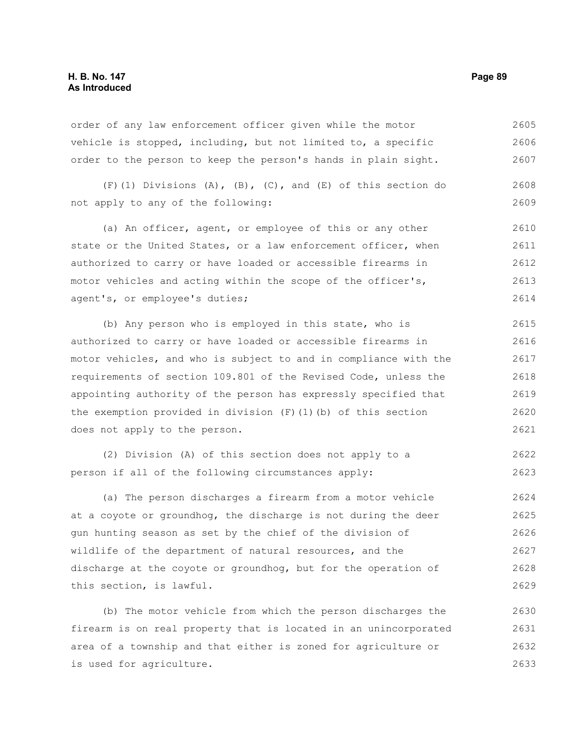order of any law enforcement officer given while the motor vehicle is stopped, including, but not limited to, a specific order to the person to keep the person's hands in plain sight.

(F)(1) Divisions (A), (B), (C), and (E) of this section do not apply to any of the following:

(a) An officer, agent, or employee of this or any other state or the United States, or a law enforcement officer, when authorized to carry or have loaded or accessible firearms in motor vehicles and acting within the scope of the officer's, agent's, or employee's duties;

(b) Any person who is employed in this state, who is authorized to carry or have loaded or accessible firearms in motor vehicles, and who is subject to and in compliance with the requirements of section 109.801 of the Revised Code, unless the appointing authority of the person has expressly specified that the exemption provided in division (F)(1)(b) of this section does not apply to the person.

(2) Division (A) of this section does not apply to a person if all of the following circumstances apply:

(a) The person discharges a firearm from a motor vehicle at a coyote or groundhog, the discharge is not during the deer gun hunting season as set by the chief of the division of wildlife of the department of natural resources, and the discharge at the coyote or groundhog, but for the operation of this section, is lawful.

(b) The motor vehicle from which the person discharges the firearm is on real property that is located in an unincorporated area of a township and that either is zoned for agriculture or is used for agriculture.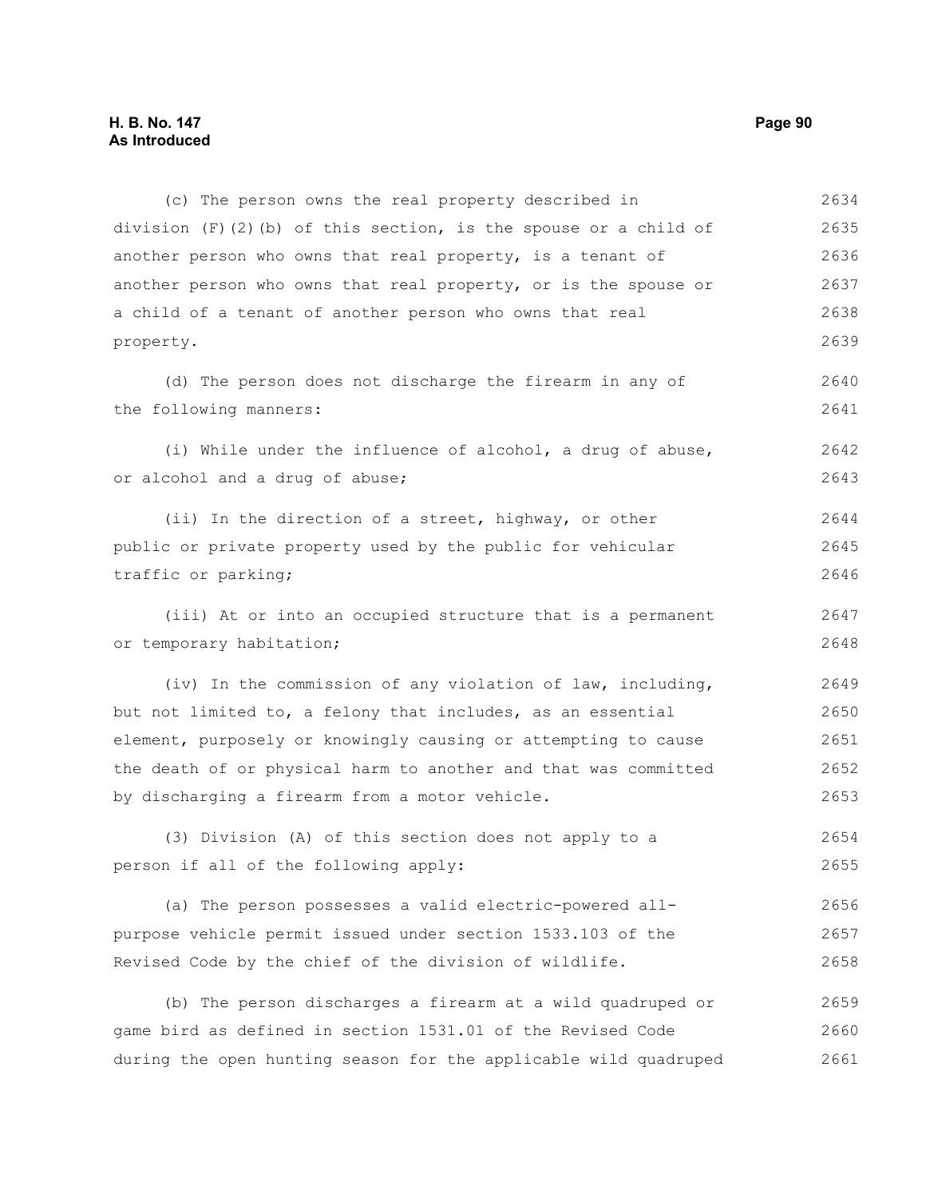(c) The person owns the real property described in division (F)(2)(b) of this section, is the spouse or a child of another person who owns that real property, is a tenant of another person who owns that real property, or is the spouse or a child of a tenant of another person who owns that real property.

(d) The person does not discharge the firearm in any of the following manners:

(i) While under the influence of alcohol, a drug of abuse, or alcohol and a drug of abuse;

(ii) In the direction of a street, highway, or other public or private property used by the public for vehicular traffic or parking;

(iii) At or into an occupied structure that is a permanent or temporary habitation;

(iv) In the commission of any violation of law, including, but not limited to, a felony that includes, as an essential element, purposely or knowingly causing or attempting to cause the death of or physical harm to another and that was committed by discharging a firearm from a motor vehicle.

(3) Division (A) of this section does not apply to a person if all of the following apply:

(a) The person possesses a valid electric-powered all-purpose vehicle permit issued under section 1533.103 of the Revised Code by the chief of the division of wildlife.

(b) The person discharges a firearm at a wild quadruped or game bird as defined in section 1531.01 of the Revised Code during the open hunting season for the applicable wild quadruped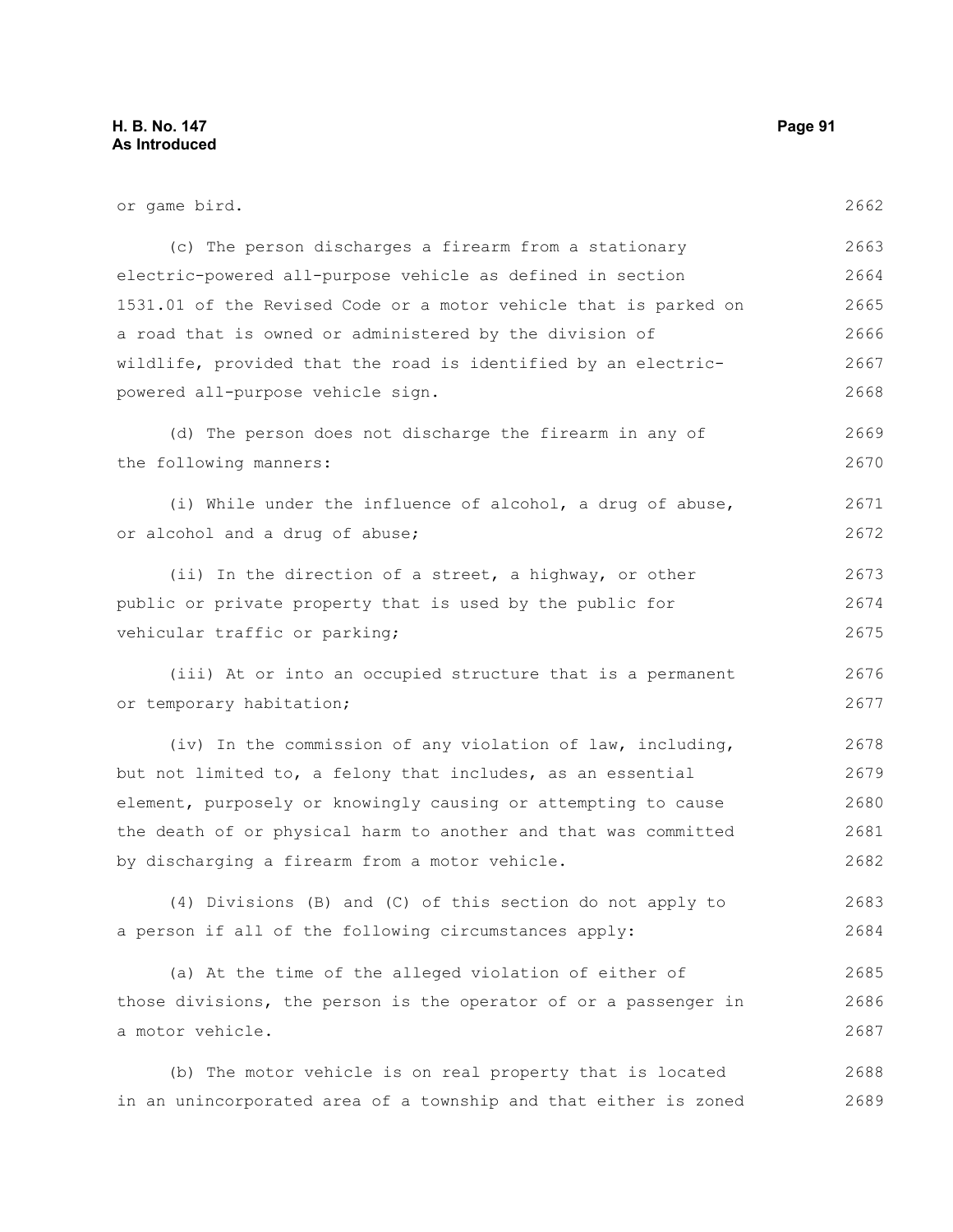or game bird.

(c) The person discharges a firearm from a stationary electric-powered all-purpose vehicle as defined in section 1531.01 of the Revised Code or a motor vehicle that is parked on a road that is owned or administered by the division of wildlife, provided that the road is identified by an electric-powered all-purpose vehicle sign.

(d) The person does not discharge the firearm in any of the following manners:

(i) While under the influence of alcohol, a drug of abuse, or alcohol and a drug of abuse;

(ii) In the direction of a street, a highway, or other public or private property that is used by the public for vehicular traffic or parking;

(iii) At or into an occupied structure that is a permanent or temporary habitation;

(iv) In the commission of any violation of law, including, but not limited to, a felony that includes, as an essential element, purposely or knowingly causing or attempting to cause the death of or physical harm to another and that was committed by discharging a firearm from a motor vehicle.

(4) Divisions (B) and (C) of this section do not apply to a person if all of the following circumstances apply:

(a) At the time of the alleged violation of either of those divisions, the person is the operator of or a passenger in a motor vehicle.

(b) The motor vehicle is on real property that is located in an unincorporated area of a township and that either is zoned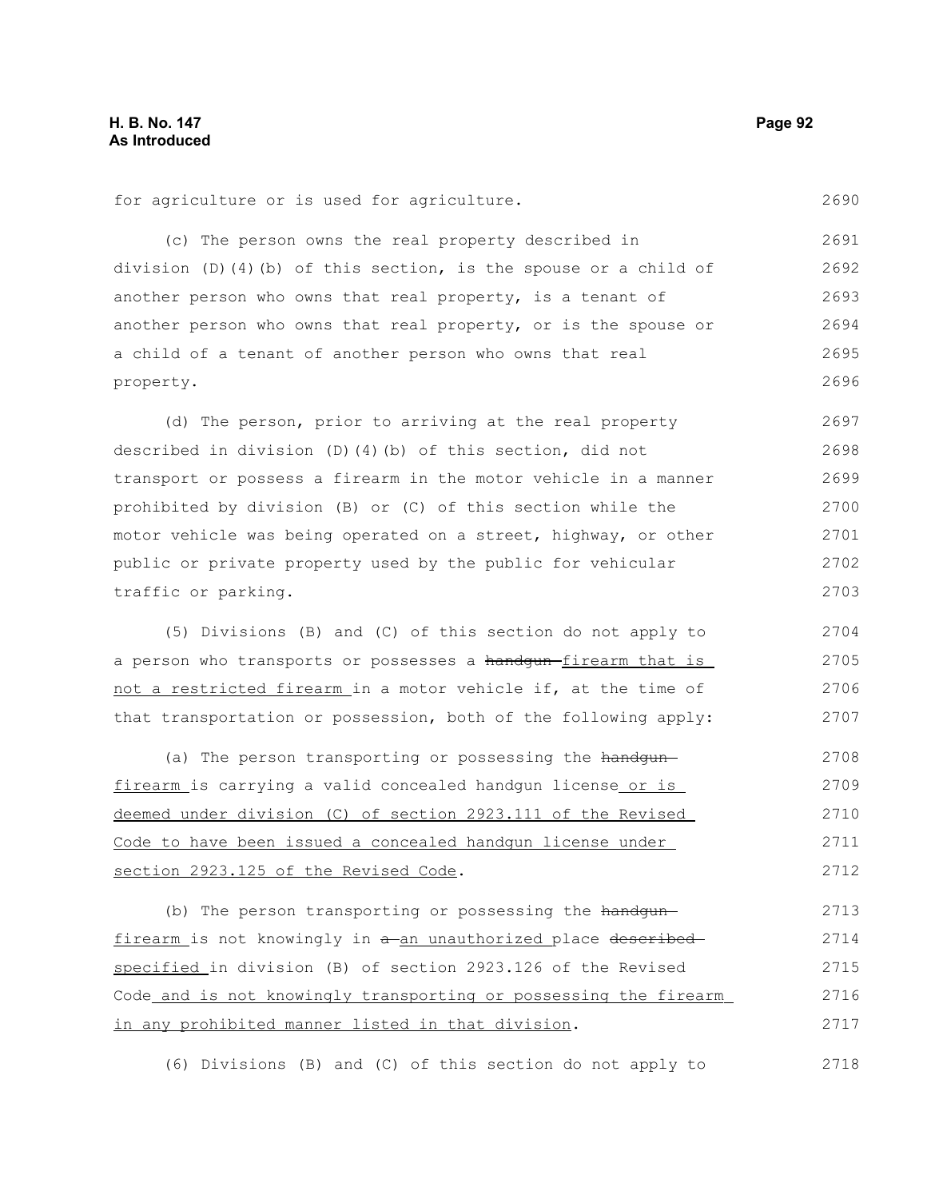for agriculture or is used for agriculture.

(c) The person owns the real property described in division (D)(4)(b) of this section, is the spouse or a child of another person who owns that real property, is a tenant of another person who owns that real property, or is the spouse or a child of a tenant of another person who owns that real property.

(d) The person, prior to arriving at the real property described in division (D)(4)(b) of this section, did not transport or possess a firearm in the motor vehicle in a manner prohibited by division (B) or (C) of this section while the motor vehicle was being operated on a street, highway, or other public or private property used by the public for vehicular traffic or parking.

(5) Divisions (B) and (C) of this section do not apply to a person who transports or possesses a ~~handgun~~ firearm that is not a restricted firearm in a motor vehicle if, at the time of that transportation or possession, both of the following apply:

(a) The person transporting or possessing the ~~handgun~~ firearm is carrying a valid concealed handgun license or is deemed under division (C) of section 2923.111 of the Revised Code to have been issued a concealed handgun license under section 2923.125 of the Revised Code.

(b) The person transporting or possessing the ~~handgun~~ firearm is not knowingly in ~~a~~ an unauthorized place ~~described~~ specified in division (B) of section 2923.126 of the Revised Code and is not knowingly transporting or possessing the firearm in any prohibited manner listed in that division.

(6) Divisions (B) and (C) of this section do not apply to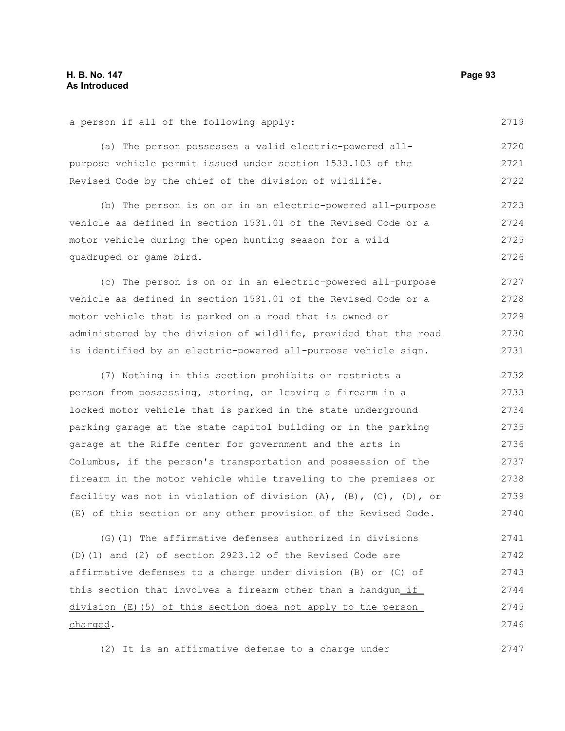a person if all of the following apply:

(a) The person possesses a valid electric-powered all-purpose vehicle permit issued under section 1533.103 of the Revised Code by the chief of the division of wildlife.

(b) The person is on or in an electric-powered all-purpose vehicle as defined in section 1531.01 of the Revised Code or a motor vehicle during the open hunting season for a wild quadruped or game bird.

(c) The person is on or in an electric-powered all-purpose vehicle as defined in section 1531.01 of the Revised Code or a motor vehicle that is parked on a road that is owned or administered by the division of wildlife, provided that the road is identified by an electric-powered all-purpose vehicle sign.

(7) Nothing in this section prohibits or restricts a person from possessing, storing, or leaving a firearm in a locked motor vehicle that is parked in the state underground parking garage at the state capitol building or in the parking garage at the Riffe center for government and the arts in Columbus, if the person's transportation and possession of the firearm in the motor vehicle while traveling to the premises or facility was not in violation of division (A), (B), (C), (D), or (E) of this section or any other provision of the Revised Code.

(G)(1) The affirmative defenses authorized in divisions (D)(1) and (2) of section 2923.12 of the Revised Code are affirmative defenses to a charge under division (B) or (C) of this section that involves a firearm other than a handgun if division (E)(5) of this section does not apply to the person charged.

(2) It is an affirmative defense to a charge under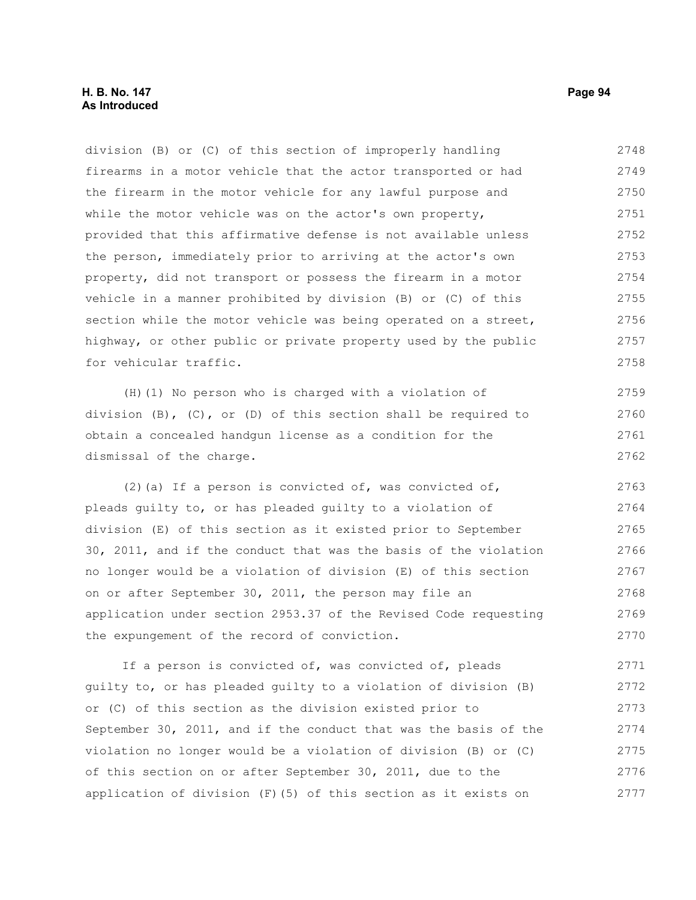division (B) or (C) of this section of improperly handling firearms in a motor vehicle that the actor transported or had the firearm in the motor vehicle for any lawful purpose and while the motor vehicle was on the actor's own property, provided that this affirmative defense is not available unless the person, immediately prior to arriving at the actor's own property, did not transport or possess the firearm in a motor vehicle in a manner prohibited by division (B) or (C) of this section while the motor vehicle was being operated on a street, highway, or other public or private property used by the public for vehicular traffic.

(H)(1) No person who is charged with a violation of division (B), (C), or (D) of this section shall be required to obtain a concealed handgun license as a condition for the dismissal of the charge.

(2)(a) If a person is convicted of, was convicted of, pleads guilty to, or has pleaded guilty to a violation of division (E) of this section as it existed prior to September 30, 2011, and if the conduct that was the basis of the violation no longer would be a violation of division (E) of this section on or after September 30, 2011, the person may file an application under section 2953.37 of the Revised Code requesting the expungement of the record of conviction.

If a person is convicted of, was convicted of, pleads guilty to, or has pleaded guilty to a violation of division (B) or (C) of this section as the division existed prior to September 30, 2011, and if the conduct that was the basis of the violation no longer would be a violation of division (B) or (C) of this section on or after September 30, 2011, due to the application of division (F)(5) of this section as it exists on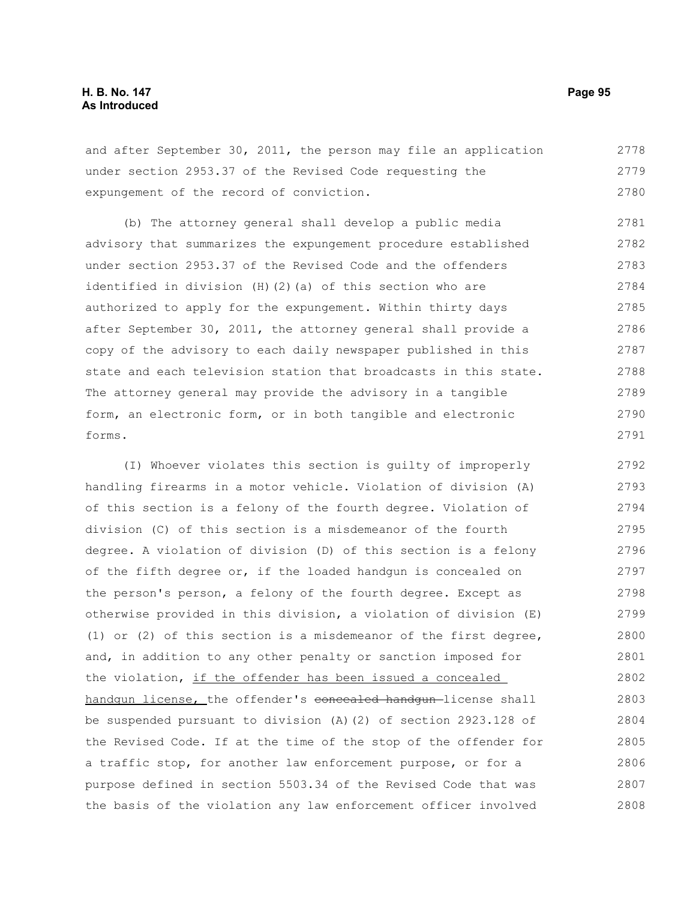and after September 30, 2011, the person may file an application under section 2953.37 of the Revised Code requesting the expungement of the record of conviction.

(b) The attorney general shall develop a public media advisory that summarizes the expungement procedure established under section 2953.37 of the Revised Code and the offenders identified in division (H)(2)(a) of this section who are authorized to apply for the expungement. Within thirty days after September 30, 2011, the attorney general shall provide a copy of the advisory to each daily newspaper published in this state and each television station that broadcasts in this state. The attorney general may provide the advisory in a tangible form, an electronic form, or in both tangible and electronic forms.

(I) Whoever violates this section is guilty of improperly handling firearms in a motor vehicle. Violation of division (A) of this section is a felony of the fourth degree. Violation of division (C) of this section is a misdemeanor of the fourth degree. A violation of division (D) of this section is a felony of the fifth degree or, if the loaded handgun is concealed on the person's person, a felony of the fourth degree. Except as otherwise provided in this division, a violation of division (E)(1) or (2) of this section is a misdemeanor of the first degree, and, in addition to any other penalty or sanction imposed for the violation, if the offender has been issued a concealed handgun license, the offender's ~~concealed handgun~~ license shall be suspended pursuant to division (A)(2) of section 2923.128 of the Revised Code. If at the time of the stop of the offender for a traffic stop, for another law enforcement purpose, or for a purpose defined in section 5503.34 of the Revised Code that was the basis of the violation any law enforcement officer involved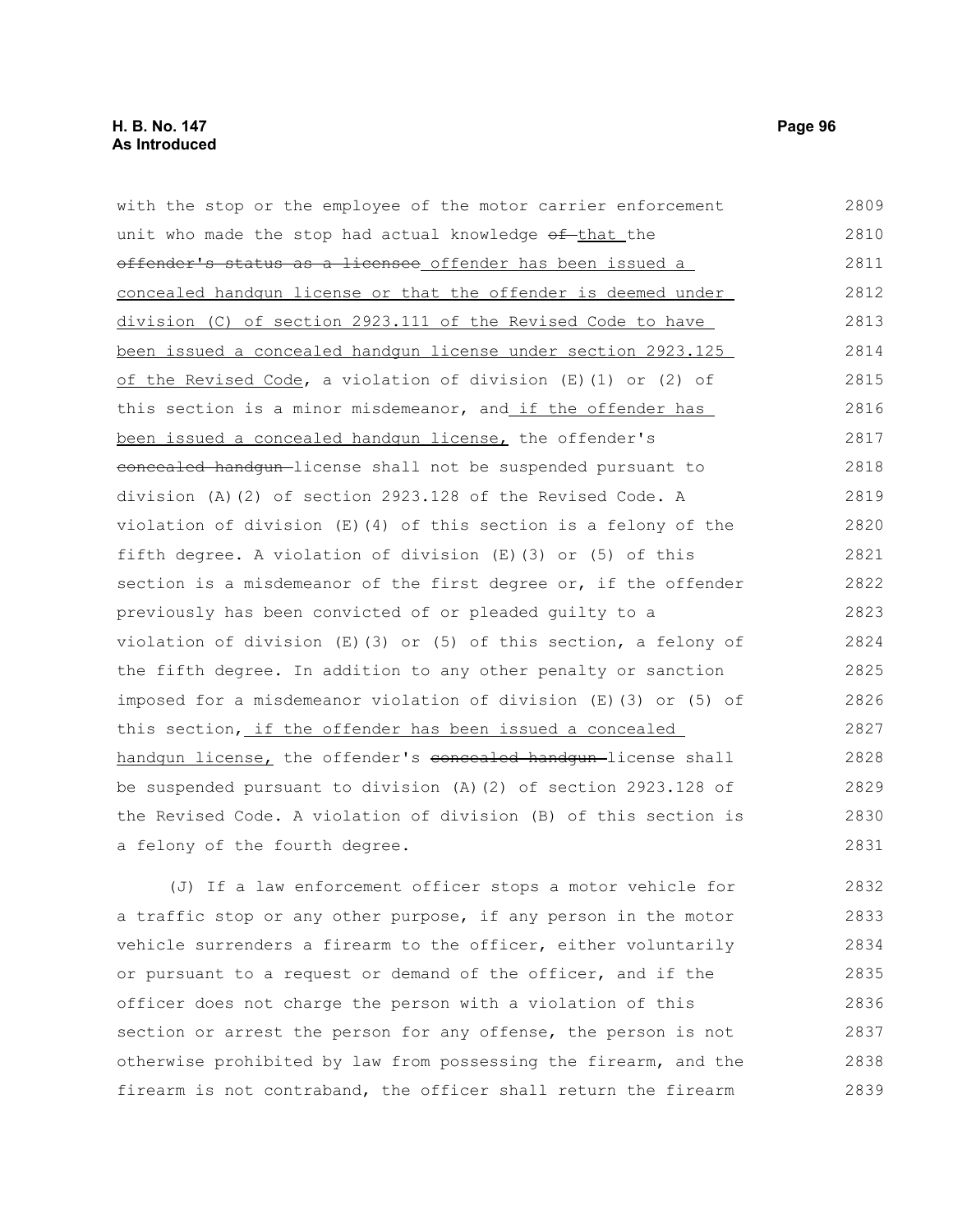with the stop or the employee of the motor carrier enforcement unit who made the stop had actual knowledge ~~of~~ that the ~~offender's status as a licensee~~ offender has been issued a concealed handgun license or that the offender is deemed under division (C) of section 2923.111 of the Revised Code to have been issued a concealed handgun license under section 2923.125 of the Revised Code, a violation of division (E)(1) or (2) of this section is a minor misdemeanor, and if the offender has been issued a concealed handgun license, the offender's ~~concealed handgun~~ license shall not be suspended pursuant to division (A)(2) of section 2923.128 of the Revised Code. A violation of division (E)(4) of this section is a felony of the fifth degree. A violation of division (E)(3) or (5) of this section is a misdemeanor of the first degree or, if the offender previously has been convicted of or pleaded guilty to a violation of division (E)(3) or (5) of this section, a felony of the fifth degree. In addition to any other penalty or sanction imposed for a misdemeanor violation of division (E)(3) or (5) of this section, if the offender has been issued a concealed handgun license, the offender's ~~concealed handgun~~ license shall be suspended pursuant to division (A)(2) of section 2923.128 of the Revised Code. A violation of division (B) of this section is a felony of the fourth degree.

(J) If a law enforcement officer stops a motor vehicle for a traffic stop or any other purpose, if any person in the motor vehicle surrenders a firearm to the officer, either voluntarily or pursuant to a request or demand of the officer, and if the officer does not charge the person with a violation of this section or arrest the person for any offense, the person is not otherwise prohibited by law from possessing the firearm, and the firearm is not contraband, the officer shall return the firearm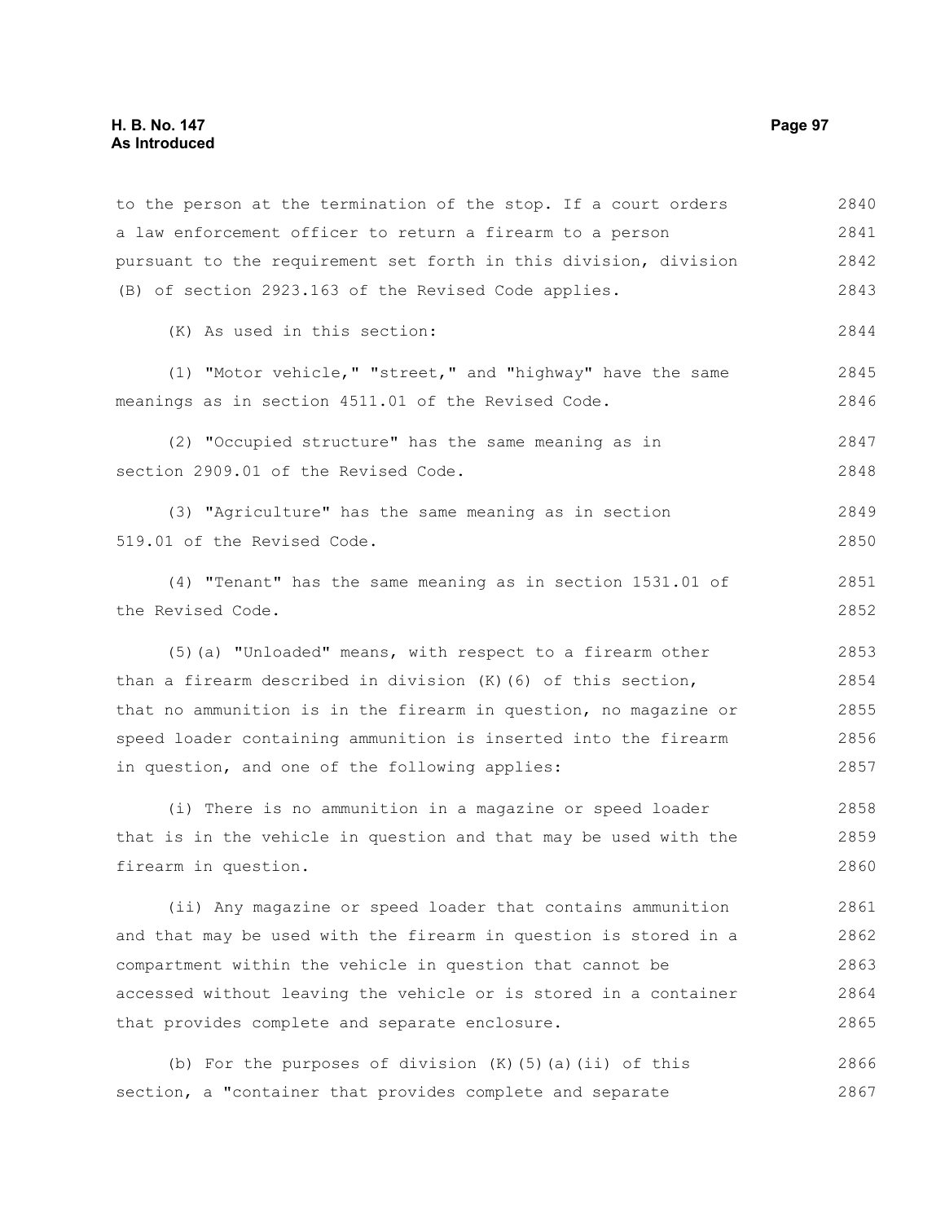to the person at the termination of the stop. If a court orders a law enforcement officer to return a firearm to a person pursuant to the requirement set forth in this division, division (B) of section 2923.163 of the Revised Code applies.

(K) As used in this section:

(1) "Motor vehicle," "street," and "highway" have the same meanings as in section 4511.01 of the Revised Code.

(2) "Occupied structure" has the same meaning as in section 2909.01 of the Revised Code.

(3) "Agriculture" has the same meaning as in section 519.01 of the Revised Code.

(4) "Tenant" has the same meaning as in section 1531.01 of the Revised Code.

(5)(a) "Unloaded" means, with respect to a firearm other than a firearm described in division (K)(6) of this section, that no ammunition is in the firearm in question, no magazine or speed loader containing ammunition is inserted into the firearm in question, and one of the following applies:

(i) There is no ammunition in a magazine or speed loader that is in the vehicle in question and that may be used with the firearm in question.

(ii) Any magazine or speed loader that contains ammunition and that may be used with the firearm in question is stored in a compartment within the vehicle in question that cannot be accessed without leaving the vehicle or is stored in a container that provides complete and separate enclosure.

(b) For the purposes of division (K)(5)(a)(ii) of this section, a "container that provides complete and separate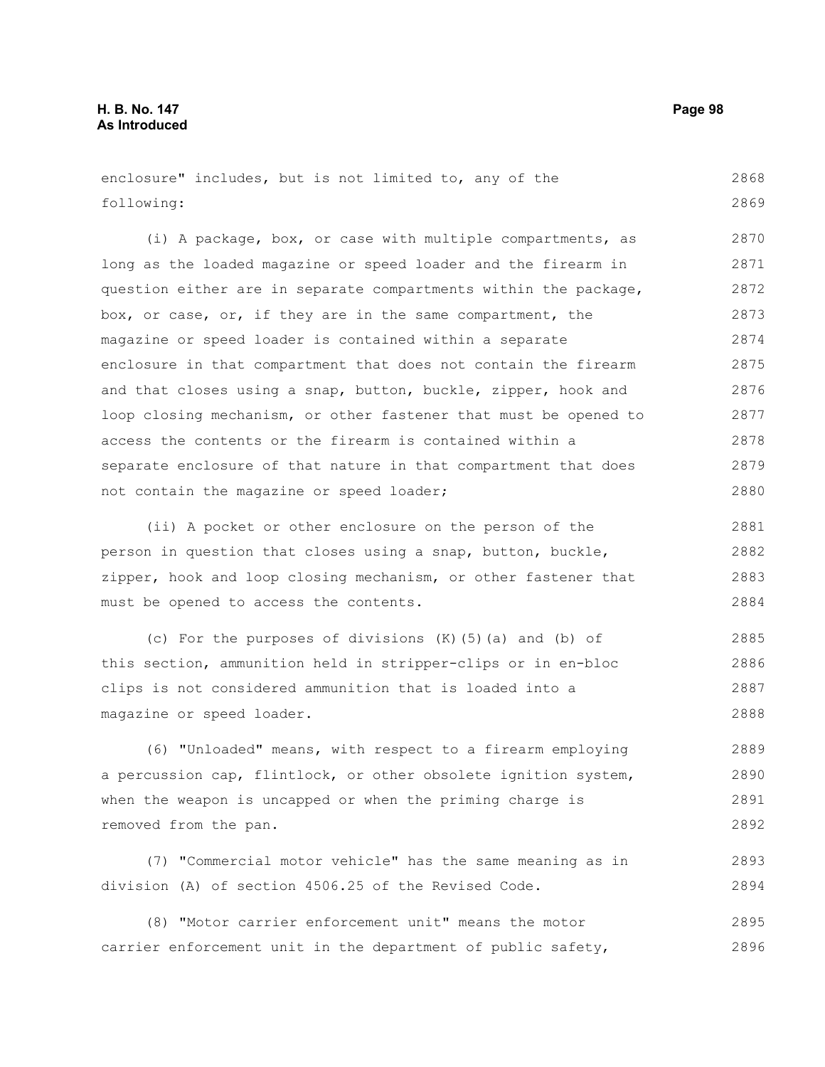enclosure" includes, but is not limited to, any of the following:

(i) A package, box, or case with multiple compartments, as long as the loaded magazine or speed loader and the firearm in question either are in separate compartments within the package, box, or case, or, if they are in the same compartment, the magazine or speed loader is contained within a separate enclosure in that compartment that does not contain the firearm and that closes using a snap, button, buckle, zipper, hook and loop closing mechanism, or other fastener that must be opened to access the contents or the firearm is contained within a separate enclosure of that nature in that compartment that does not contain the magazine or speed loader;

(ii) A pocket or other enclosure on the person of the person in question that closes using a snap, button, buckle, zipper, hook and loop closing mechanism, or other fastener that must be opened to access the contents.

(c) For the purposes of divisions (K)(5)(a) and (b) of this section, ammunition held in stripper-clips or in en-bloc clips is not considered ammunition that is loaded into a magazine or speed loader.

(6) "Unloaded" means, with respect to a firearm employing a percussion cap, flintlock, or other obsolete ignition system, when the weapon is uncapped or when the priming charge is removed from the pan.

(7) "Commercial motor vehicle" has the same meaning as in division (A) of section 4506.25 of the Revised Code.

(8) "Motor carrier enforcement unit" means the motor carrier enforcement unit in the department of public safety,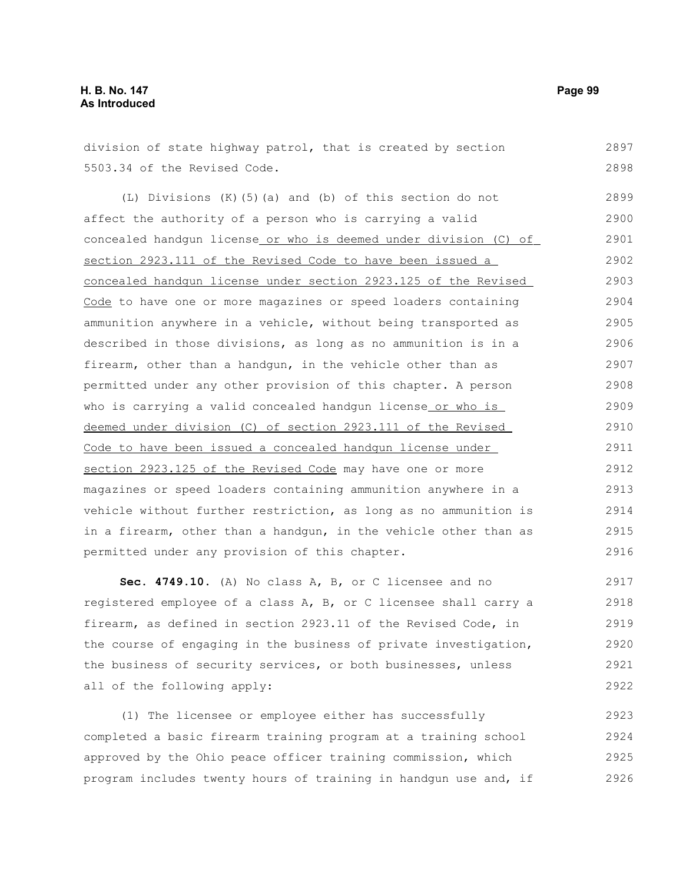division of state highway patrol, that is created by section 5503.34 of the Revised Code.

(L) Divisions (K)(5)(a) and (b) of this section do not affect the authority of a person who is carrying a valid concealed handgun license or who is deemed under division (C) of section 2923.111 of the Revised Code to have been issued a concealed handgun license under section 2923.125 of the Revised Code to have one or more magazines or speed loaders containing ammunition anywhere in a vehicle, without being transported as described in those divisions, as long as no ammunition is in a firearm, other than a handgun, in the vehicle other than as permitted under any other provision of this chapter. A person who is carrying a valid concealed handgun license or who is deemed under division (C) of section 2923.111 of the Revised Code to have been issued a concealed handgun license under section 2923.125 of the Revised Code may have one or more magazines or speed loaders containing ammunition anywhere in a vehicle without further restriction, as long as no ammunition is in a firearm, other than a handgun, in the vehicle other than as permitted under any provision of this chapter.

**Sec. 4749.10.** (A) No class A, B, or C licensee and no registered employee of a class A, B, or C licensee shall carry a firearm, as defined in section 2923.11 of the Revised Code, in the course of engaging in the business of private investigation, the business of security services, or both businesses, unless all of the following apply:

(1) The licensee or employee either has successfully completed a basic firearm training program at a training school approved by the Ohio peace officer training commission, which program includes twenty hours of training in handgun use and, if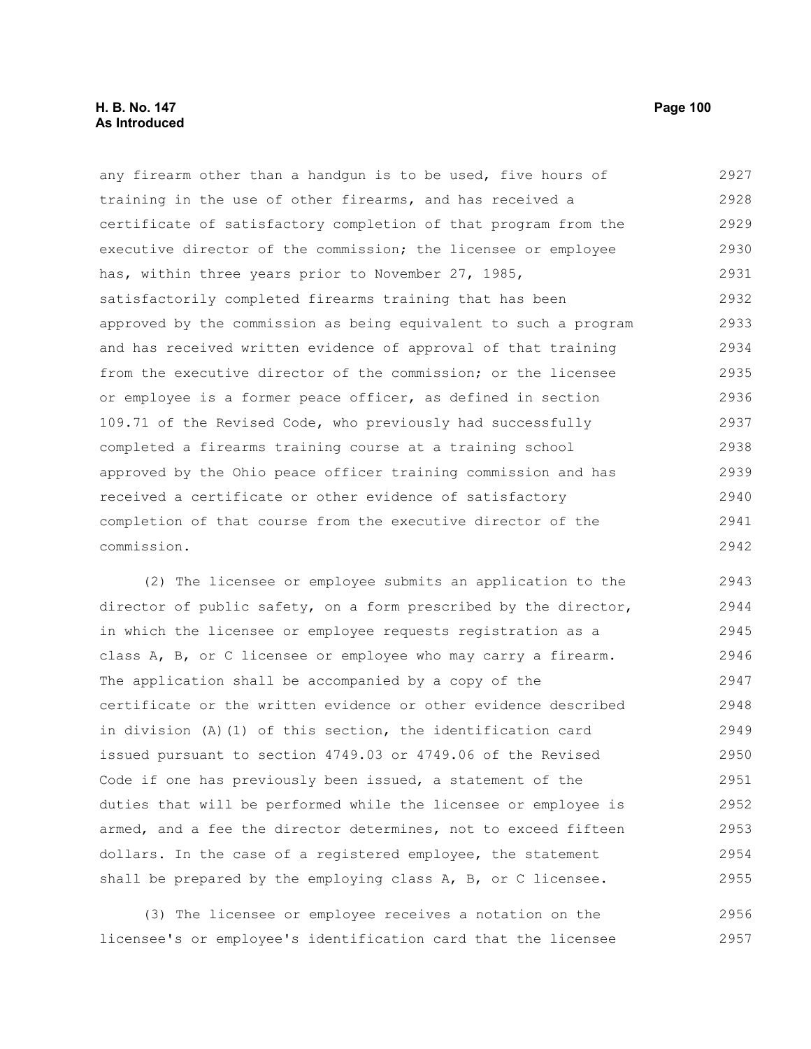any firearm other than a handgun is to be used, five hours of training in the use of other firearms, and has received a certificate of satisfactory completion of that program from the executive director of the commission; the licensee or employee has, within three years prior to November 27, 1985, satisfactorily completed firearms training that has been approved by the commission as being equivalent to such a program and has received written evidence of approval of that training from the executive director of the commission; or the licensee or employee is a former peace officer, as defined in section 109.71 of the Revised Code, who previously had successfully completed a firearms training course at a training school approved by the Ohio peace officer training commission and has received a certificate or other evidence of satisfactory completion of that course from the executive director of the commission.

(2) The licensee or employee submits an application to the director of public safety, on a form prescribed by the director, in which the licensee or employee requests registration as a class A, B, or C licensee or employee who may carry a firearm. The application shall be accompanied by a copy of the certificate or the written evidence or other evidence described in division (A)(1) of this section, the identification card issued pursuant to section 4749.03 or 4749.06 of the Revised Code if one has previously been issued, a statement of the duties that will be performed while the licensee or employee is armed, and a fee the director determines, not to exceed fifteen dollars. In the case of a registered employee, the statement shall be prepared by the employing class A, B, or C licensee.

(3) The licensee or employee receives a notation on the licensee's or employee's identification card that the licensee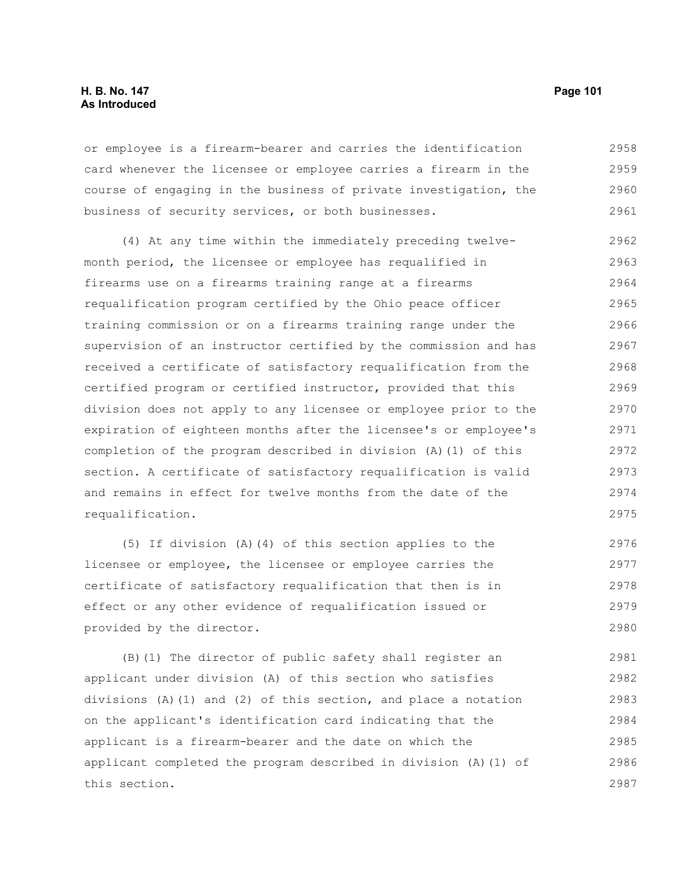or employee is a firearm-bearer and carries the identification card whenever the licensee or employee carries a firearm in the course of engaging in the business of private investigation, the business of security services, or both businesses.

(4) At any time within the immediately preceding twelve-month period, the licensee or employee has requalified in firearms use on a firearms training range at a firearms requalification program certified by the Ohio peace officer training commission or on a firearms training range under the supervision of an instructor certified by the commission and has received a certificate of satisfactory requalification from the certified program or certified instructor, provided that this division does not apply to any licensee or employee prior to the expiration of eighteen months after the licensee's or employee's completion of the program described in division (A)(1) of this section. A certificate of satisfactory requalification is valid and remains in effect for twelve months from the date of the requalification.

(5) If division (A)(4) of this section applies to the licensee or employee, the licensee or employee carries the certificate of satisfactory requalification that then is in effect or any other evidence of requalification issued or provided by the director.

(B)(1) The director of public safety shall register an applicant under division (A) of this section who satisfies divisions (A)(1) and (2) of this section, and place a notation on the applicant's identification card indicating that the applicant is a firearm-bearer and the date on which the applicant completed the program described in division (A)(1) of this section.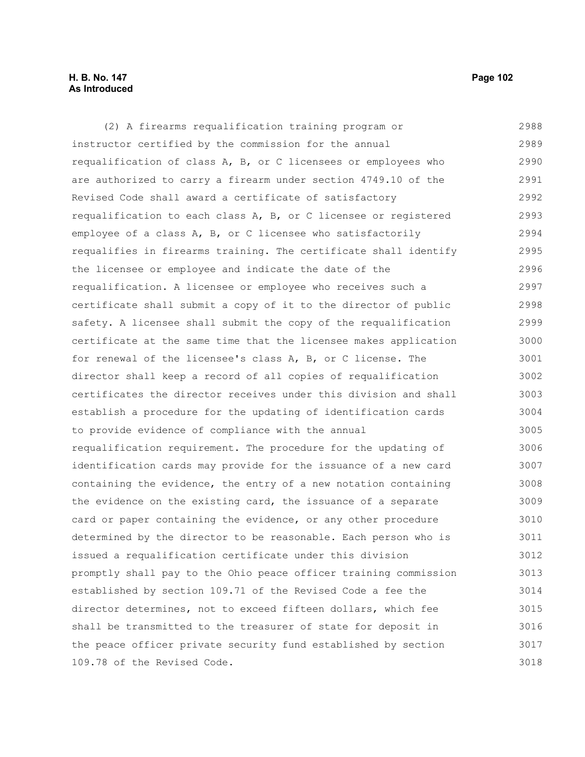(2) A firearms requalification training program or instructor certified by the commission for the annual requalification of class A, B, or C licensees or employees who are authorized to carry a firearm under section 4749.10 of the Revised Code shall award a certificate of satisfactory requalification to each class A, B, or C licensee or registered employee of a class A, B, or C licensee who satisfactorily requalifies in firearms training. The certificate shall identify the licensee or employee and indicate the date of the requalification. A licensee or employee who receives such a certificate shall submit a copy of it to the director of public safety. A licensee shall submit the copy of the requalification certificate at the same time that the licensee makes application for renewal of the licensee's class A, B, or C license. The director shall keep a record of all copies of requalification certificates the director receives under this division and shall establish a procedure for the updating of identification cards to provide evidence of compliance with the annual requalification requirement. The procedure for the updating of identification cards may provide for the issuance of a new card containing the evidence, the entry of a new notation containing the evidence on the existing card, the issuance of a separate card or paper containing the evidence, or any other procedure determined by the director to be reasonable. Each person who is issued a requalification certificate under this division promptly shall pay to the Ohio peace officer training commission established by section 109.71 of the Revised Code a fee the director determines, not to exceed fifteen dollars, which fee shall be transmitted to the treasurer of state for deposit in the peace officer private security fund established by section 109.78 of the Revised Code.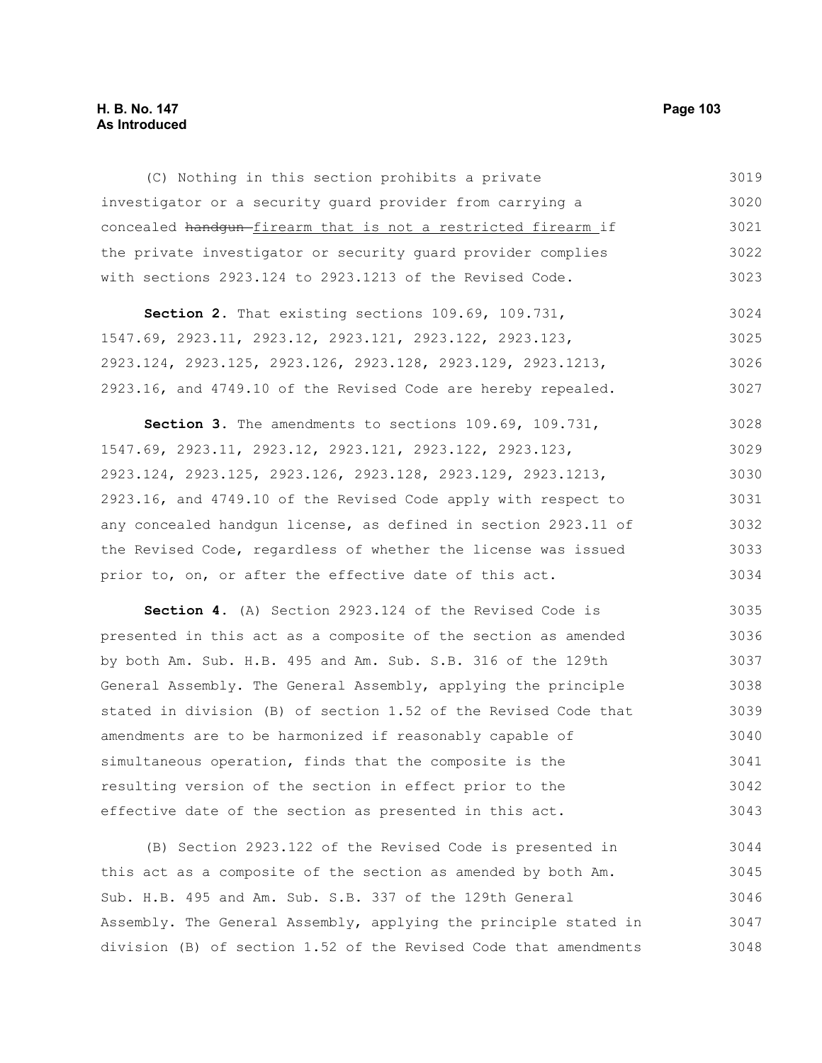(C) Nothing in this section prohibits a private investigator or a security guard provider from carrying a concealed ~~handgun~~ firearm that is not a restricted firearm if the private investigator or security guard provider complies with sections 2923.124 to 2923.1213 of the Revised Code.

**Section 2.** That existing sections 109.69, 109.731, 1547.69, 2923.11, 2923.12, 2923.121, 2923.122, 2923.123, 2923.124, 2923.125, 2923.126, 2923.128, 2923.129, 2923.1213, 2923.16, and 4749.10 of the Revised Code are hereby repealed.

**Section 3.** The amendments to sections 109.69, 109.731, 1547.69, 2923.11, 2923.12, 2923.121, 2923.122, 2923.123, 2923.124, 2923.125, 2923.126, 2923.128, 2923.129, 2923.1213, 2923.16, and 4749.10 of the Revised Code apply with respect to any concealed handgun license, as defined in section 2923.11 of the Revised Code, regardless of whether the license was issued prior to, on, or after the effective date of this act.

**Section 4.** (A) Section 2923.124 of the Revised Code is presented in this act as a composite of the section as amended by both Am. Sub. H.B. 495 and Am. Sub. S.B. 316 of the 129th General Assembly. The General Assembly, applying the principle stated in division (B) of section 1.52 of the Revised Code that amendments are to be harmonized if reasonably capable of simultaneous operation, finds that the composite is the resulting version of the section in effect prior to the effective date of the section as presented in this act.

(B) Section 2923.122 of the Revised Code is presented in this act as a composite of the section as amended by both Am. Sub. H.B. 495 and Am. Sub. S.B. 337 of the 129th General Assembly. The General Assembly, applying the principle stated in division (B) of section 1.52 of the Revised Code that amendments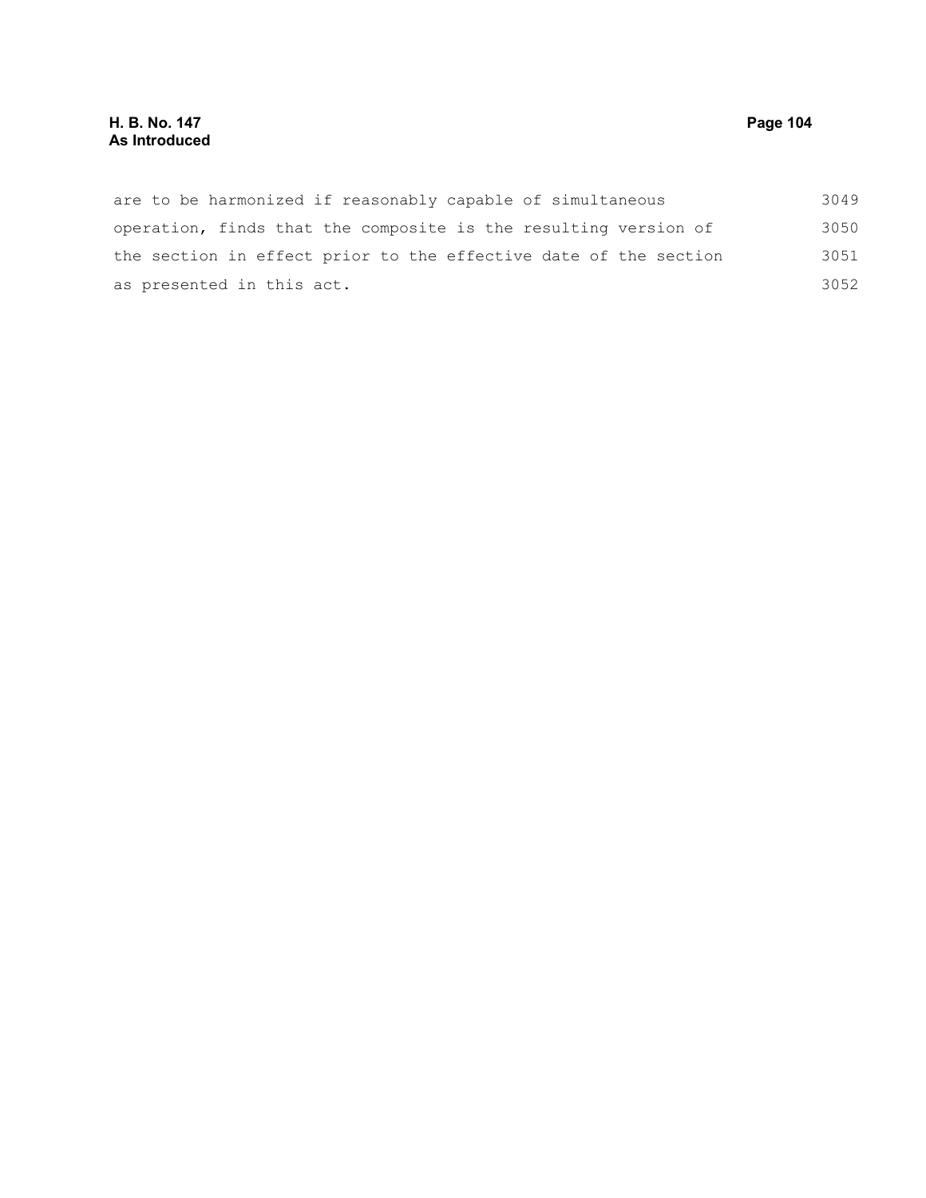are to be harmonized if reasonably capable of simultaneous operation, finds that the composite is the resulting version of the section in effect prior to the effective date of the section as presented in this act.